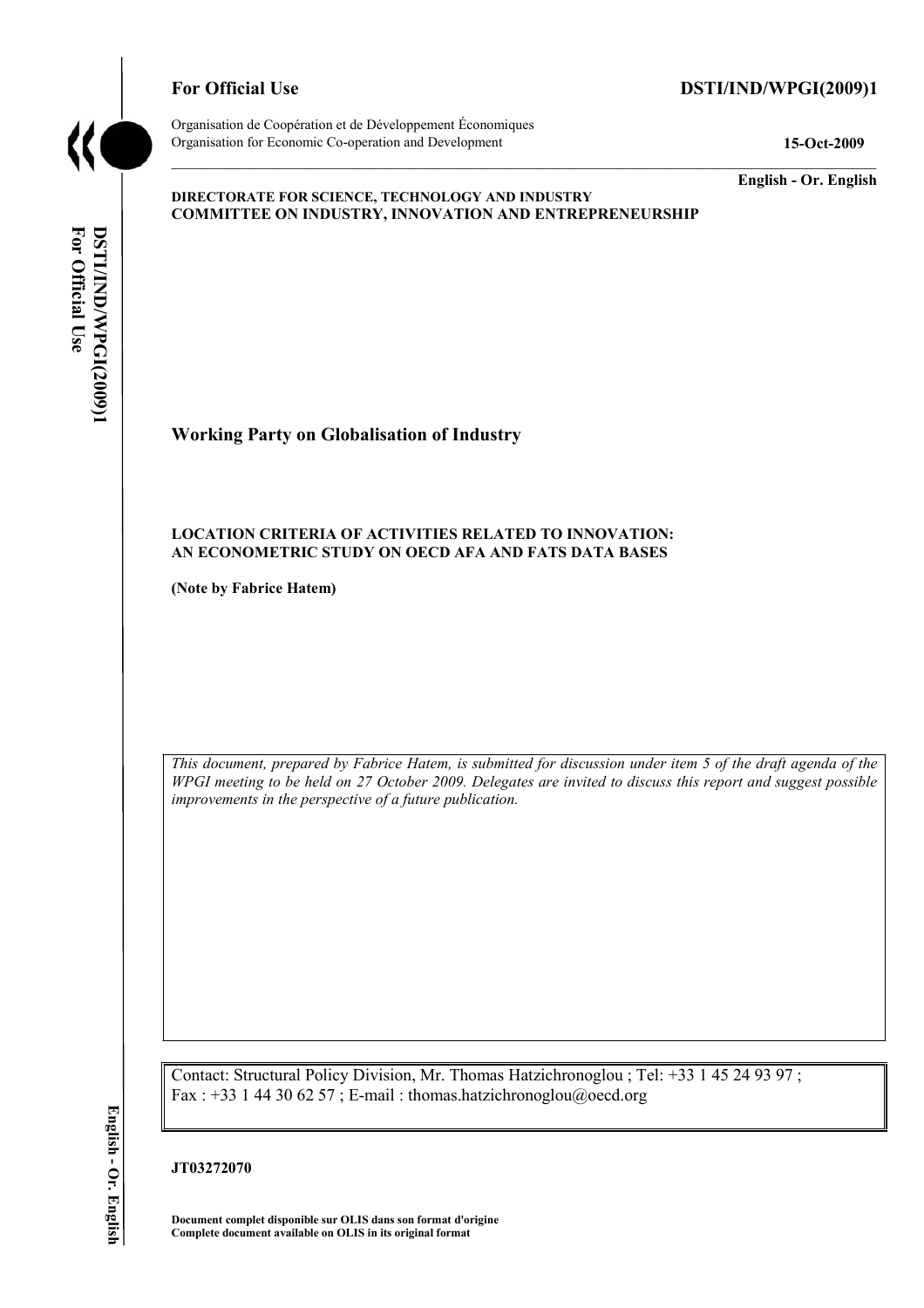**For Official Use** **DSTI/IND/WPGI(2009)1**

Organisation de Coopération et de Développement Économiques
Organisation for Economic Co-operation and Development **15-Oct-2009**

**English - Or. English**

**DIRECTORATE FOR SCIENCE, TECHNOLOGY AND INDUSTRY**
**COMMITTEE ON INDUSTRY, INNOVATION AND ENTREPRENEURSHIP**

## Working Party on Globalisation of Industry

### LOCATION CRITERIA OF ACTIVITIES RELATED TO INNOVATION: AN ECONOMETRIC STUDY ON OECD AFA AND FATS DATA BASES

**(Note by Fabrice Hatem)**

*This document, prepared by Fabrice Hatem, is submitted for discussion under item 5 of the draft agenda of the WPGI meeting to be held on 27 October 2009. Delegates are invited to discuss this report and suggest possible improvements in the perspective of a future publication.*

Contact: Structural Policy Division, Mr. Thomas Hatzichronoglou ; Tel: +33 1 45 24 93 97 ; Fax : +33 1 44 30 62 57 ; E-mail : thomas.hatzichronoglou@oecd.org

**JT03272070**

**Document complet disponible sur OLIS dans son format d'origine**
**Complete document available on OLIS in its original format**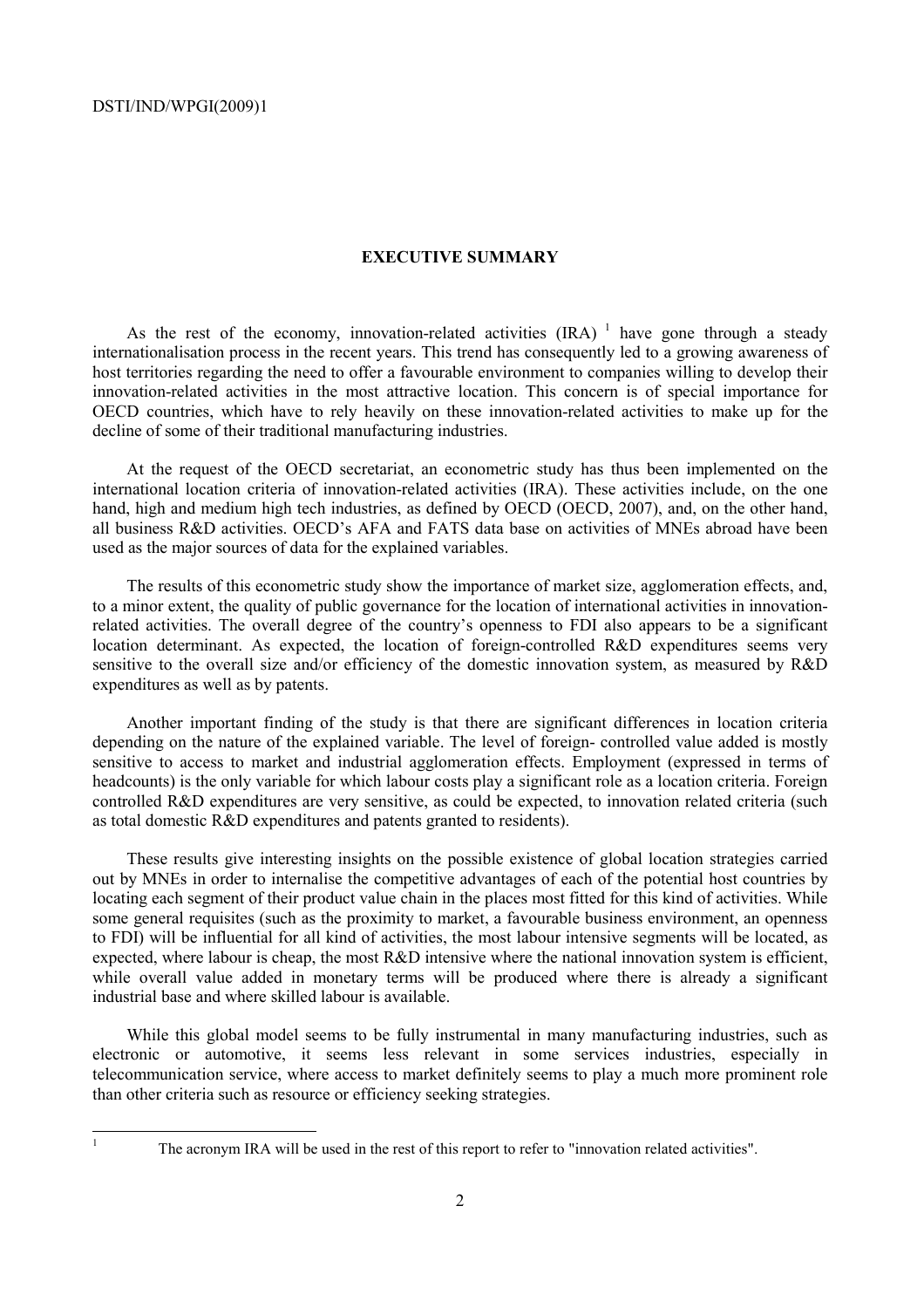**EXECUTIVE SUMMARY**

As the rest of the economy, innovation-related activities (IRA) [1] have gone through a steady internationalisation process in the recent years. This trend has consequently led to a growing awareness of host territories regarding the need to offer a favourable environment to companies willing to develop their innovation-related activities in the most attractive location. This concern is of special importance for OECD countries, which have to rely heavily on these innovation-related activities to make up for the decline of some of their traditional manufacturing industries.

At the request of the OECD secretariat, an econometric study has thus been implemented on the international location criteria of innovation-related activities (IRA). These activities include, on the one hand, high and medium high tech industries, as defined by OECD (OECD, 2007), and, on the other hand, all business R&D activities. OECD's AFA and FATS data base on activities of MNEs abroad have been used as the major sources of data for the explained variables.

The results of this econometric study show the importance of market size, agglomeration effects, and, to a minor extent, the quality of public governance for the location of international activities in innovation-related activities. The overall degree of the country's openness to FDI also appears to be a significant location determinant. As expected, the location of foreign-controlled R&D expenditures seems very sensitive to the overall size and/or efficiency of the domestic innovation system, as measured by R&D expenditures as well as by patents.

Another important finding of the study is that there are significant differences in location criteria depending on the nature of the explained variable. The level of foreign- controlled value added is mostly sensitive to access to market and industrial agglomeration effects. Employment (expressed in terms of headcounts) is the only variable for which labour costs play a significant role as a location criteria. Foreign controlled R&D expenditures are very sensitive, as could be expected, to innovation related criteria (such as total domestic R&D expenditures and patents granted to residents).

These results give interesting insights on the possible existence of global location strategies carried out by MNEs in order to internalise the competitive advantages of each of the potential host countries by locating each segment of their product value chain in the places most fitted for this kind of activities. While some general requisites (such as the proximity to market, a favourable business environment, an openness to FDI) will be influential for all kind of activities, the most labour intensive segments will be located, as expected, where labour is cheap, the most R&D intensive where the national innovation system is efficient, while overall value added in monetary terms will be produced where there is already a significant industrial base and where skilled labour is available.

While this global model seems to be fully instrumental in many manufacturing industries, such as electronic or automotive, it seems less relevant in some services industries, especially in telecommunication service, where access to market definitely seems to play a much more prominent role than other criteria such as resource or efficiency seeking strategies.

[1] The acronym IRA will be used in the rest of this report to refer to "innovation related activities".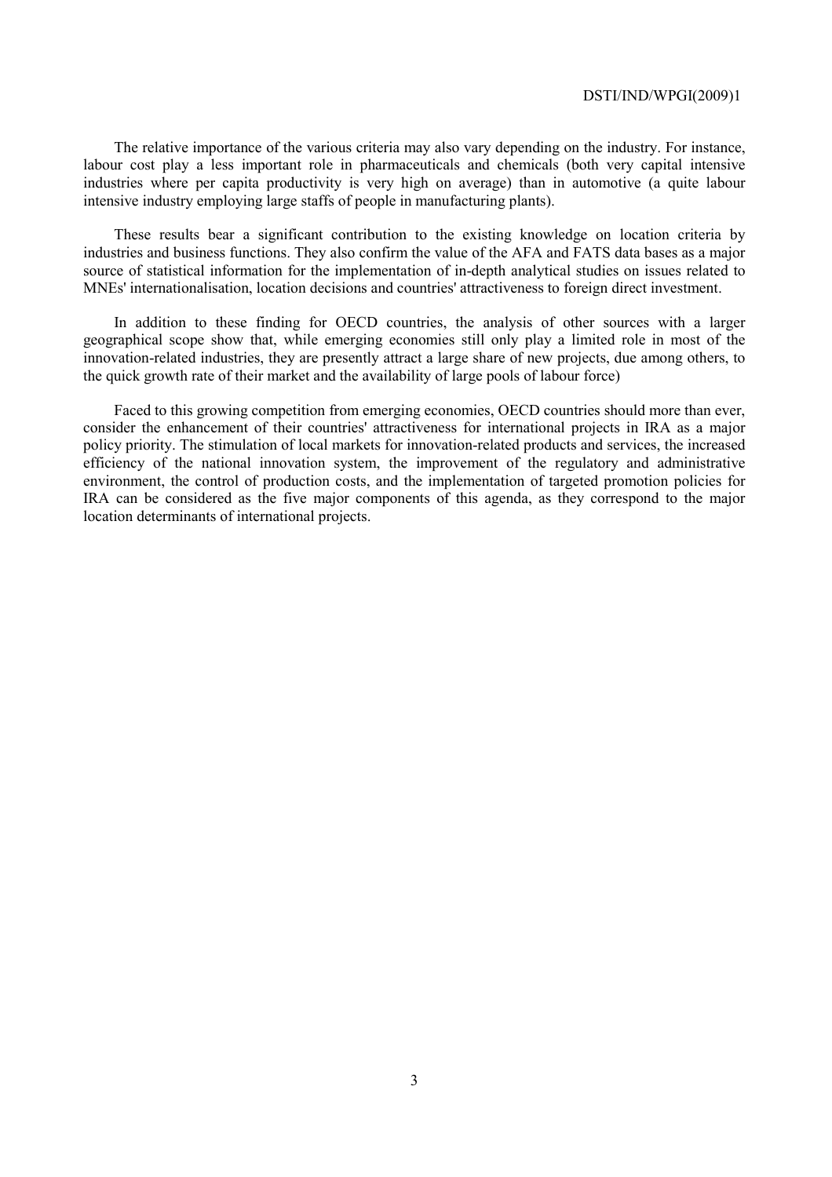The relative importance of the various criteria may also vary depending on the industry. For instance, labour cost play a less important role in pharmaceuticals and chemicals (both very capital intensive industries where per capita productivity is very high on average) than in automotive (a quite labour intensive industry employing large staffs of people in manufacturing plants).

These results bear a significant contribution to the existing knowledge on location criteria by industries and business functions. They also confirm the value of the AFA and FATS data bases as a major source of statistical information for the implementation of in-depth analytical studies on issues related to MNEs' internationalisation, location decisions and countries' attractiveness to foreign direct investment.

In addition to these finding for OECD countries, the analysis of other sources with a larger geographical scope show that, while emerging economies still only play a limited role in most of the innovation-related industries, they are presently attract a large share of new projects, due among others, to the quick growth rate of their market and the availability of large pools of labour force)

Faced to this growing competition from emerging economies, OECD countries should more than ever, consider the enhancement of their countries' attractiveness for international projects in IRA as a major policy priority. The stimulation of local markets for innovation-related products and services, the increased efficiency of the national innovation system, the improvement of the regulatory and administrative environment, the control of production costs, and the implementation of targeted promotion policies for IRA can be considered as the five major components of this agenda, as they correspond to the major location determinants of international projects.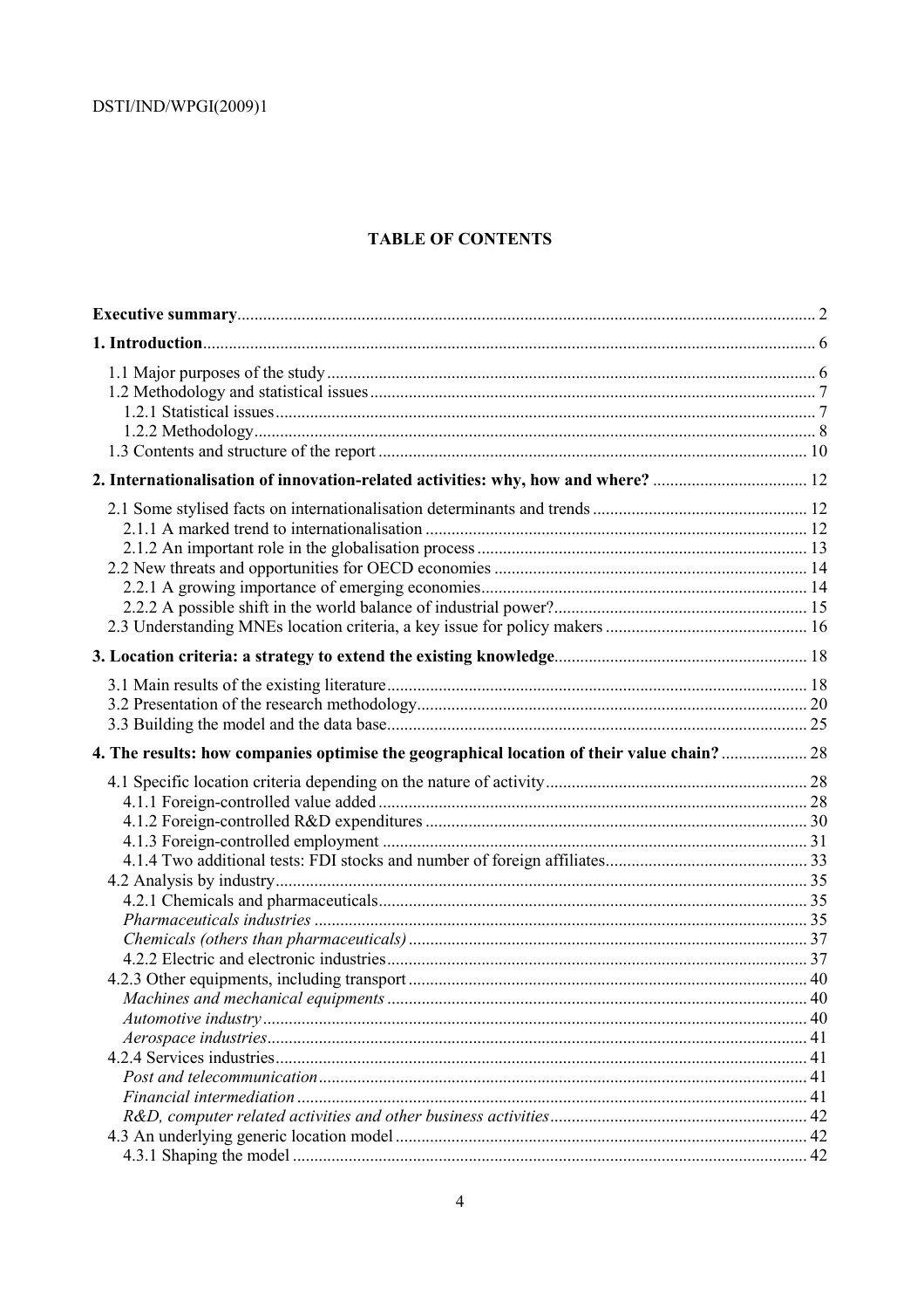# TABLE OF CONTENTS

| | |
|---|---|
| **Executive summary** | 2 |
| **1. Introduction** | 6 |
| 1.1 Major purposes of the study | 6 |
| 1.2 Methodology and statistical issues | 7 |
| 1.2.1 Statistical issues | 7 |
| 1.2.2 Methodology | 8 |
| 1.3 Contents and structure of the report | 10 |
| **2. Internationalisation of innovation-related activities: why, how and where?** | 12 |
| 2.1 Some stylised facts on internationalisation determinants and trends | 12 |
| 2.1.1 A marked trend to internationalisation | 12 |
| 2.1.2 An important role in the globalisation process | 13 |
| 2.2 New threats and opportunities for OECD economies | 14 |
| 2.2.1 A growing importance of emerging economies | 14 |
| 2.2.2 A possible shift in the world balance of industrial power? | 15 |
| 2.3 Understanding MNEs location criteria, a key issue for policy makers | 16 |
| **3. Location criteria: a strategy to extend the existing knowledge** | 18 |
| 3.1 Main results of the existing literature | 18 |
| 3.2 Presentation of the research methodology | 20 |
| 3.3 Building the model and the data base | 25 |
| **4. The results: how companies optimise the geographical location of their value chain?** | 28 |
| 4.1 Specific location criteria depending on the nature of activity | 28 |
| 4.1.1 Foreign-controlled value added | 28 |
| 4.1.2 Foreign-controlled R&D expenditures | 30 |
| 4.1.3 Foreign-controlled employment | 31 |
| 4.1.4 Two additional tests: FDI stocks and number of foreign affiliates | 33 |
| 4.2 Analysis by industry | 35 |
| 4.2.1 Chemicals and pharmaceuticals | 35 |
| *Pharmaceuticals industries* | 35 |
| *Chemicals (others than pharmaceuticals)* | 37 |
| 4.2.2 Electric and electronic industries | 37 |
| 4.2.3 Other equipments, including transport | 40 |
| *Machines and mechanical equipments* | 40 |
| *Automotive industry* | 40 |
| *Aerospace industries* | 41 |
| 4.2.4 Services industries | 41 |
| *Post and telecommunication* | 41 |
| *Financial intermediation* | 41 |
| *R&D, computer related activities and other business activities* | 42 |
| 4.3 An underlying generic location model | 42 |
| 4.3.1 Shaping the model | 42 |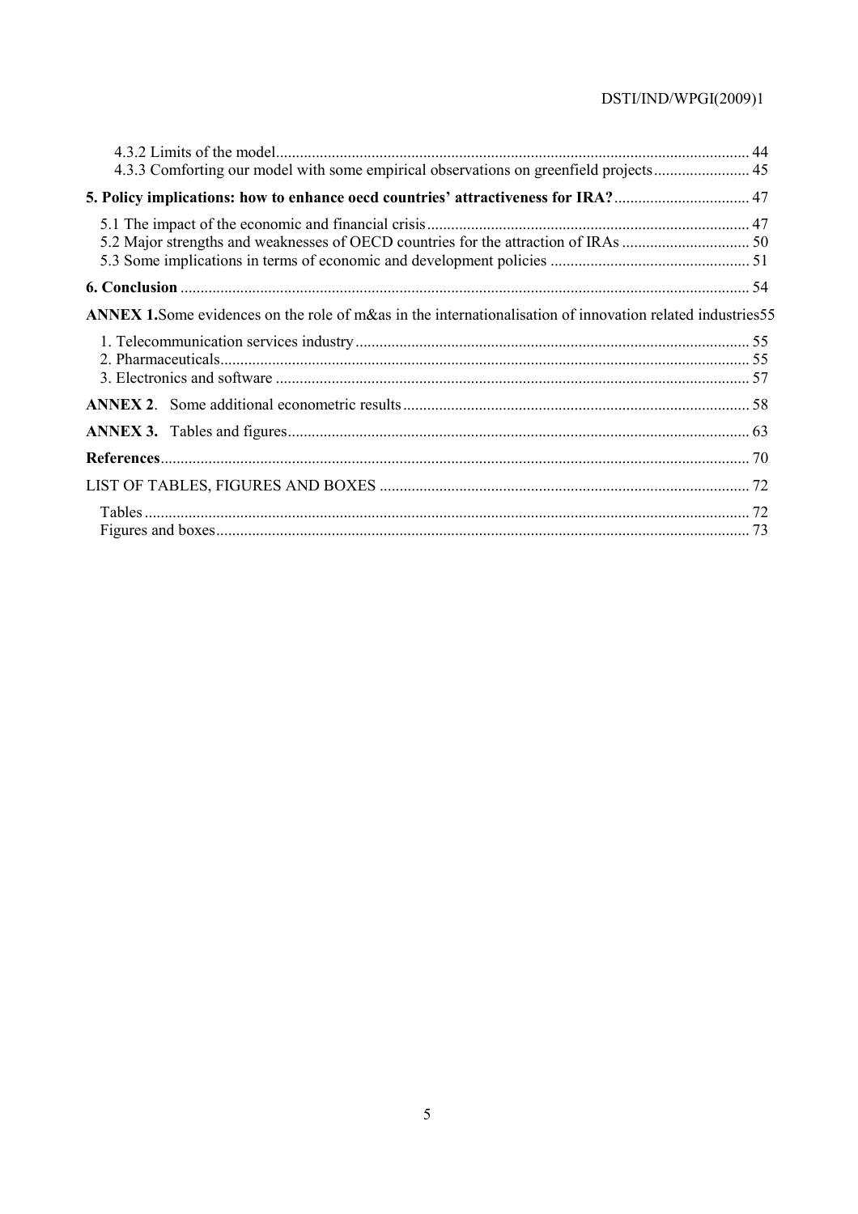4.3.2 Limits of the model ........................................................................................................ 44
4.3.3 Comforting our model with some empirical observations on greenfield projects ........................ 45

**5. Policy implications: how to enhance oecd countries' attractiveness for IRA?** .................................. 47

5.1 The impact of the economic and financial crisis ................................................................................ 47
5.2 Major strengths and weaknesses of OECD countries for the attraction of IRAs ................................ 50
5.3 Some implications in terms of economic and development policies .................................................. 51

**6. Conclusion** ............................................................................................................................... 54

**ANNEX 1.** Some evidences on the role of m&as in the internationalisation of innovation related industries 55

1. Telecommunication services industry .................................................................................. 55
2. Pharmaceuticals .................................................................................................................... 55
3. Electronics and software ...................................................................................................... 57

**ANNEX 2**. Some additional econometric results ....................................................................... 58

**ANNEX 3.** Tables and figures ................................................................................................... 63

**References** ................................................................................................................................... 70

LIST OF TABLES, FIGURES AND BOXES ............................................................................................ 72

Tables ...................................................................................................................................... 72
Figures and boxes .................................................................................................................... 73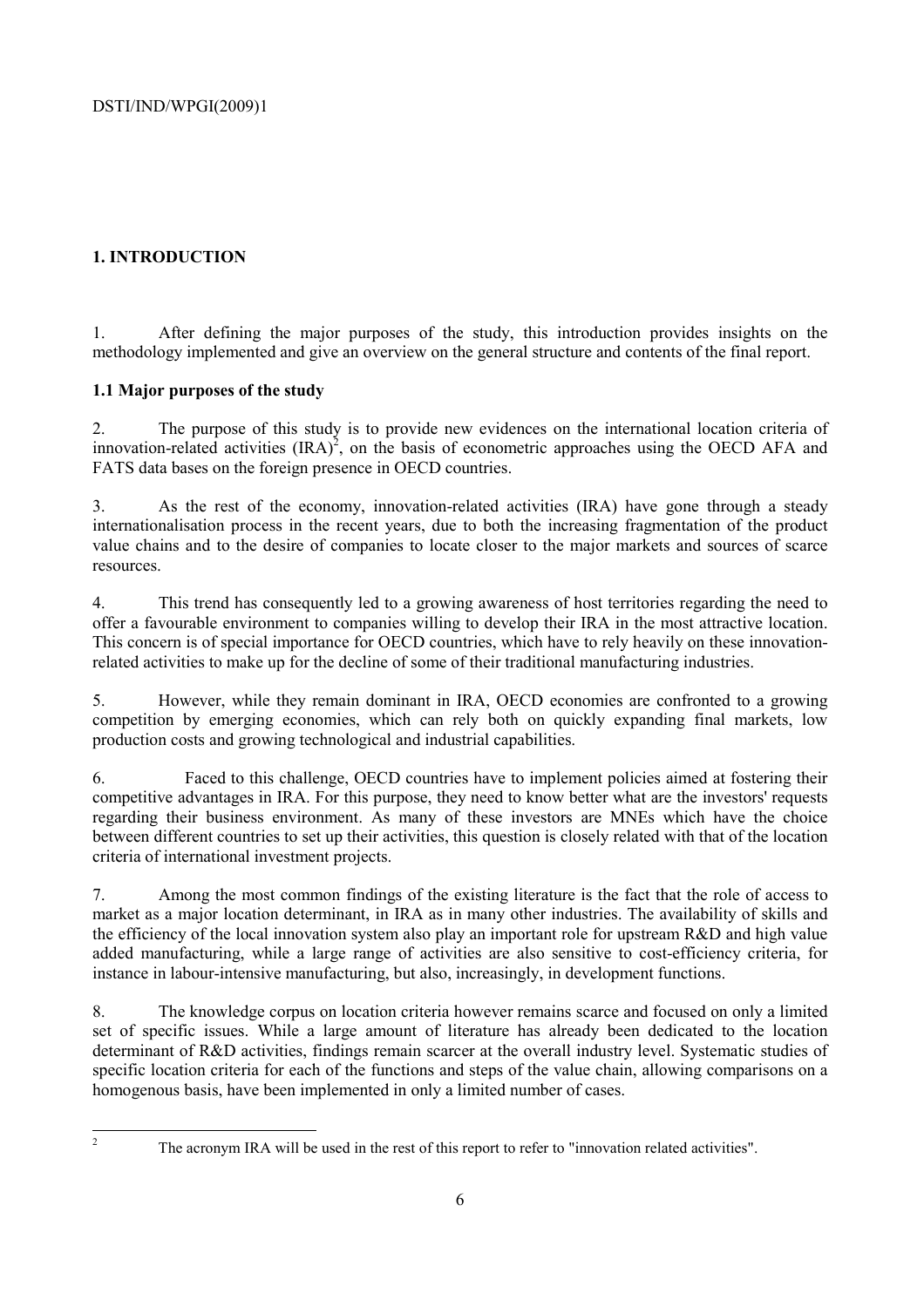# 1. INTRODUCTION

1. After defining the major purposes of the study, this introduction provides insights on the methodology implemented and give an overview on the general structure and contents of the final report.

## 1.1 Major purposes of the study

2. The purpose of this study is to provide new evidences on the international location criteria of innovation-related activities (IRA)[2], on the basis of econometric approaches using the OECD AFA and FATS data bases on the foreign presence in OECD countries.

3. As the rest of the economy, innovation-related activities (IRA) have gone through a steady internationalisation process in the recent years, due to both the increasing fragmentation of the product value chains and to the desire of companies to locate closer to the major markets and sources of scarce resources.

4. This trend has consequently led to a growing awareness of host territories regarding the need to offer a favourable environment to companies willing to develop their IRA in the most attractive location. This concern is of special importance for OECD countries, which have to rely heavily on these innovation-related activities to make up for the decline of some of their traditional manufacturing industries.

5. However, while they remain dominant in IRA, OECD economies are confronted to a growing competition by emerging economies, which can rely both on quickly expanding final markets, low production costs and growing technological and industrial capabilities.

6. Faced to this challenge, OECD countries have to implement policies aimed at fostering their competitive advantages in IRA. For this purpose, they need to know better what are the investors' requests regarding their business environment. As many of these investors are MNEs which have the choice between different countries to set up their activities, this question is closely related with that of the location criteria of international investment projects.

7. Among the most common findings of the existing literature is the fact that the role of access to market as a major location determinant, in IRA as in many other industries. The availability of skills and the efficiency of the local innovation system also play an important role for upstream R&D and high value added manufacturing, while a large range of activities are also sensitive to cost-efficiency criteria, for instance in labour-intensive manufacturing, but also, increasingly, in development functions.

8. The knowledge corpus on location criteria however remains scarce and focused on only a limited set of specific issues. While a large amount of literature has already been dedicated to the location determinant of R&D activities, findings remain scarcer at the overall industry level. Systematic studies of specific location criteria for each of the functions and steps of the value chain, allowing comparisons on a homogenous basis, have been implemented in only a limited number of cases.

---

[2] The acronym IRA will be used in the rest of this report to refer to "innovation related activities".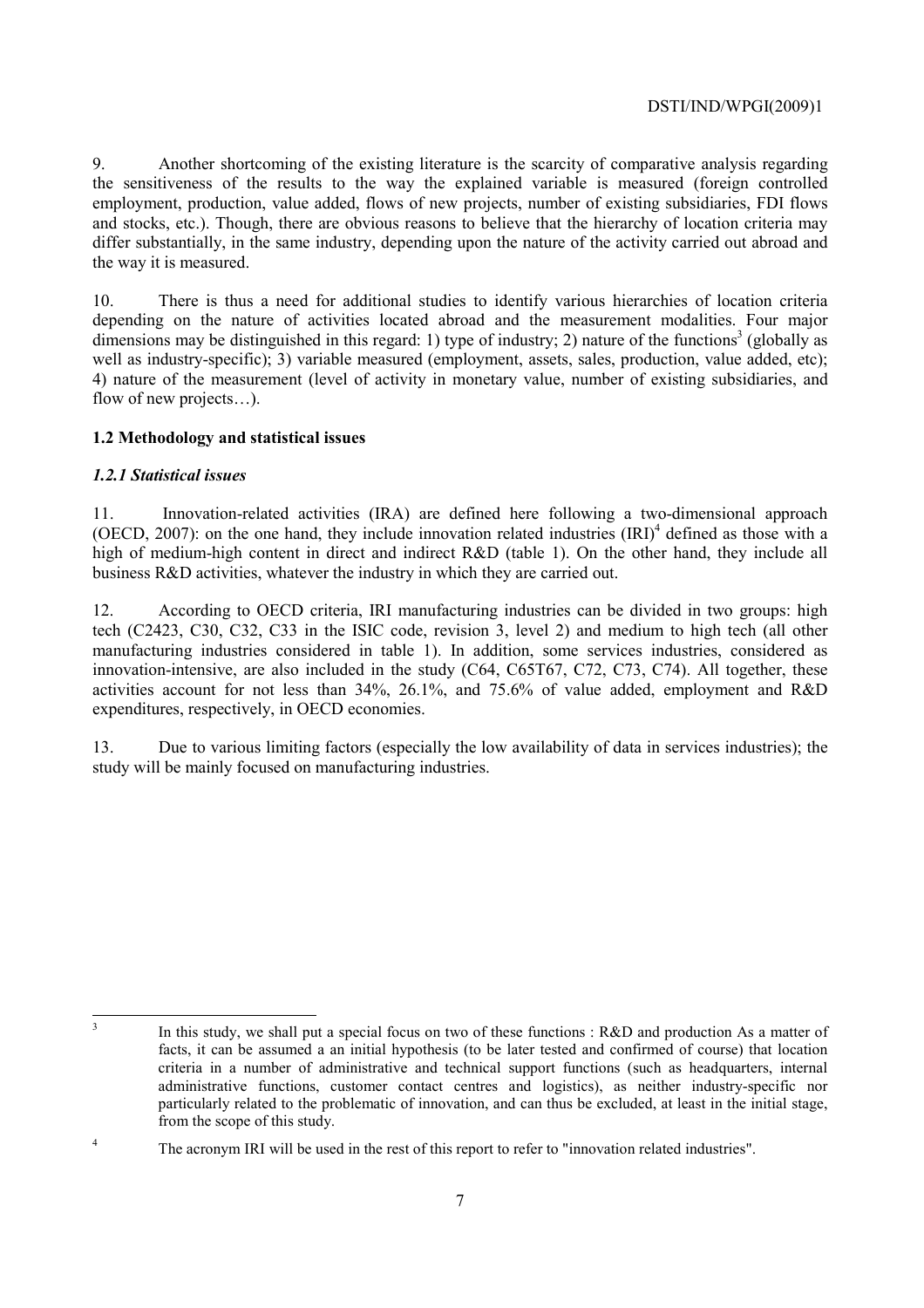9. Another shortcoming of the existing literature is the scarcity of comparative analysis regarding the sensitiveness of the results to the way the explained variable is measured (foreign controlled employment, production, value added, flows of new projects, number of existing subsidiaries, FDI flows and stocks, etc.). Though, there are obvious reasons to believe that the hierarchy of location criteria may differ substantially, in the same industry, depending upon the nature of the activity carried out abroad and the way it is measured.

10. There is thus a need for additional studies to identify various hierarchies of location criteria depending on the nature of activities located abroad and the measurement modalities. Four major dimensions may be distinguished in this regard: 1) type of industry; 2) nature of the functions[3] (globally as well as industry-specific); 3) variable measured (employment, assets, sales, production, value added, etc); 4) nature of the measurement (level of activity in monetary value, number of existing subsidiaries, and flow of new projects…).

## 1.2 Methodology and statistical issues

### *1.2.1 Statistical issues*

11. Innovation-related activities (IRA) are defined here following a two-dimensional approach (OECD, 2007): on the one hand, they include innovation related industries (IRI)[4] defined as those with a high of medium-high content in direct and indirect R&D (table 1). On the other hand, they include all business R&D activities, whatever the industry in which they are carried out.

12. According to OECD criteria, IRI manufacturing industries can be divided in two groups: high tech (C2423, C30, C32, C33 in the ISIC code, revision 3, level 2) and medium to high tech (all other manufacturing industries considered in table 1). In addition, some services industries, considered as innovation-intensive, are also included in the study (C64, C65T67, C72, C73, C74). All together, these activities account for not less than 34%, 26.1%, and 75.6% of value added, employment and R&D expenditures, respectively, in OECD economies.

13. Due to various limiting factors (especially the low availability of data in services industries); the study will be mainly focused on manufacturing industries.

---

[3] In this study, we shall put a special focus on two of these functions : R&D and production As a matter of facts, it can be assumed a an initial hypothesis (to be later tested and confirmed of course) that location criteria in a number of administrative and technical support functions (such as headquarters, internal administrative functions, customer contact centres and logistics), as neither industry-specific nor particularly related to the problematic of innovation, and can thus be excluded, at least in the initial stage, from the scope of this study.

[4] The acronym IRI will be used in the rest of this report to refer to "innovation related industries".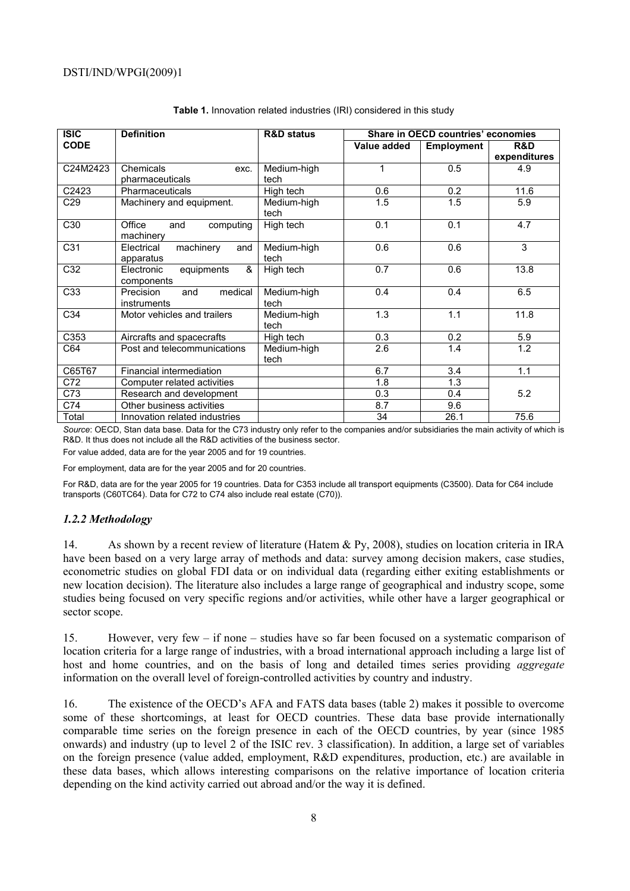**Table 1.** Innovation related industries (IRI) considered in this study

| ISIC CODE | Definition | R&D status | Share in OECD countries' economies | | |
|---|---|---|---|---|---|
| | | | Value added | Employment | R&D expenditures |
| C24M2423 | Chemicals exc. pharmaceuticals | Medium-high tech | 1 | 0.5 | 4.9 |
| C2423 | Pharmaceuticals | High tech | 0.6 | 0.2 | 11.6 |
| C29 | Machinery and equipment. | Medium-high tech | 1.5 | 1.5 | 5.9 |
| C30 | Office and computing machinery | High tech | 0.1 | 0.1 | 4.7 |
| C31 | Electrical machinery and apparatus | Medium-high tech | 0.6 | 0.6 | 3 |
| C32 | Electronic equipments & components | High tech | 0.7 | 0.6 | 13.8 |
| C33 | Precision and medical instruments | Medium-high tech | 0.4 | 0.4 | 6.5 |
| C34 | Motor vehicles and trailers | Medium-high tech | 1.3 | 1.1 | 11.8 |
| C353 | Aircrafts and spacecrafts | High tech | 0.3 | 0.2 | 5.9 |
| C64 | Post and telecommunications | Medium-high tech | 2.6 | 1.4 | 1.2 |
| C65T67 | Financial intermediation | | 6.7 | 3.4 | 1.1 |
| C72 | Computer related activities | | 1.8 | 1.3 | 5.2 |
| C73 | Research and development | | 0.3 | 0.4 | |
| C74 | Other business activities | | 8.7 | 9.6 | |
| Total | Innovation related industries | | 34 | 26.1 | 75.6 |

*Source*: OECD, Stan data base. Data for the C73 industry only refer to the companies and/or subsidiaries the main activity of which is R&D. It thus does not include all the R&D activities of the business sector.

For value added, data are for the year 2005 and for 19 countries.

For employment, data are for the year 2005 and for 20 countries.

For R&D, data are for the year 2005 for 19 countries. Data for C353 include all transport equipments (C3500). Data for C64 include transports (C60TC64). Data for C72 to C74 also include real estate (C70)).

### *1.2.2 Methodology*

14. As shown by a recent review of literature (Hatem & Py, 2008), studies on location criteria in IRA have been based on a very large array of methods and data: survey among decision makers, case studies, econometric studies on global FDI data or on individual data (regarding either exiting establishments or new location decision). The literature also includes a large range of geographical and industry scope, some studies being focused on very specific regions and/or activities, while other have a larger geographical or sector scope.

15. However, very few – if none – studies have so far been focused on a systematic comparison of location criteria for a large range of industries, with a broad international approach including a large list of host and home countries, and on the basis of long and detailed times series providing *aggregate* information on the overall level of foreign-controlled activities by country and industry.

16. The existence of the OECD's AFA and FATS data bases (table 2) makes it possible to overcome some of these shortcomings, at least for OECD countries. These data base provide internationally comparable time series on the foreign presence in each of the OECD countries, by year (since 1985 onwards) and industry (up to level 2 of the ISIC rev. 3 classification). In addition, a large set of variables on the foreign presence (value added, employment, R&D expenditures, production, etc.) are available in these data bases, which allows interesting comparisons on the relative importance of location criteria depending on the kind activity carried out abroad and/or the way it is defined.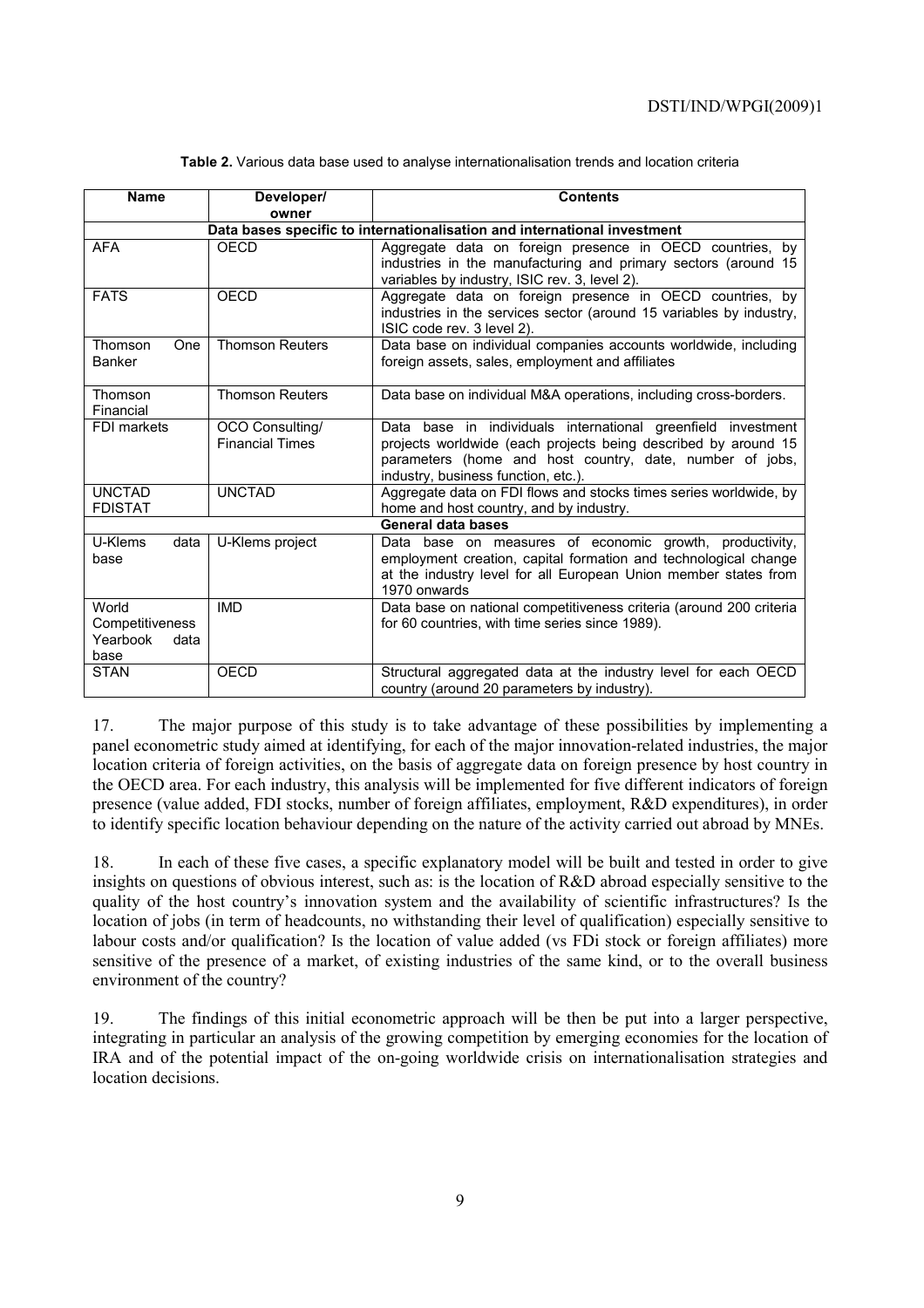**Table 2.** Various data base used to analyse internationalisation trends and location criteria

| Name | Developer/ owner | Contents |
|---|---|---|
| **Data bases specific to internationalisation and international investment** | | |
| AFA | OECD | Aggregate data on foreign presence in OECD countries, by industries in the manufacturing and primary sectors (around 15 variables by industry, ISIC rev. 3, level 2). |
| FATS | OECD | Aggregate data on foreign presence in OECD countries, by industries in the services sector (around 15 variables by industry, ISIC code rev. 3 level 2). |
| Thomson One Banker | Thomson Reuters | Data base on individual companies accounts worldwide, including foreign assets, sales, employment and affiliates |
| Thomson Financial | Thomson Reuters | Data base on individual M&A operations, including cross-borders. |
| FDI markets | OCO Consulting/ Financial Times | Data base in individuals international greenfield investment projects worldwide (each projects being described by around 15 parameters (home and host country, date, number of jobs, industry, business function, etc.). |
| UNCTAD FDISTAT | UNCTAD | Aggregate data on FDI flows and stocks times series worldwide, by home and host country, and by industry. |
| **General data bases** | | |
| U-Klems data base | U-Klems project | Data base on measures of economic growth, productivity, employment creation, capital formation and technological change at the industry level for all European Union member states from 1970 onwards |
| World Competitiveness Yearbook data base | IMD | Data base on national competitiveness criteria (around 200 criteria for 60 countries, with time series since 1989). |
| STAN | OECD | Structural aggregated data at the industry level for each OECD country (around 20 parameters by industry). |

17. The major purpose of this study is to take advantage of these possibilities by implementing a panel econometric study aimed at identifying, for each of the major innovation-related industries, the major location criteria of foreign activities, on the basis of aggregate data on foreign presence by host country in the OECD area. For each industry, this analysis will be implemented for five different indicators of foreign presence (value added, FDI stocks, number of foreign affiliates, employment, R&D expenditures), in order to identify specific location behaviour depending on the nature of the activity carried out abroad by MNEs.

18. In each of these five cases, a specific explanatory model will be built and tested in order to give insights on questions of obvious interest, such as: is the location of R&D abroad especially sensitive to the quality of the host country's innovation system and the availability of scientific infrastructures? Is the location of jobs (in term of headcounts, no withstanding their level of qualification) especially sensitive to labour costs and/or qualification? Is the location of value added (vs FDi stock or foreign affiliates) more sensitive of the presence of a market, of existing industries of the same kind, or to the overall business environment of the country?

19. The findings of this initial econometric approach will be then be put into a larger perspective, integrating in particular an analysis of the growing competition by emerging economies for the location of IRA and of the potential impact of the on-going worldwide crisis on internationalisation strategies and location decisions.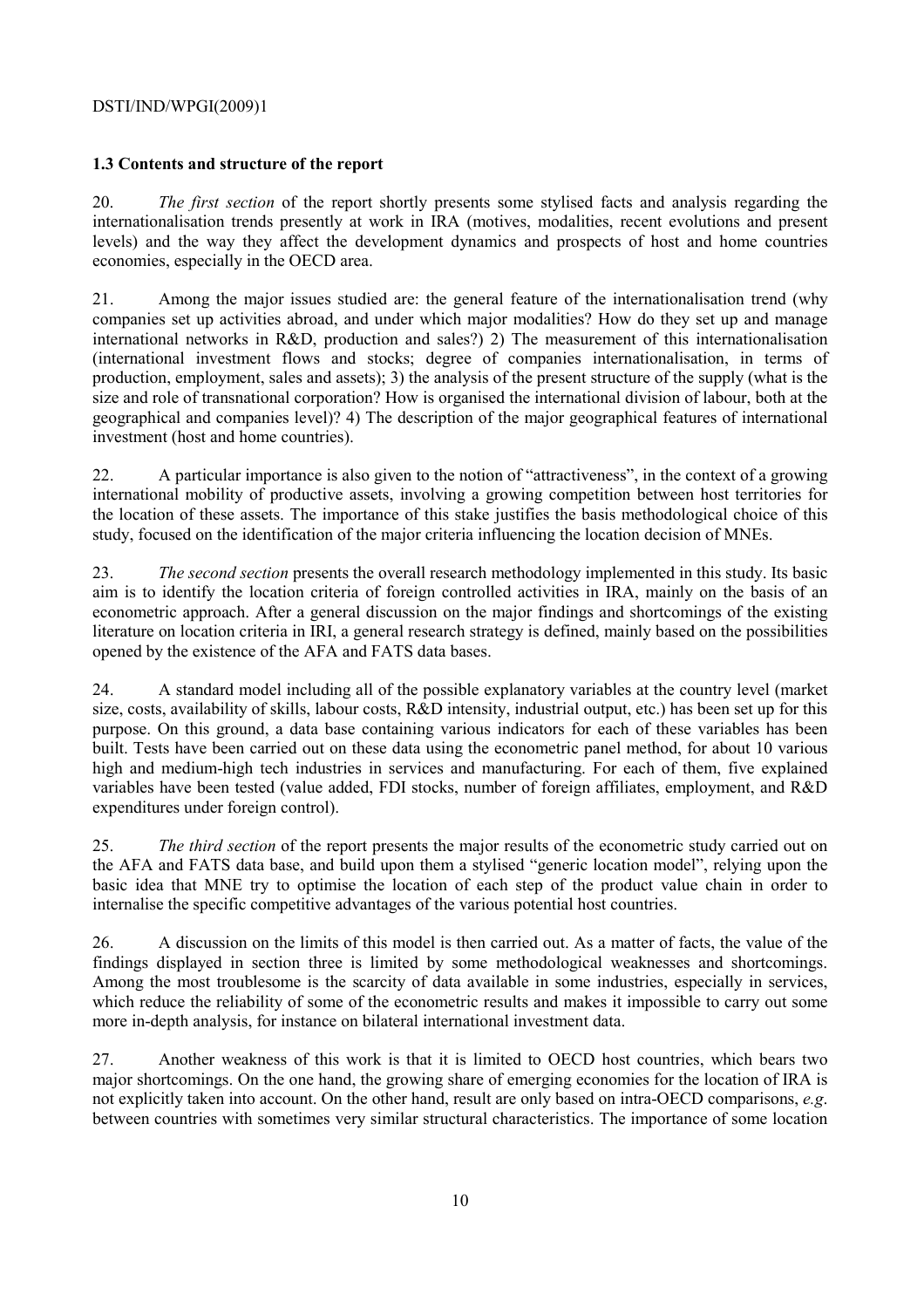### 1.3 Contents and structure of the report

20. *The first section* of the report shortly presents some stylised facts and analysis regarding the internationalisation trends presently at work in IRA (motives, modalities, recent evolutions and present levels) and the way they affect the development dynamics and prospects of host and home countries economies, especially in the OECD area.

21. Among the major issues studied are: the general feature of the internationalisation trend (why companies set up activities abroad, and under which major modalities? How do they set up and manage international networks in R&D, production and sales?) 2) The measurement of this internationalisation (international investment flows and stocks; degree of companies internationalisation, in terms of production, employment, sales and assets); 3) the analysis of the present structure of the supply (what is the size and role of transnational corporation? How is organised the international division of labour, both at the geographical and companies level)? 4) The description of the major geographical features of international investment (host and home countries).

22. A particular importance is also given to the notion of "attractiveness", in the context of a growing international mobility of productive assets, involving a growing competition between host territories for the location of these assets. The importance of this stake justifies the basis methodological choice of this study, focused on the identification of the major criteria influencing the location decision of MNEs.

23. *The second section* presents the overall research methodology implemented in this study. Its basic aim is to identify the location criteria of foreign controlled activities in IRA, mainly on the basis of an econometric approach. After a general discussion on the major findings and shortcomings of the existing literature on location criteria in IRI, a general research strategy is defined, mainly based on the possibilities opened by the existence of the AFA and FATS data bases.

24. A standard model including all of the possible explanatory variables at the country level (market size, costs, availability of skills, labour costs, R&D intensity, industrial output, etc.) has been set up for this purpose. On this ground, a data base containing various indicators for each of these variables has been built. Tests have been carried out on these data using the econometric panel method, for about 10 various high and medium-high tech industries in services and manufacturing. For each of them, five explained variables have been tested (value added, FDI stocks, number of foreign affiliates, employment, and R&D expenditures under foreign control).

25. *The third section* of the report presents the major results of the econometric study carried out on the AFA and FATS data base, and build upon them a stylised "generic location model", relying upon the basic idea that MNE try to optimise the location of each step of the product value chain in order to internalise the specific competitive advantages of the various potential host countries.

26. A discussion on the limits of this model is then carried out. As a matter of facts, the value of the findings displayed in section three is limited by some methodological weaknesses and shortcomings. Among the most troublesome is the scarcity of data available in some industries, especially in services, which reduce the reliability of some of the econometric results and makes it impossible to carry out some more in-depth analysis, for instance on bilateral international investment data.

27. Another weakness of this work is that it is limited to OECD host countries, which bears two major shortcomings. On the one hand, the growing share of emerging economies for the location of IRA is not explicitly taken into account. On the other hand, result are only based on intra-OECD comparisons, *e.g.* between countries with sometimes very similar structural characteristics. The importance of some location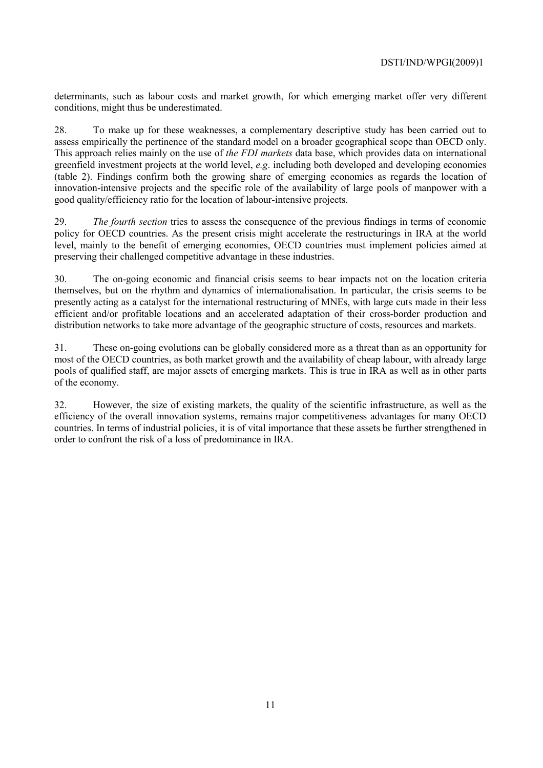determinants, such as labour costs and market growth, for which emerging market offer very different conditions, might thus be underestimated.

28. To make up for these weaknesses, a complementary descriptive study has been carried out to assess empirically the pertinence of the standard model on a broader geographical scope than OECD only. This approach relies mainly on the use of *the FDI markets* data base, which provides data on international greenfield investment projects at the world level, *e.g*. including both developed and developing economies (table 2). Findings confirm both the growing share of emerging economies as regards the location of innovation-intensive projects and the specific role of the availability of large pools of manpower with a good quality/efficiency ratio for the location of labour-intensive projects.

29. *The fourth section* tries to assess the consequence of the previous findings in terms of economic policy for OECD countries. As the present crisis might accelerate the restructurings in IRA at the world level, mainly to the benefit of emerging economies, OECD countries must implement policies aimed at preserving their challenged competitive advantage in these industries.

30. The on-going economic and financial crisis seems to bear impacts not on the location criteria themselves, but on the rhythm and dynamics of internationalisation. In particular, the crisis seems to be presently acting as a catalyst for the international restructuring of MNEs, with large cuts made in their less efficient and/or profitable locations and an accelerated adaptation of their cross-border production and distribution networks to take more advantage of the geographic structure of costs, resources and markets.

31. These on-going evolutions can be globally considered more as a threat than as an opportunity for most of the OECD countries, as both market growth and the availability of cheap labour, with already large pools of qualified staff, are major assets of emerging markets. This is true in IRA as well as in other parts of the economy.

32. However, the size of existing markets, the quality of the scientific infrastructure, as well as the efficiency of the overall innovation systems, remains major competitiveness advantages for many OECD countries. In terms of industrial policies, it is of vital importance that these assets be further strengthened in order to confront the risk of a loss of predominance in IRA.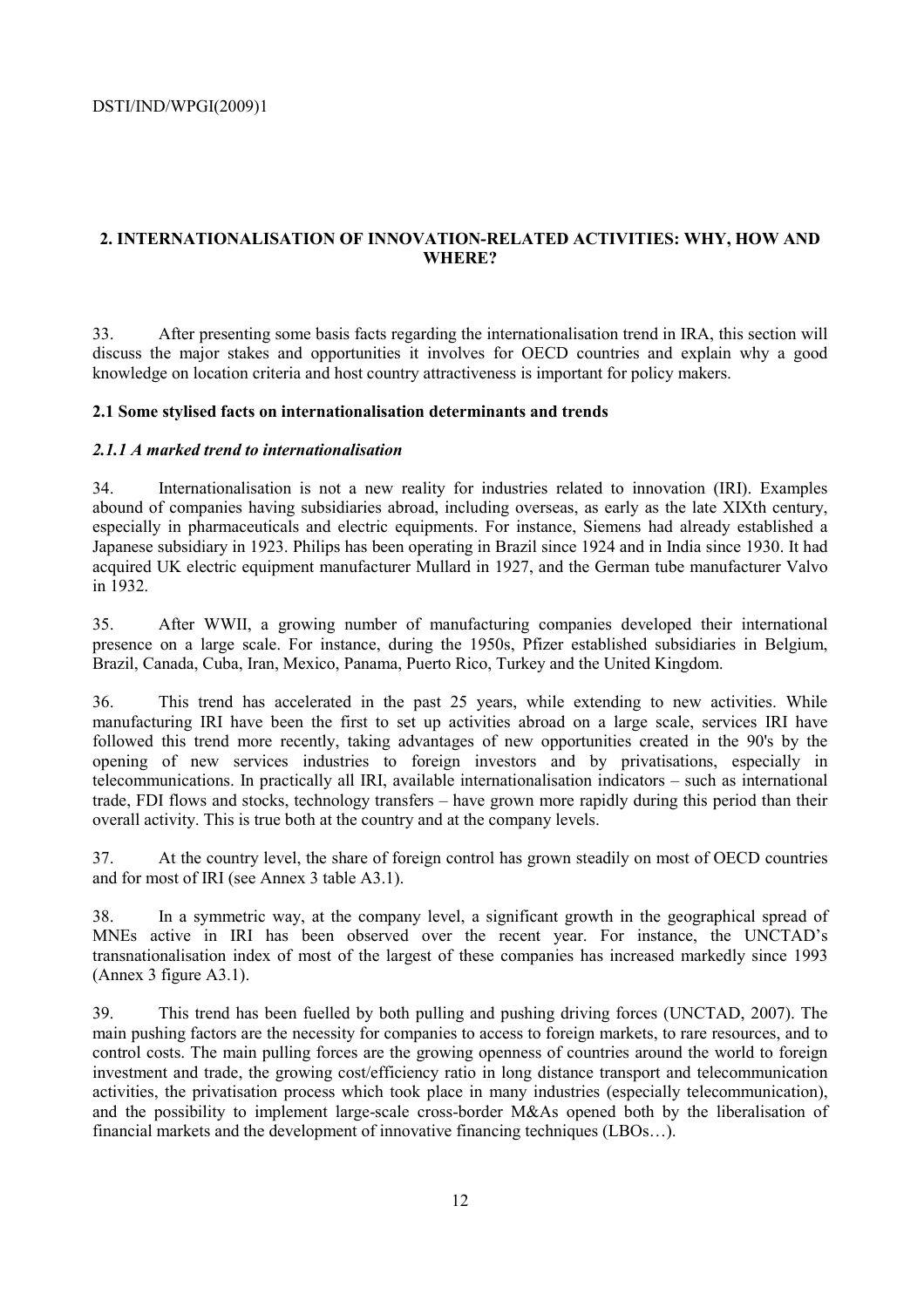## 2. INTERNATIONALISATION OF INNOVATION-RELATED ACTIVITIES: WHY, HOW AND WHERE?

33. After presenting some basis facts regarding the internationalisation trend in IRA, this section will discuss the major stakes and opportunities it involves for OECD countries and explain why a good knowledge on location criteria and host country attractiveness is important for policy makers.

### 2.1 Some stylised facts on internationalisation determinants and trends

#### *2.1.1 A marked trend to internationalisation*

34. Internationalisation is not a new reality for industries related to innovation (IRI). Examples abound of companies having subsidiaries abroad, including overseas, as early as the late XIXth century, especially in pharmaceuticals and electric equipments. For instance, Siemens had already established a Japanese subsidiary in 1923. Philips has been operating in Brazil since 1924 and in India since 1930. It had acquired UK electric equipment manufacturer Mullard in 1927, and the German tube manufacturer Valvo in 1932.

35. After WWII, a growing number of manufacturing companies developed their international presence on a large scale. For instance, during the 1950s, Pfizer established subsidiaries in Belgium, Brazil, Canada, Cuba, Iran, Mexico, Panama, Puerto Rico, Turkey and the United Kingdom.

36. This trend has accelerated in the past 25 years, while extending to new activities. While manufacturing IRI have been the first to set up activities abroad on a large scale, services IRI have followed this trend more recently, taking advantages of new opportunities created in the 90's by the opening of new services industries to foreign investors and by privatisations, especially in telecommunications. In practically all IRI, available internationalisation indicators – such as international trade, FDI flows and stocks, technology transfers – have grown more rapidly during this period than their overall activity. This is true both at the country and at the company levels.

37. At the country level, the share of foreign control has grown steadily on most of OECD countries and for most of IRI (see Annex 3 table A3.1).

38. In a symmetric way, at the company level, a significant growth in the geographical spread of MNEs active in IRI has been observed over the recent year. For instance, the UNCTAD's transnationalisation index of most of the largest of these companies has increased markedly since 1993 (Annex 3 figure A3.1).

39. This trend has been fuelled by both pulling and pushing driving forces (UNCTAD, 2007). The main pushing factors are the necessity for companies to access to foreign markets, to rare resources, and to control costs. The main pulling forces are the growing openness of countries around the world to foreign investment and trade, the growing cost/efficiency ratio in long distance transport and telecommunication activities, the privatisation process which took place in many industries (especially telecommunication), and the possibility to implement large-scale cross-border M&As opened both by the liberalisation of financial markets and the development of innovative financing techniques (LBOs…).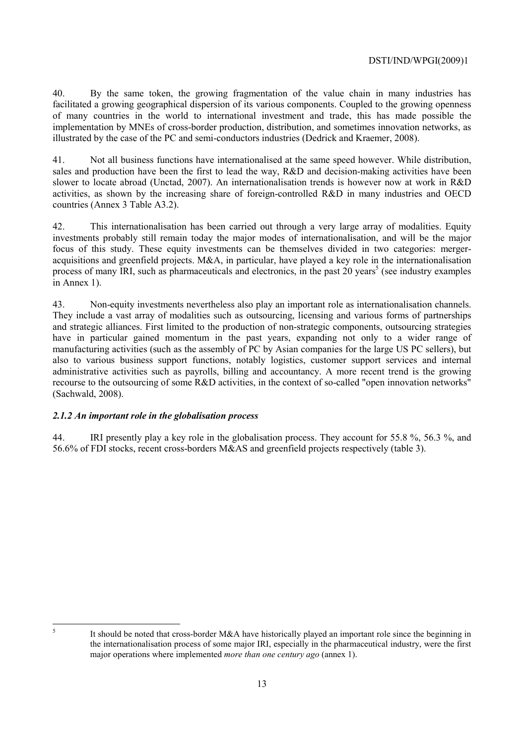40. By the same token, the growing fragmentation of the value chain in many industries has facilitated a growing geographical dispersion of its various components. Coupled to the growing openness of many countries in the world to international investment and trade, this has made possible the implementation by MNEs of cross-border production, distribution, and sometimes innovation networks, as illustrated by the case of the PC and semi-conductors industries (Dedrick and Kraemer, 2008).

41. Not all business functions have internationalised at the same speed however. While distribution, sales and production have been the first to lead the way, R&D and decision-making activities have been slower to locate abroad (Unctad, 2007). An internationalisation trends is however now at work in R&D activities, as shown by the increasing share of foreign-controlled R&D in many industries and OECD countries (Annex 3 Table A3.2).

42. This internationalisation has been carried out through a very large array of modalities. Equity investments probably still remain today the major modes of internationalisation, and will be the major focus of this study. These equity investments can be themselves divided in two categories: merger-acquisitions and greenfield projects. M&A, in particular, have played a key role in the internationalisation process of many IRI, such as pharmaceuticals and electronics, in the past 20 years[5] (see industry examples in Annex 1).

43. Non-equity investments nevertheless also play an important role as internationalisation channels. They include a vast array of modalities such as outsourcing, licensing and various forms of partnerships and strategic alliances. First limited to the production of non-strategic components, outsourcing strategies have in particular gained momentum in the past years, expanding not only to a wider range of manufacturing activities (such as the assembly of PC by Asian companies for the large US PC sellers), but also to various business support functions, notably logistics, customer support services and internal administrative activities such as payrolls, billing and accountancy. A more recent trend is the growing recourse to the outsourcing of some R&D activities, in the context of so-called "open innovation networks" (Sachwald, 2008).

### *2.1.2 An important role in the globalisation process*

44. IRI presently play a key role in the globalisation process. They account for 55.8 %, 56.3 %, and 56.6% of FDI stocks, recent cross-borders M&AS and greenfield projects respectively (table 3).

---

[5] It should be noted that cross-border M&A have historically played an important role since the beginning in the internationalisation process of some major IRI, especially in the pharmaceutical industry, were the first major operations where implemented *more than one century ago* (annex 1).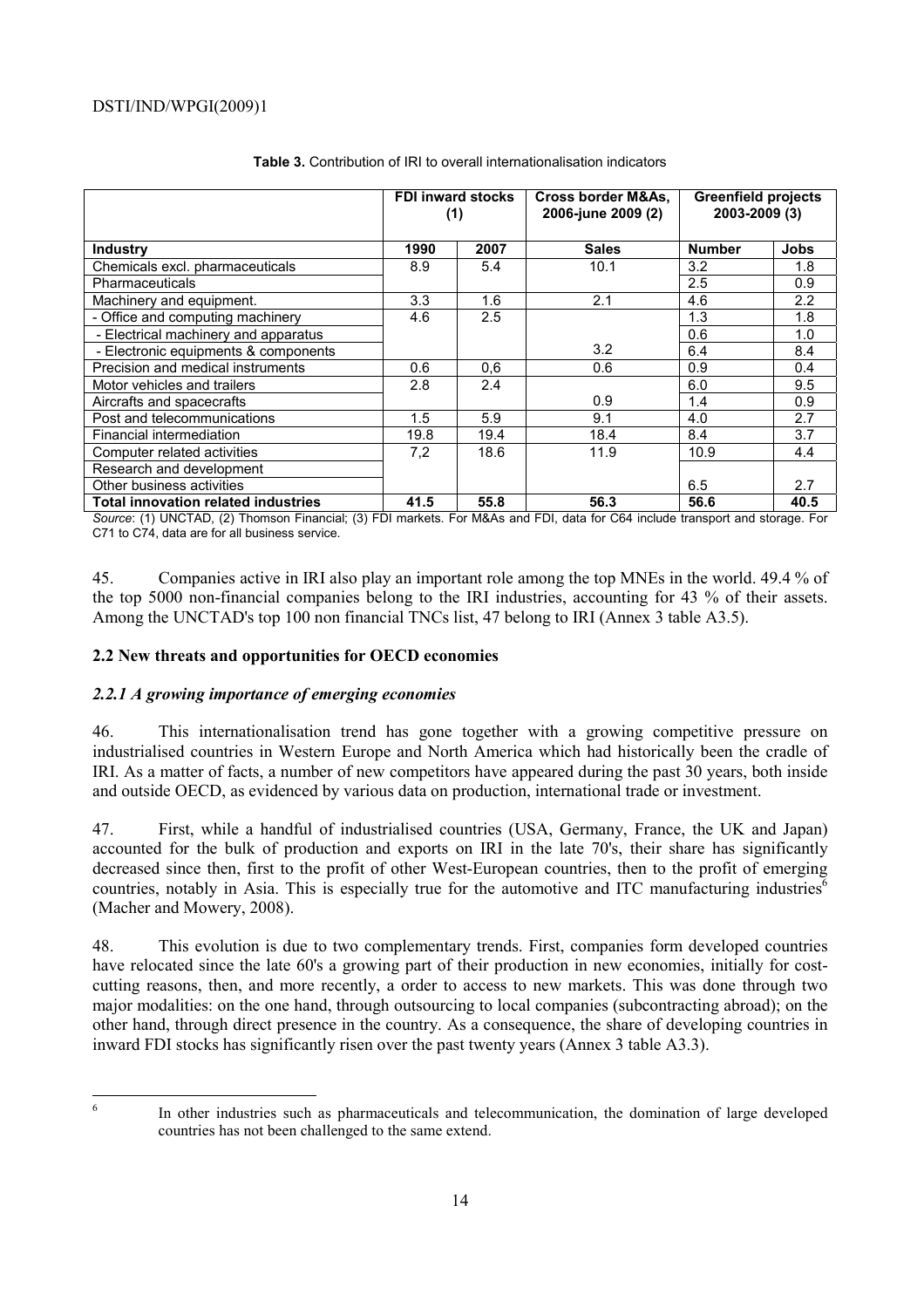**Table 3.** Contribution of IRI to overall internationalisation indicators

| | FDI inward stocks (1) | | Cross border M&As, 2006-june 2009 (2) | Greenfield projects 2003-2009 (3) | |
|---|---|---|---|---|---|
| **Industry** | **1990** | **2007** | **Sales** | **Number** | **Jobs** |
| Chemicals excl. pharmaceuticals | 8.9 | 5.4 | 10.1 | 3.2 | 1.8 |
| Pharmaceuticals | | | | 2.5 | 0.9 |
| Machinery and equipment. | 3.3 | 1.6 | 2.1 | 4.6 | 2.2 |
| - Office and computing machinery | 4.6 | 2.5 | | 1.3 | 1.8 |
| - Electrical machinery and apparatus | | | | 0.6 | 1.0 |
| - Electronic equipments & components | | | 3.2 | 6.4 | 8.4 |
| Precision and medical instruments | 0.6 | 0,6 | 0.6 | 0.9 | 0.4 |
| Motor vehicles and trailers | 2.8 | 2.4 | | 6.0 | 9.5 |
| Aircrafts and spacecrafts | | | 0.9 | 1.4 | 0.9 |
| Post and telecommunications | 1.5 | 5.9 | 9.1 | 4.0 | 2.7 |
| Financial intermediation | 19.8 | 19.4 | 18.4 | 8.4 | 3.7 |
| Computer related activities | 7,2 | 18.6 | 11.9 | 10.9 | 4.4 |
| Research and development | | | | | |
| Other business activities | | | | 6.5 | 2.7 |
| **Total innovation related industries** | **41.5** | **55.8** | **56.3** | **56.6** | **40.5** |

*Source*: (1) UNCTAD, (2) Thomson Financial; (3) FDI markets. For M&As and FDI, data for C64 include transport and storage. For C71 to C74, data are for all business service.

45. Companies active in IRI also play an important role among the top MNEs in the world. 49.4 % of the top 5000 non-financial companies belong to the IRI industries, accounting for 43 % of their assets. Among the UNCTAD's top 100 non financial TNCs list, 47 belong to IRI (Annex 3 table A3.5).

## 2.2 New threats and opportunities for OECD economies

### *2.2.1 A growing importance of emerging economies*

46. This internationalisation trend has gone together with a growing competitive pressure on industrialised countries in Western Europe and North America which had historically been the cradle of IRI. As a matter of facts, a number of new competitors have appeared during the past 30 years, both inside and outside OECD, as evidenced by various data on production, international trade or investment.

47. First, while a handful of industrialised countries (USA, Germany, France, the UK and Japan) accounted for the bulk of production and exports on IRI in the late 70's, their share has significantly decreased since then, first to the profit of other West-European countries, then to the profit of emerging countries, notably in Asia. This is especially true for the automotive and ITC manufacturing industries[6] (Macher and Mowery, 2008).

48. This evolution is due to two complementary trends. First, companies form developed countries have relocated since the late 60's a growing part of their production in new economies, initially for cost-cutting reasons, then, and more recently, a order to access to new markets. This was done through two major modalities: on the one hand, through outsourcing to local companies (subcontracting abroad); on the other hand, through direct presence in the country. As a consequence, the share of developing countries in inward FDI stocks has significantly risen over the past twenty years (Annex 3 table A3.3).

[6] In other industries such as pharmaceuticals and telecommunication, the domination of large developed countries has not been challenged to the same extend.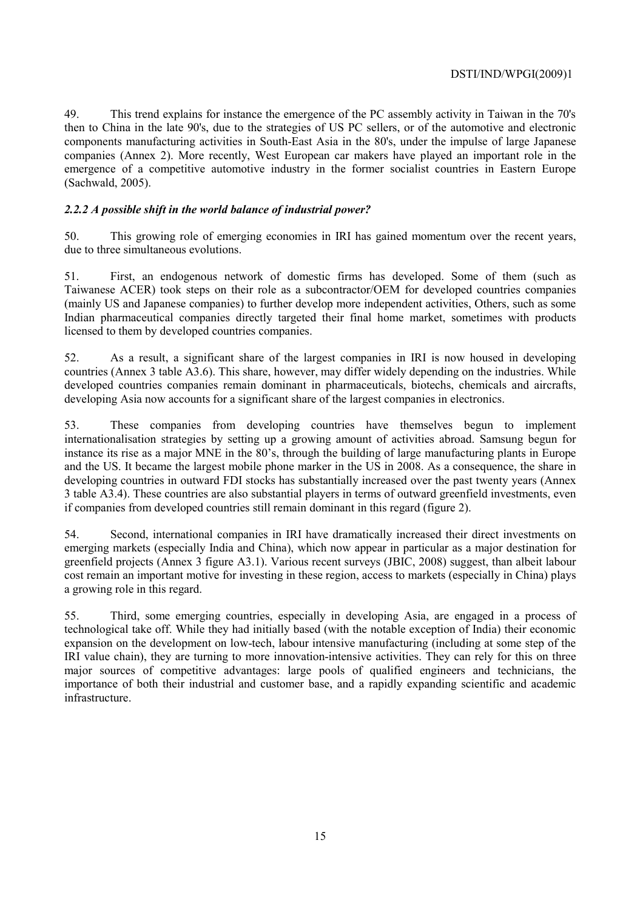49. This trend explains for instance the emergence of the PC assembly activity in Taiwan in the 70's then to China in the late 90's, due to the strategies of US PC sellers, or of the automotive and electronic components manufacturing activities in South-East Asia in the 80's, under the impulse of large Japanese companies (Annex 2). More recently, West European car makers have played an important role in the emergence of a competitive automotive industry in the former socialist countries in Eastern Europe (Sachwald, 2005).

### *2.2.2 A possible shift in the world balance of industrial power?*

50. This growing role of emerging economies in IRI has gained momentum over the recent years, due to three simultaneous evolutions.

51. First, an endogenous network of domestic firms has developed. Some of them (such as Taiwanese ACER) took steps on their role as a subcontractor/OEM for developed countries companies (mainly US and Japanese companies) to further develop more independent activities, Others, such as some Indian pharmaceutical companies directly targeted their final home market, sometimes with products licensed to them by developed countries companies.

52. As a result, a significant share of the largest companies in IRI is now housed in developing countries (Annex 3 table A3.6). This share, however, may differ widely depending on the industries. While developed countries companies remain dominant in pharmaceuticals, biotechs, chemicals and aircrafts, developing Asia now accounts for a significant share of the largest companies in electronics.

53. These companies from developing countries have themselves begun to implement internationalisation strategies by setting up a growing amount of activities abroad. Samsung begun for instance its rise as a major MNE in the 80's, through the building of large manufacturing plants in Europe and the US. It became the largest mobile phone marker in the US in 2008. As a consequence, the share in developing countries in outward FDI stocks has substantially increased over the past twenty years (Annex 3 table A3.4). These countries are also substantial players in terms of outward greenfield investments, even if companies from developed countries still remain dominant in this regard (figure 2).

54. Second, international companies in IRI have dramatically increased their direct investments on emerging markets (especially India and China), which now appear in particular as a major destination for greenfield projects (Annex 3 figure A3.1). Various recent surveys (JBIC, 2008) suggest, than albeit labour cost remain an important motive for investing in these region, access to markets (especially in China) plays a growing role in this regard.

55. Third, some emerging countries, especially in developing Asia, are engaged in a process of technological take off. While they had initially based (with the notable exception of India) their economic expansion on the development on low-tech, labour intensive manufacturing (including at some step of the IRI value chain), they are turning to more innovation-intensive activities. They can rely for this on three major sources of competitive advantages: large pools of qualified engineers and technicians, the importance of both their industrial and customer base, and a rapidly expanding scientific and academic infrastructure.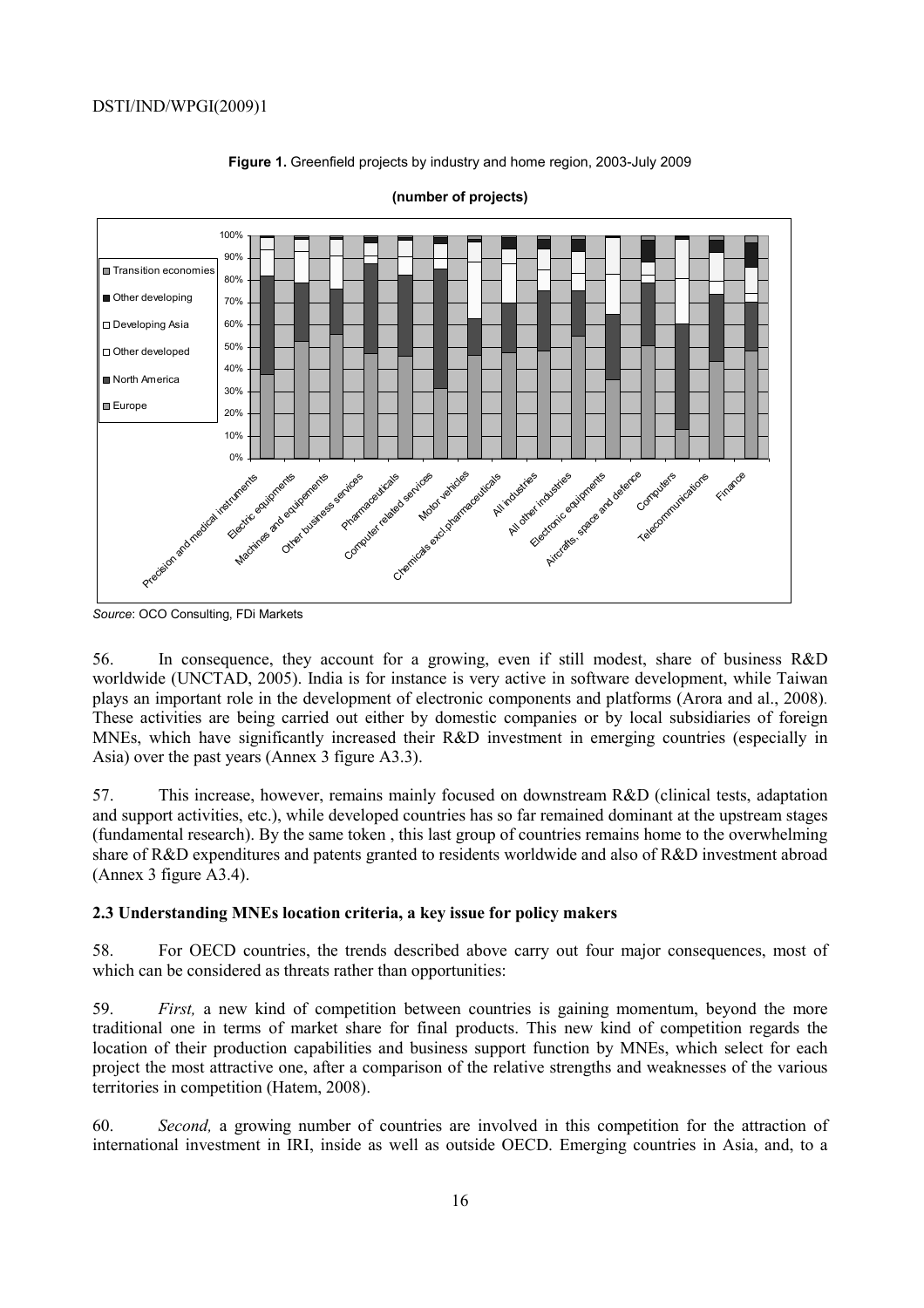**Figure 1.** Greenfield projects by industry and home region, 2003-July 2009

**(number of projects)**

*Source*: OCO Consulting, FDi Markets

56. In consequence, they account for a growing, even if still modest, share of business R&D worldwide (UNCTAD, 2005). India is for instance is very active in software development, while Taiwan plays an important role in the development of electronic components and platforms (Arora and al., 2008). These activities are being carried out either by domestic companies or by local subsidiaries of foreign MNEs, which have significantly increased their R&D investment in emerging countries (especially in Asia) over the past years (Annex 3 figure A3.3).

57. This increase, however, remains mainly focused on downstream R&D (clinical tests, adaptation and support activities, etc.), while developed countries has so far remained dominant at the upstream stages (fundamental research). By the same token , this last group of countries remains home to the overwhelming share of R&D expenditures and patents granted to residents worldwide and also of R&D investment abroad (Annex 3 figure A3.4).

### 2.3 Understanding MNEs location criteria, a key issue for policy makers

58. For OECD countries, the trends described above carry out four major consequences, most of which can be considered as threats rather than opportunities:

59. *First,* a new kind of competition between countries is gaining momentum, beyond the more traditional one in terms of market share for final products. This new kind of competition regards the location of their production capabilities and business support function by MNEs, which select for each project the most attractive one, after a comparison of the relative strengths and weaknesses of the various territories in competition (Hatem, 2008).

60. *Second,* a growing number of countries are involved in this competition for the attraction of international investment in IRI, inside as well as outside OECD. Emerging countries in Asia, and, to a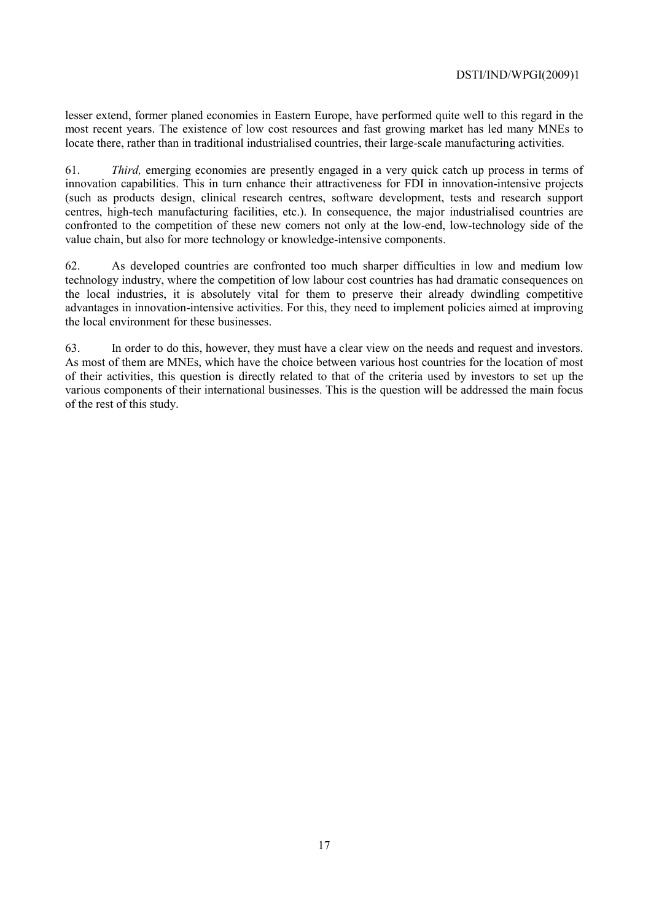lesser extend, former planed economies in Eastern Europe, have performed quite well to this regard in the most recent years. The existence of low cost resources and fast growing market has led many MNEs to locate there, rather than in traditional industrialised countries, their large-scale manufacturing activities.

61. *Third,* emerging economies are presently engaged in a very quick catch up process in terms of innovation capabilities. This in turn enhance their attractiveness for FDI in innovation-intensive projects (such as products design, clinical research centres, software development, tests and research support centres, high-tech manufacturing facilities, etc.). In consequence, the major industrialised countries are confronted to the competition of these new comers not only at the low-end, low-technology side of the value chain, but also for more technology or knowledge-intensive components.

62. As developed countries are confronted too much sharper difficulties in low and medium low technology industry, where the competition of low labour cost countries has had dramatic consequences on the local industries, it is absolutely vital for them to preserve their already dwindling competitive advantages in innovation-intensive activities. For this, they need to implement policies aimed at improving the local environment for these businesses.

63. In order to do this, however, they must have a clear view on the needs and request and investors. As most of them are MNEs, which have the choice between various host countries for the location of most of their activities, this question is directly related to that of the criteria used by investors to set up the various components of their international businesses. This is the question will be addressed the main focus of the rest of this study.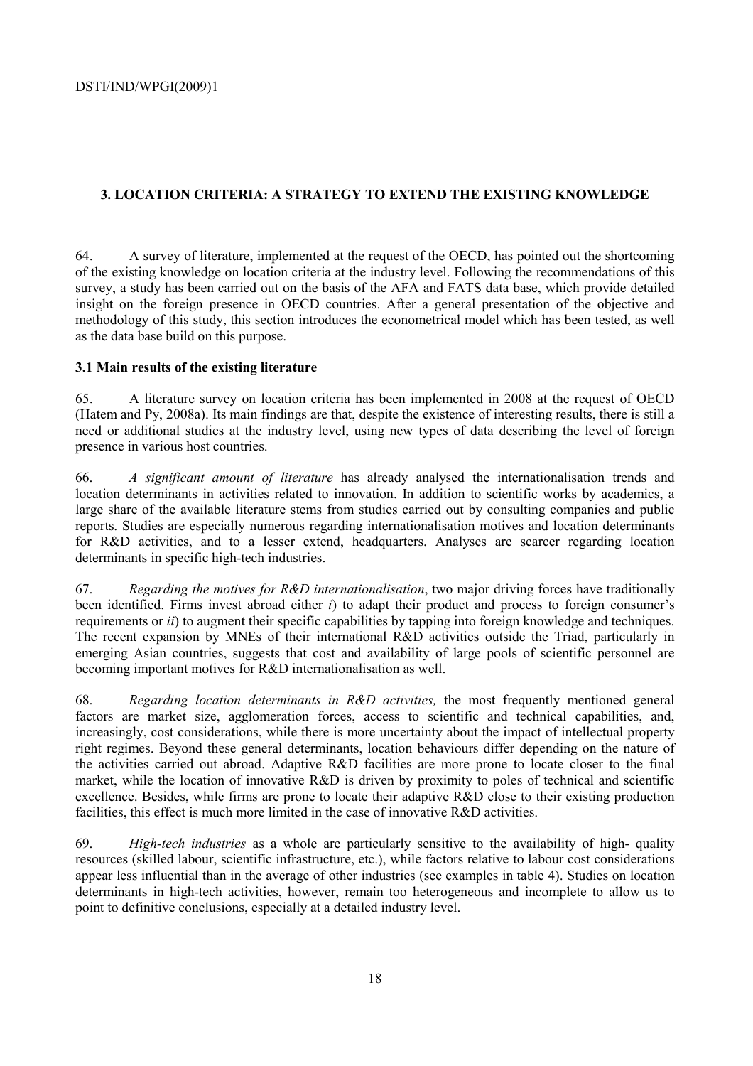## 3. LOCATION CRITERIA: A STRATEGY TO EXTEND THE EXISTING KNOWLEDGE

64. A survey of literature, implemented at the request of the OECD, has pointed out the shortcoming of the existing knowledge on location criteria at the industry level. Following the recommendations of this survey, a study has been carried out on the basis of the AFA and FATS data base, which provide detailed insight on the foreign presence in OECD countries. After a general presentation of the objective and methodology of this study, this section introduces the econometrical model which has been tested, as well as the data base build on this purpose.

### 3.1 Main results of the existing literature

65. A literature survey on location criteria has been implemented in 2008 at the request of OECD (Hatem and Py, 2008a). Its main findings are that, despite the existence of interesting results, there is still a need or additional studies at the industry level, using new types of data describing the level of foreign presence in various host countries.

66. *A significant amount of literature* has already analysed the internationalisation trends and location determinants in activities related to innovation. In addition to scientific works by academics, a large share of the available literature stems from studies carried out by consulting companies and public reports. Studies are especially numerous regarding internationalisation motives and location determinants for R&D activities, and to a lesser extend, headquarters. Analyses are scarcer regarding location determinants in specific high-tech industries.

67. *Regarding the motives for R&D internationalisation*, two major driving forces have traditionally been identified. Firms invest abroad either *i*) to adapt their product and process to foreign consumer's requirements or *ii*) to augment their specific capabilities by tapping into foreign knowledge and techniques. The recent expansion by MNEs of their international R&D activities outside the Triad, particularly in emerging Asian countries, suggests that cost and availability of large pools of scientific personnel are becoming important motives for R&D internationalisation as well.

68. *Regarding location determinants in R&D activities,* the most frequently mentioned general factors are market size, agglomeration forces, access to scientific and technical capabilities, and, increasingly, cost considerations, while there is more uncertainty about the impact of intellectual property right regimes. Beyond these general determinants, location behaviours differ depending on the nature of the activities carried out abroad. Adaptive R&D facilities are more prone to locate closer to the final market, while the location of innovative R&D is driven by proximity to poles of technical and scientific excellence. Besides, while firms are prone to locate their adaptive R&D close to their existing production facilities, this effect is much more limited in the case of innovative R&D activities.

69. *High-tech industries* as a whole are particularly sensitive to the availability of high- quality resources (skilled labour, scientific infrastructure, etc.), while factors relative to labour cost considerations appear less influential than in the average of other industries (see examples in table 4). Studies on location determinants in high-tech activities, however, remain too heterogeneous and incomplete to allow us to point to definitive conclusions, especially at a detailed industry level.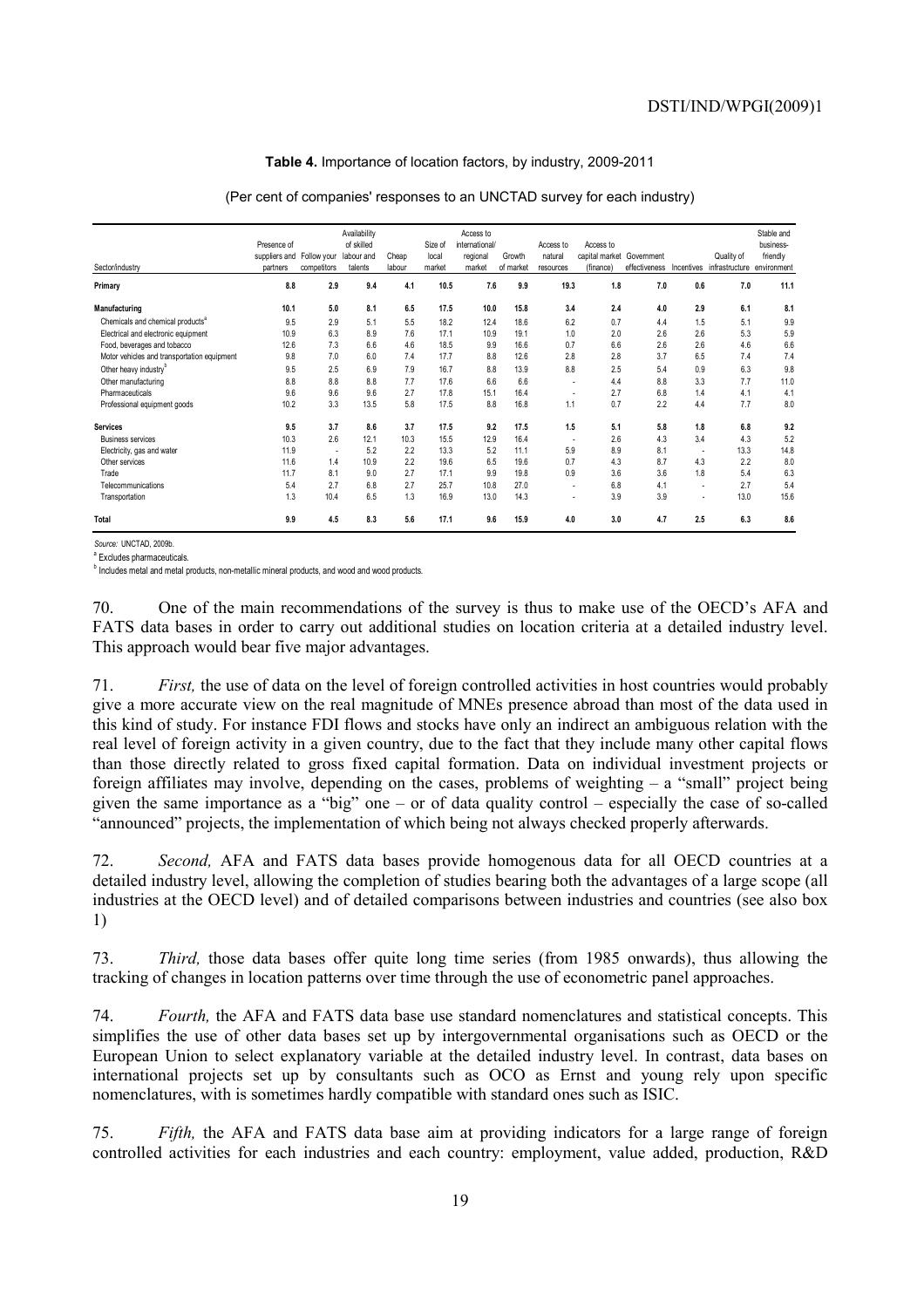**Table 4.** Importance of location factors, by industry, 2009-2011

(Per cent of companies' responses to an UNCTAD survey for each industry)

| Sector/industry | Presence of suppliers and partners | Follow your competitors | Availability of skilled labour and talents | Cheap labour | Size of local market | Access to international/ regional market | Growth of market | Access to natural resources | Access to capital market (finance) | Government effectiveness | Incentives | Quality of infrastructure | Stable and business-friendly environment |
|---|---|---|---|---|---|---|---|---|---|---|---|---|---|
| **Primary** | **8.8** | **2.9** | **9.4** | **4.1** | **10.5** | **7.6** | **9.9** | **19.3** | **1.8** | **7.0** | **0.6** | **7.0** | **11.1** |
| **Manufacturing** | **10.1** | **5.0** | **8.1** | **6.5** | **17.5** | **10.0** | **15.8** | **3.4** | **2.4** | **4.0** | **2.9** | **6.1** | **8.1** |
| Chemicals and chemical products[a] | 9.5 | 2.9 | 5.1 | 5.5 | 18.2 | 12.4 | 18.6 | 6.2 | 0.7 | 4.4 | 1.5 | 5.1 | 9.9 |
| Electrical and electronic equipment | 10.9 | 6.3 | 8.9 | 7.6 | 17.1 | 10.9 | 19.1 | 1.0 | 2.0 | 2.6 | 2.6 | 5.3 | 5.9 |
| Food, beverages and tobacco | 12.6 | 7.3 | 6.6 | 4.6 | 18.5 | 9.9 | 16.6 | 0.7 | 6.6 | 2.6 | 2.6 | 4.6 | 6.6 |
| Motor vehicles and transportation equipment | 9.8 | 7.0 | 6.0 | 7.4 | 17.7 | 8.8 | 12.6 | 2.8 | 2.8 | 3.7 | 6.5 | 7.4 | 7.4 |
| Other heavy industry[b] | 9.5 | 2.5 | 6.9 | 7.9 | 16.7 | 8.8 | 13.9 | 8.8 | 2.5 | 5.4 | 0.9 | 6.3 | 9.8 |
| Other manufacturing | 8.8 | 8.8 | 8.8 | 7.7 | 17.6 | 6.6 | 6.6 | - | 4.4 | 8.8 | 3.3 | 7.7 | 11.0 |
| Pharmaceuticals | 9.6 | 9.6 | 9.6 | 2.7 | 17.8 | 15.1 | 16.4 | - | 2.7 | 6.8 | 1.4 | 4.1 | 4.1 |
| Professional equipment goods | 10.2 | 3.3 | 13.5 | 5.8 | 17.5 | 8.8 | 16.8 | 1.1 | 0.7 | 2.2 | 4.4 | 7.7 | 8.0 |
| **Services** | **9.5** | **3.7** | **8.6** | **3.7** | **17.5** | **9.2** | **17.5** | **1.5** | **5.1** | **5.8** | **1.8** | **6.8** | **9.2** |
| Business services | 10.3 | 2.6 | 12.1 | 10.3 | 15.5 | 12.9 | 16.4 | - | 2.6 | 4.3 | 3.4 | 4.3 | 5.2 |
| Electricity, gas and water | 11.9 | - | 5.2 | 2.2 | 13.3 | 5.2 | 11.1 | 5.9 | 8.9 | 8.1 | - | 13.3 | 14.8 |
| Other services | 11.6 | 1.4 | 10.9 | 2.2 | 19.6 | 6.5 | 19.6 | 0.7 | 4.3 | 8.7 | 4.3 | 2.2 | 8.0 |
| Trade | 11.7 | 8.1 | 9.0 | 2.7 | 17.1 | 9.9 | 19.8 | 0.9 | 3.6 | 3.6 | 1.8 | 5.4 | 6.3 |
| Telecommunications | 5.4 | 2.7 | 6.8 | 2.7 | 25.7 | 10.8 | 27.0 | - | 6.8 | 4.1 | - | 2.7 | 5.4 |
| Transportation | 1.3 | 10.4 | 6.5 | 1.3 | 16.9 | 13.0 | 14.3 | - | 3.9 | 3.9 | - | 13.0 | 15.6 |
| **Total** | **9.9** | **4.5** | **8.3** | **5.6** | **17.1** | **9.6** | **15.9** | **4.0** | **3.0** | **4.7** | **2.5** | **6.3** | **8.6** |

*Source:* UNCTAD, 2009b.

[a] Excludes pharmaceuticals.

[b] Includes metal and metal products, non-metallic mineral products, and wood and wood products.

70. One of the main recommendations of the survey is thus to make use of the OECD's AFA and FATS data bases in order to carry out additional studies on location criteria at a detailed industry level. This approach would bear five major advantages.

71. *First,* the use of data on the level of foreign controlled activities in host countries would probably give a more accurate view on the real magnitude of MNEs presence abroad than most of the data used in this kind of study. For instance FDI flows and stocks have only an indirect an ambiguous relation with the real level of foreign activity in a given country, due to the fact that they include many other capital flows than those directly related to gross fixed capital formation. Data on individual investment projects or foreign affiliates may involve, depending on the cases, problems of weighting – a "small" project being given the same importance as a "big" one – or of data quality control – especially the case of so-called "announced" projects, the implementation of which being not always checked properly afterwards.

72. *Second,* AFA and FATS data bases provide homogenous data for all OECD countries at a detailed industry level, allowing the completion of studies bearing both the advantages of a large scope (all industries at the OECD level) and of detailed comparisons between industries and countries (see also box 1)

73. *Third,* those data bases offer quite long time series (from 1985 onwards), thus allowing the tracking of changes in location patterns over time through the use of econometric panel approaches.

74. *Fourth,* the AFA and FATS data base use standard nomenclatures and statistical concepts. This simplifies the use of other data bases set up by intergovernmental organisations such as OECD or the European Union to select explanatory variable at the detailed industry level. In contrast, data bases on international projects set up by consultants such as OCO as Ernst and young rely upon specific nomenclatures, with is sometimes hardly compatible with standard ones such as ISIC.

75. *Fifth,* the AFA and FATS data base aim at providing indicators for a large range of foreign controlled activities for each industries and each country: employment, value added, production, R&D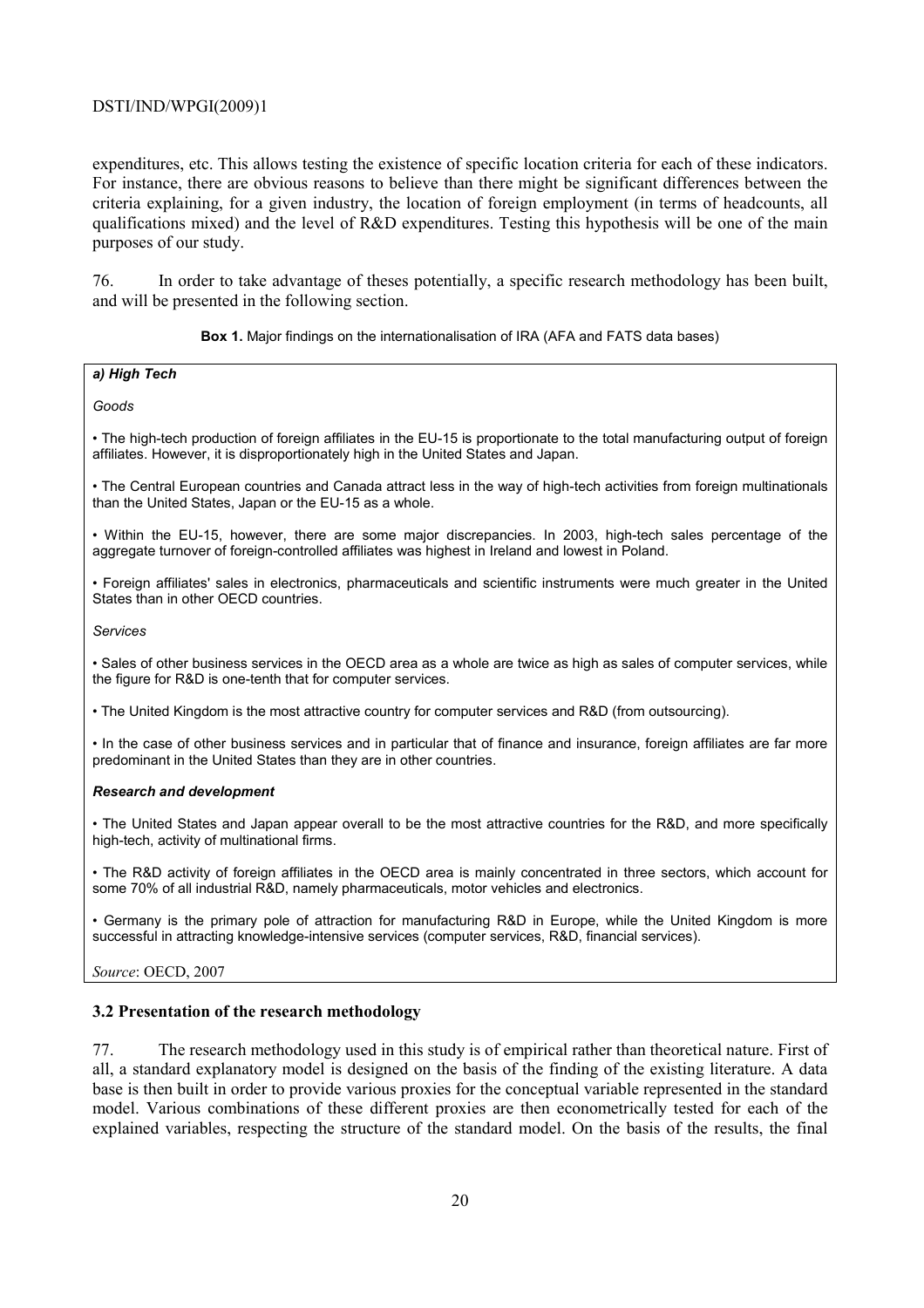expenditures, etc. This allows testing the existence of specific location criteria for each of these indicators. For instance, there are obvious reasons to believe than there might be significant differences between the criteria explaining, for a given industry, the location of foreign employment (in terms of headcounts, all qualifications mixed) and the level of R&D expenditures. Testing this hypothesis will be one of the main purposes of our study.

76. In order to take advantage of theses potentially, a specific research methodology has been built, and will be presented in the following section.

**Box 1.** Major findings on the internationalisation of IRA (AFA and FATS data bases)

***a) High Tech***

*Goods*

• The high-tech production of foreign affiliates in the EU-15 is proportionate to the total manufacturing output of foreign affiliates. However, it is disproportionately high in the United States and Japan.

• The Central European countries and Canada attract less in the way of high-tech activities from foreign multinationals than the United States, Japan or the EU-15 as a whole.

• Within the EU-15, however, there are some major discrepancies. In 2003, high-tech sales percentage of the aggregate turnover of foreign-controlled affiliates was highest in Ireland and lowest in Poland.

• Foreign affiliates' sales in electronics, pharmaceuticals and scientific instruments were much greater in the United States than in other OECD countries.

*Services*

• Sales of other business services in the OECD area as a whole are twice as high as sales of computer services, while the figure for R&D is one-tenth that for computer services.

• The United Kingdom is the most attractive country for computer services and R&D (from outsourcing).

• In the case of other business services and in particular that of finance and insurance, foreign affiliates are far more predominant in the United States than they are in other countries.

***Research and development***

• The United States and Japan appear overall to be the most attractive countries for the R&D, and more specifically high-tech, activity of multinational firms.

• The R&D activity of foreign affiliates in the OECD area is mainly concentrated in three sectors, which account for some 70% of all industrial R&D, namely pharmaceuticals, motor vehicles and electronics.

• Germany is the primary pole of attraction for manufacturing R&D in Europe, while the United Kingdom is more successful in attracting knowledge-intensive services (computer services, R&D, financial services).

*Source*: OECD, 2007

### 3.2 Presentation of the research methodology

77. The research methodology used in this study is of empirical rather than theoretical nature. First of all, a standard explanatory model is designed on the basis of the finding of the existing literature. A data base is then built in order to provide various proxies for the conceptual variable represented in the standard model. Various combinations of these different proxies are then econometrically tested for each of the explained variables, respecting the structure of the standard model. On the basis of the results, the final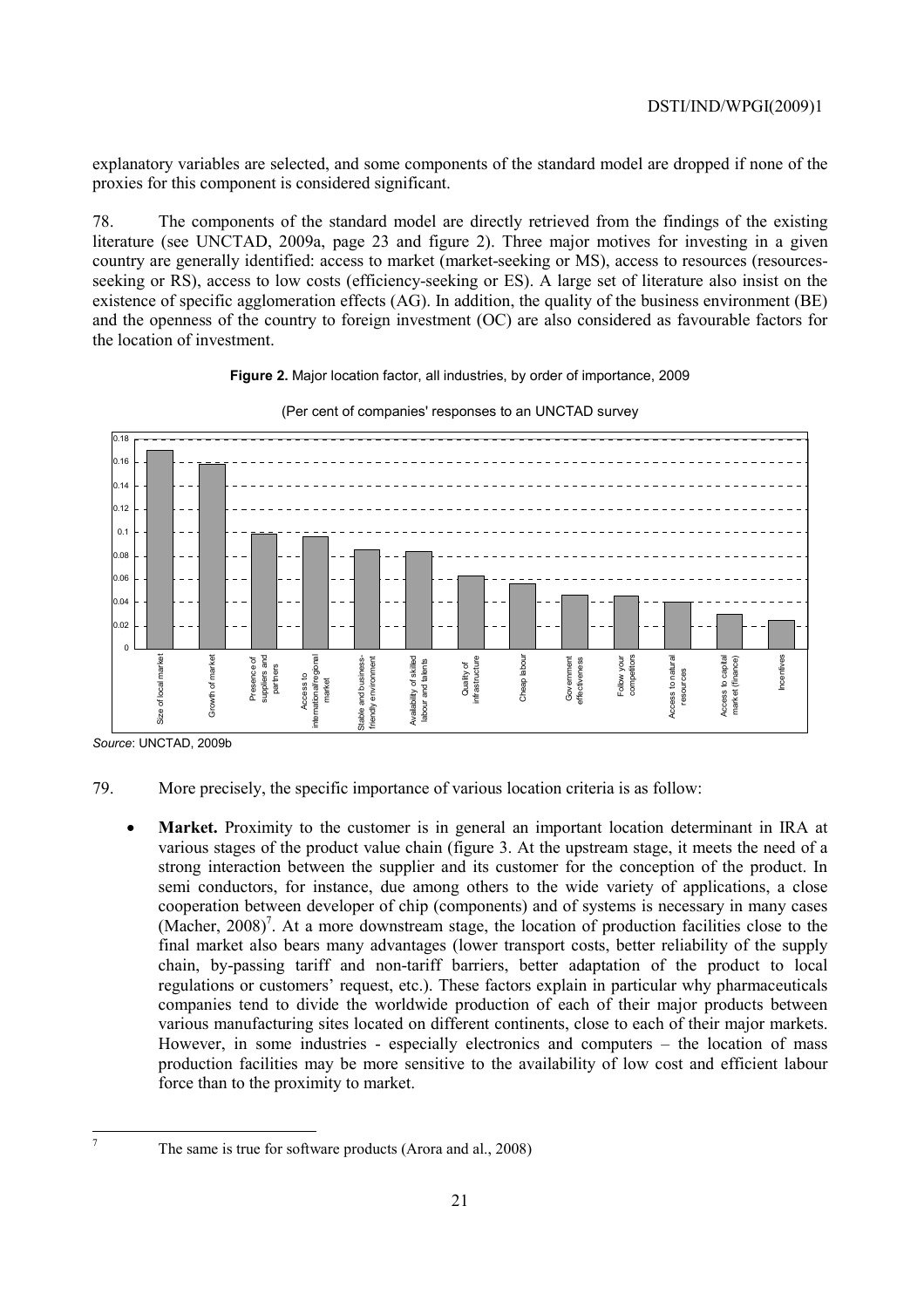explanatory variables are selected, and some components of the standard model are dropped if none of the proxies for this component is considered significant.

78. The components of the standard model are directly retrieved from the findings of the existing literature (see UNCTAD, 2009a, page 23 and figure 2). Three major motives for investing in a given country are generally identified: access to market (market-seeking or MS), access to resources (resources-seeking or RS), access to low costs (efficiency-seeking or ES). A large set of literature also insist on the existence of specific agglomeration effects (AG). In addition, the quality of the business environment (BE) and the openness of the country to foreign investment (OC) are also considered as favourable factors for the location of investment.

**Figure 2.** Major location factor, all industries, by order of importance, 2009

(Per cent of companies' responses to an UNCTAD survey

| Location factor | Share |
|---|---|
| Size of local market | 0.17 |
| Growth of market | 0.158 |
| Presence of suppliers and partners | 0.099 |
| Access to international/regional market | 0.097 |
| Stable and business-friendly environment | 0.086 |
| Availability of skilled labour and talents | 0.084 |
| Quality of infrastructure | 0.063 |
| Cheap labour | 0.056 |
| Government effectiveness | 0.046 |
| Follow your competitors | 0.045 |
| Access to natural resources | 0.04 |
| Access to capital market (finance) | 0.03 |
| Incentives | 0.025 |

*Source*: UNCTAD, 2009b

79. More precisely, the specific importance of various location criteria is as follow:

- **Market.** Proximity to the customer is in general an important location determinant in IRA at various stages of the product value chain (figure 3. At the upstream stage, it meets the need of a strong interaction between the supplier and its customer for the conception of the product. In semi conductors, for instance, due among others to the wide variety of applications, a close cooperation between developer of chip (components) and of systems is necessary in many cases (Macher, 2008)[7]. At a more downstream stage, the location of production facilities close to the final market also bears many advantages (lower transport costs, better reliability of the supply chain, by-passing tariff and non-tariff barriers, better adaptation of the product to local regulations or customers' request, etc.). These factors explain in particular why pharmaceuticals companies tend to divide the worldwide production of each of their major products between various manufacturing sites located on different continents, close to each of their major markets. However, in some industries - especially electronics and computers – the location of mass production facilities may be more sensitive to the availability of low cost and efficient labour force than to the proximity to market.

[7] The same is true for software products (Arora and al., 2008)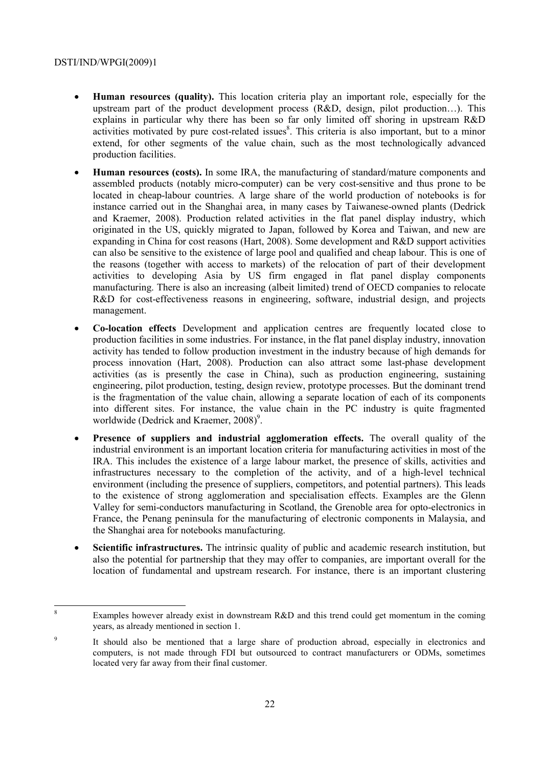- **Human resources (quality).** This location criteria play an important role, especially for the upstream part of the product development process (R&D, design, pilot production…). This explains in particular why there has been so far only limited off shoring in upstream R&D activities motivated by pure cost-related issues[8]. This criteria is also important, but to a minor extend, for other segments of the value chain, such as the most technologically advanced production facilities.

- **Human resources (costs).** In some IRA, the manufacturing of standard/mature components and assembled products (notably micro-computer) can be very cost-sensitive and thus prone to be located in cheap-labour countries. A large share of the world production of notebooks is for instance carried out in the Shanghai area, in many cases by Taiwanese-owned plants (Dedrick and Kraemer, 2008). Production related activities in the flat panel display industry, which originated in the US, quickly migrated to Japan, followed by Korea and Taiwan, and new are expanding in China for cost reasons (Hart, 2008). Some development and R&D support activities can also be sensitive to the existence of large pool and qualified and cheap labour. This is one of the reasons (together with access to markets) of the relocation of part of their development activities to developing Asia by US firm engaged in flat panel display components manufacturing. There is also an increasing (albeit limited) trend of OECD companies to relocate R&D for cost-effectiveness reasons in engineering, software, industrial design, and projects management.

- **Co-location effects** Development and application centres are frequently located close to production facilities in some industries. For instance, in the flat panel display industry, innovation activity has tended to follow production investment in the industry because of high demands for process innovation (Hart, 2008). Production can also attract some last-phase development activities (as is presently the case in China), such as production engineering, sustaining engineering, pilot production, testing, design review, prototype processes. But the dominant trend is the fragmentation of the value chain, allowing a separate location of each of its components into different sites. For instance, the value chain in the PC industry is quite fragmented worldwide (Dedrick and Kraemer, 2008)[9].

- **Presence of suppliers and industrial agglomeration effects.** The overall quality of the industrial environment is an important location criteria for manufacturing activities in most of the IRA. This includes the existence of a large labour market, the presence of skills, activities and infrastructures necessary to the completion of the activity, and of a high-level technical environment (including the presence of suppliers, competitors, and potential partners). This leads to the existence of strong agglomeration and specialisation effects. Examples are the Glenn Valley for semi-conductors manufacturing in Scotland, the Grenoble area for opto-electronics in France, the Penang peninsula for the manufacturing of electronic components in Malaysia, and the Shanghai area for notebooks manufacturing.

- **Scientific infrastructures.** The intrinsic quality of public and academic research institution, but also the potential for partnership that they may offer to companies, are important overall for the location of fundamental and upstream research. For instance, there is an important clustering

---

[8] Examples however already exist in downstream R&D and this trend could get momentum in the coming years, as already mentioned in section 1.

[9] It should also be mentioned that a large share of production abroad, especially in electronics and computers, is not made through FDI but outsourced to contract manufacturers or ODMs, sometimes located very far away from their final customer.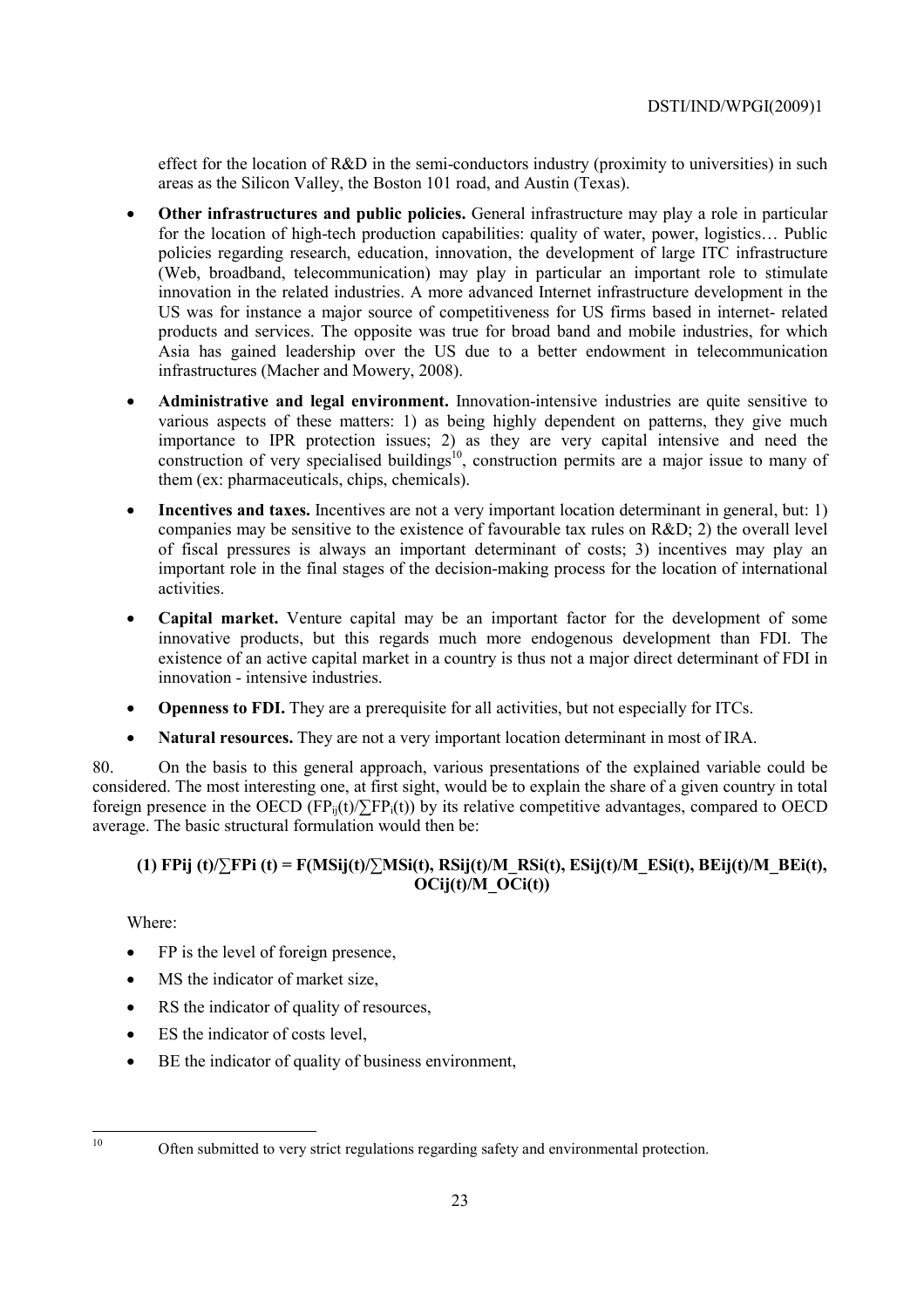effect for the location of R&D in the semi-conductors industry (proximity to universities) in such areas as the Silicon Valley, the Boston 101 road, and Austin (Texas).

- **Other infrastructures and public policies.** General infrastructure may play a role in particular for the location of high-tech production capabilities: quality of water, power, logistics… Public policies regarding research, education, innovation, the development of large ITC infrastructure (Web, broadband, telecommunication) may play in particular an important role to stimulate innovation in the related industries. A more advanced Internet infrastructure development in the US was for instance a major source of competitiveness for US firms based in internet- related products and services. The opposite was true for broad band and mobile industries, for which Asia has gained leadership over the US due to a better endowment in telecommunication infrastructures (Macher and Mowery, 2008).
- **Administrative and legal environment.** Innovation-intensive industries are quite sensitive to various aspects of these matters: 1) as being highly dependent on patterns, they give much importance to IPR protection issues; 2) as they are very capital intensive and need the construction of very specialised buildings[10], construction permits are a major issue to many of them (ex: pharmaceuticals, chips, chemicals).
- **Incentives and taxes.** Incentives are not a very important location determinant in general, but: 1) companies may be sensitive to the existence of favourable tax rules on R&D; 2) the overall level of fiscal pressures is always an important determinant of costs; 3) incentives may play an important role in the final stages of the decision-making process for the location of international activities.
- **Capital market.** Venture capital may be an important factor for the development of some innovative products, but this regards much more endogenous development than FDI. The existence of an active capital market in a country is thus not a major direct determinant of FDI in innovation - intensive industries.
- **Openness to FDI.** They are a prerequisite for all activities, but not especially for ITCs.
- **Natural resources.** They are not a very important location determinant in most of IRA.

80. On the basis to this general approach, various presentations of the explained variable could be considered. The most interesting one, at first sight, would be to explain the share of a given country in total foreign presence in the OECD ($FP_{ij}(t)/\sum FP_i(t)$) by its relative competitive advantages, compared to OECD average. The basic structural formulation would then be:

$$\textbf{(1)}\; FPij(t)/\sum FPi(t) = F(MSij(t)/\sum MSi(t),\ RSij(t)/M\_RSi(t),\ ESij(t)/M\_ESi(t),\ BEij(t)/M\_BEi(t),\ OCij(t)/M\_OCi(t))$$

Where:

- FP is the level of foreign presence,
- MS the indicator of market size,
- RS the indicator of quality of resources,
- ES the indicator of costs level,
- BE the indicator of quality of business environment,

[10] Often submitted to very strict regulations regarding safety and environmental protection.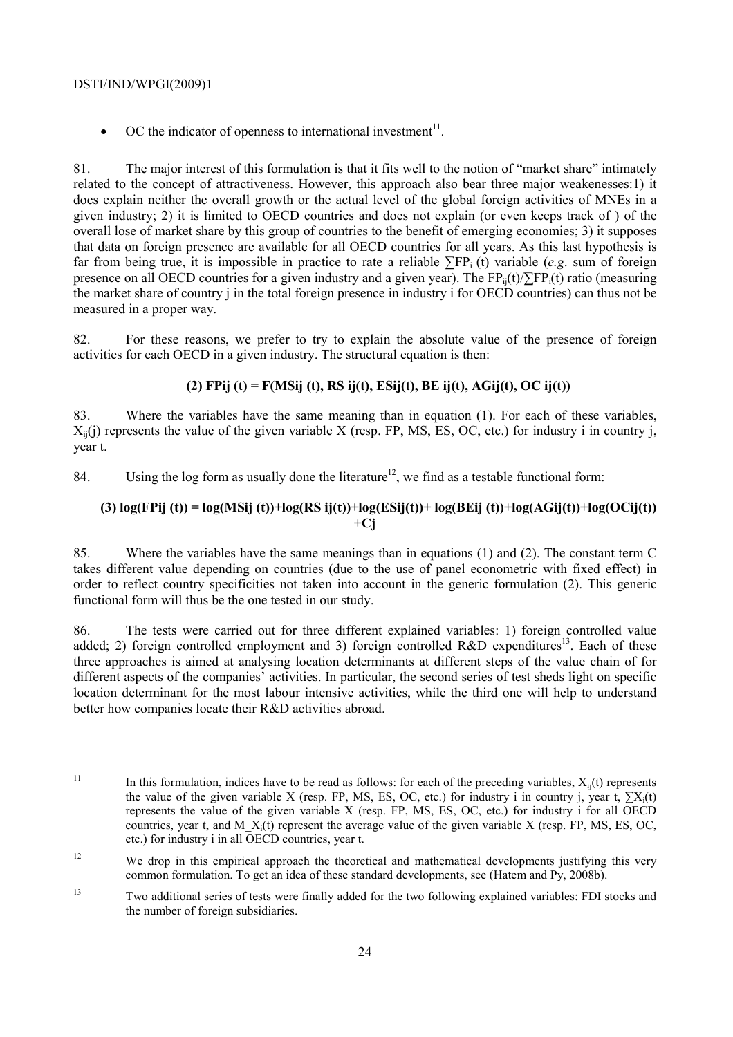- OC the indicator of openness to international investment[11].

81. The major interest of this formulation is that it fits well to the notion of "market share" intimately related to the concept of attractiveness. However, this approach also bear three major weakenesses: 1) it does explain neither the overall growth or the actual level of the global foreign activities of MNEs in a given industry; 2) it is limited to OECD countries and does not explain (or even keeps track of ) of the overall lose of market share by this group of countries to the benefit of emerging economies; 3) it supposes that data on foreign presence are available for all OECD countries for all years. As this last hypothesis is far from being true, it is impossible in practice to rate a reliable $\sum FP_i\,(t)$ variable (*e.g*. sum of foreign presence on all OECD countries for a given industry and a given year). The $FP_{ij}(t)/\sum FP_i(t)$ ratio (measuring the market share of country j in the total foreign presence in industry i for OECD countries) can thus not be measured in a proper way.

82. For these reasons, we prefer to try to explain the absolute value of the presence of foreign activities for each OECD in a given industry. The structural equation is then:

$$\textbf{(2)}\ FPij\,(t) = F(MSij\,(t), RS\,ij(t), ESij(t), BE\,ij(t), AGij(t), OC\,ij(t))$$

83. Where the variables have the same meaning than in equation (1). For each of these variables, $X_{ij}(j)$ represents the value of the given variable X (resp. FP, MS, ES, OC, etc.) for industry i in country j, year t.

84. Using the log form as usually done the literature[12], we find as a testable functional form:

$$\textbf{(3)}\ \log(FPij\,(t)) = \log(MSij\,(t))+\log(RS\,ij(t))+\log(ESij(t))+ \log(BEij\,(t))+\log(AGij(t))+\log(OCij(t)) +Cj$$

85. Where the variables have the same meanings than in equations (1) and (2). The constant term C takes different value depending on countries (due to the use of panel econometric with fixed effect) in order to reflect country specificities not taken into account in the generic formulation (2). This generic functional form will thus be the one tested in our study.

86. The tests were carried out for three different explained variables: 1) foreign controlled value added; 2) foreign controlled employment and 3) foreign controlled R&D expenditures[13]. Each of these three approaches is aimed at analysing location determinants at different steps of the value chain of for different aspects of the companies' activities. In particular, the second series of test sheds light on specific location determinant for the most labour intensive activities, while the third one will help to understand better how companies locate their R&D activities abroad.

---

[11] In this formulation, indices have to be read as follows: for each of the preceding variables, $X_{ij}(t)$ represents the value of the given variable X (resp. FP, MS, ES, OC, etc.) for industry i in country j, year t, $\sum X_i(t)$ represents the value of the given variable X (resp. FP, MS, ES, OC, etc.) for industry i for all OECD countries, year t, and $M\_X_i(t)$ represent the average value of the given variable X (resp. FP, MS, ES, OC, etc.) for industry i in all OECD countries, year t.

[12] We drop in this empirical approach the theoretical and mathematical developments justifying this very common formulation. To get an idea of these standard developments, see (Hatem and Py, 2008b).

[13] Two additional series of tests were finally added for the two following explained variables: FDI stocks and the number of foreign subsidiaries.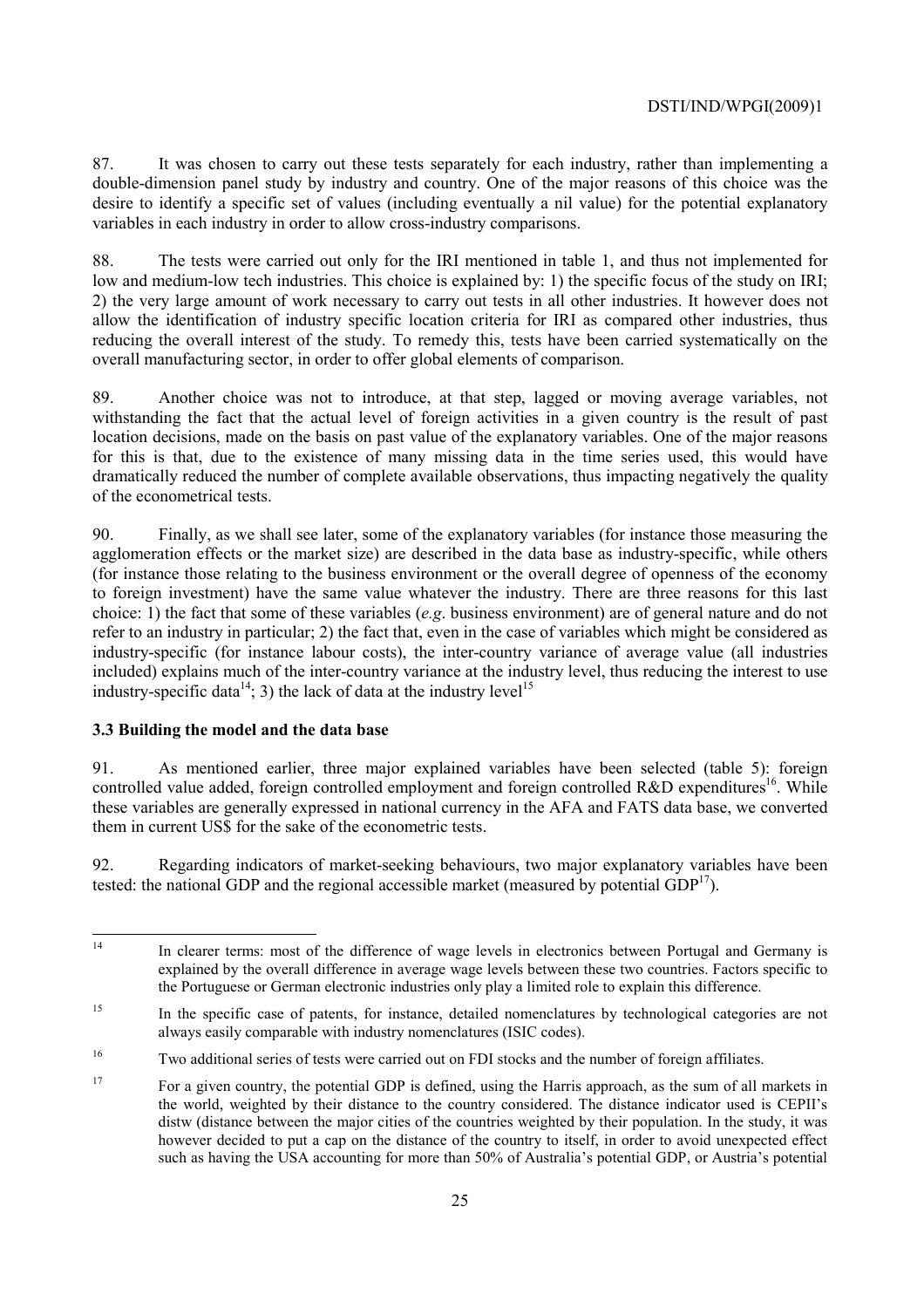87. It was chosen to carry out these tests separately for each industry, rather than implementing a double-dimension panel study by industry and country. One of the major reasons of this choice was the desire to identify a specific set of values (including eventually a nil value) for the potential explanatory variables in each industry in order to allow cross-industry comparisons.

88. The tests were carried out only for the IRI mentioned in table 1, and thus not implemented for low and medium-low tech industries. This choice is explained by: 1) the specific focus of the study on IRI; 2) the very large amount of work necessary to carry out tests in all other industries. It however does not allow the identification of industry specific location criteria for IRI as compared other industries, thus reducing the overall interest of the study. To remedy this, tests have been carried systematically on the overall manufacturing sector, in order to offer global elements of comparison.

89. Another choice was not to introduce, at that step, lagged or moving average variables, not withstanding the fact that the actual level of foreign activities in a given country is the result of past location decisions, made on the basis on past value of the explanatory variables. One of the major reasons for this is that, due to the existence of many missing data in the time series used, this would have dramatically reduced the number of complete available observations, thus impacting negatively the quality of the econometrical tests.

90. Finally, as we shall see later, some of the explanatory variables (for instance those measuring the agglomeration effects or the market size) are described in the data base as industry-specific, while others (for instance those relating to the business environment or the overall degree of openness of the economy to foreign investment) have the same value whatever the industry. There are three reasons for this last choice: 1) the fact that some of these variables (*e.g*. business environment) are of general nature and do not refer to an industry in particular; 2) the fact that, even in the case of variables which might be considered as industry-specific (for instance labour costs), the inter-country variance of average value (all industries included) explains much of the inter-country variance at the industry level, thus reducing the interest to use industry-specific data[14]; 3) the lack of data at the industry level[15]

### 3.3 Building the model and the data base

91. As mentioned earlier, three major explained variables have been selected (table 5): foreign controlled value added, foreign controlled employment and foreign controlled R&D expenditures[16]. While these variables are generally expressed in national currency in the AFA and FATS data base, we converted them in current US$ for the sake of the econometric tests.

92. Regarding indicators of market-seeking behaviours, two major explanatory variables have been tested: the national GDP and the regional accessible market (measured by potential GDP[17]).

---

[14] In clearer terms: most of the difference of wage levels in electronics between Portugal and Germany is explained by the overall difference in average wage levels between these two countries. Factors specific to the Portuguese or German electronic industries only play a limited role to explain this difference.

[15] In the specific case of patents, for instance, detailed nomenclatures by technological categories are not always easily comparable with industry nomenclatures (ISIC codes).

[16] Two additional series of tests were carried out on FDI stocks and the number of foreign affiliates.

[17] For a given country, the potential GDP is defined, using the Harris approach, as the sum of all markets in the world, weighted by their distance to the country considered. The distance indicator used is CEPII's distw (distance between the major cities of the countries weighted by their population. In the study, it was however decided to put a cap on the distance of the country to itself, in order to avoid unexpected effect such as having the USA accounting for more than 50% of Australia's potential GDP, or Austria's potential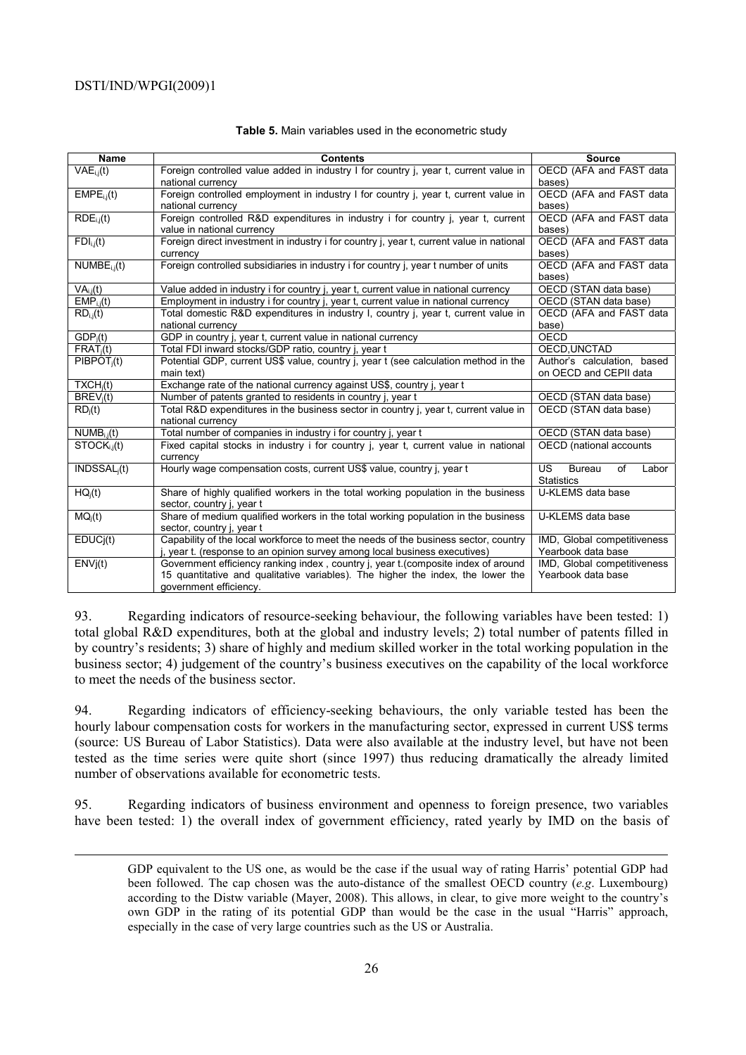**Table 5.** Main variables used in the econometric study

| Name | Contents | Source |
|---|---|---|
| $VAE_{i,j}(t)$ | Foreign controlled value added in industry I for country j, year t, current value in national currency | OECD (AFA and FAST data bases) |
| $EMPE_{i,j}(t)$ | Foreign controlled employment in industry I for country j, year t, current value in national currency | OECD (AFA and FAST data bases) |
| $RDE_{i,j}(t)$ | Foreign controlled R&D expenditures in industry i for country j, year t, current value in national currency | OECD (AFA and FAST data bases) |
| $FDI_{i,j}(t)$ | Foreign direct investment in industry i for country j, year t, current value in national currency | OECD (AFA and FAST data bases) |
| $NUMBE_{i,j}(t)$ | Foreign controlled subsidiaries in industry i for country j, year t number of units | OECD (AFA and FAST data bases) |
| $VA_{i,j}(t)$ | Value added in industry i for country j, year t, current value in national currency | OECD (STAN data base) |
| $EMP_{i,j}(t)$ | Employment in industry i for country j, year t, current value in national currency | OECD (STAN data base) |
| $RD_{i,j}(t)$ | Total domestic R&D expenditures in industry I, country j, year t, current value in national currency | OECD (AFA and FAST data base) |
| $GDP_j(t)$ | GDP in country j, year t, current value in national currency | OECD |
| $FRAT_j(t)$ | Total FDI inward stocks/GDP ratio, country j, year t | OECD,UNCTAD |
| $PIBPOT_j(t)$ | Potential GDP, current US$ value, country j, year t (see calculation method in the main text) | Author's calculation, based on OECD and CEPII data |
| $TXCH_j(t)$ | Exchange rate of the national currency against US$, country j, year t | |
| $BREV_j(t)$ | Number of patents granted to residents in country j, year t | OECD (STAN data base) |
| $RD_j(t)$ | Total R&D expenditures in the business sector in country j, year t, current value in national currency | OECD (STAN data base) |
| $NUMB_{i,j}(t)$ | Total number of companies in industry i for country j, year t | OECD (STAN data base) |
| $STOCK_{i,j}(t)$ | Fixed capital stocks in industry i for country j, year t, current value in national currency | OECD (national accounts |
| $INDSSAL_j(t)$ | Hourly wage compensation costs, current US$ value, country j, year t | US Bureau of Labor Statistics |
| $HQ_j(t)$ | Share of highly qualified workers in the total working population in the business sector, country j, year t | U-KLEMS data base |
| $MQ_j(t)$ | Share of medium qualified workers in the total working population in the business sector, country j, year t | U-KLEMS data base |
| $EDUCj(t)$ | Capability of the local workforce to meet the needs of the business sector, country j, year t. (response to an opinion survey among local business executives) | IMD, Global competitiveness Yearbook data base |
| $ENVj(t)$ | Government efficiency ranking index , country j, year t.(composite index of around 15 quantitative and qualitative variables). The higher the index, the lower the government efficiency. | IMD, Global competitiveness Yearbook data base |

93. Regarding indicators of resource-seeking behaviour, the following variables have been tested: 1) total global R&D expenditures, both at the global and industry levels; 2) total number of patents filled in by country's residents; 3) share of highly and medium skilled worker in the total working population in the business sector; 4) judgement of the country's business executives on the capability of the local workforce to meet the needs of the business sector.

94. Regarding indicators of efficiency-seeking behaviours, the only variable tested has been the hourly labour compensation costs for workers in the manufacturing sector, expressed in current US$ terms (source: US Bureau of Labor Statistics). Data were also available at the industry level, but have not been tested as the time series were quite short (since 1997) thus reducing dramatically the already limited number of observations available for econometric tests.

95. Regarding indicators of business environment and openness to foreign presence, two variables have been tested: 1) the overall index of government efficiency, rated yearly by IMD on the basis of

GDP equivalent to the US one, as would be the case if the usual way of rating Harris' potential GDP had been followed. The cap chosen was the auto-distance of the smallest OECD country (*e.g*. Luxembourg) according to the Distw variable (Mayer, 2008). This allows, in clear, to give more weight to the country's own GDP in the rating of its potential GDP than would be the case in the usual "Harris" approach, especially in the case of very large countries such as the US or Australia.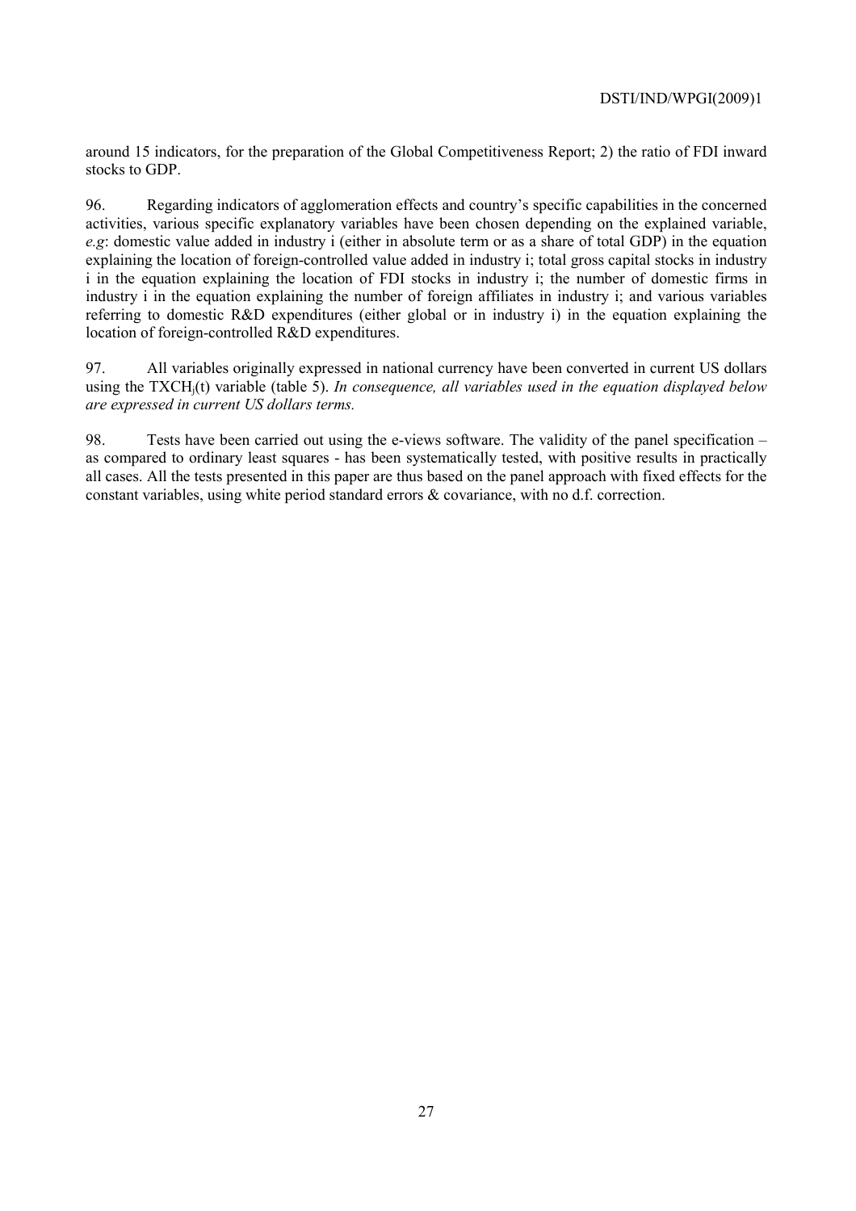around 15 indicators, for the preparation of the Global Competitiveness Report; 2) the ratio of FDI inward stocks to GDP.

96. Regarding indicators of agglomeration effects and country's specific capabilities in the concerned activities, various specific explanatory variables have been chosen depending on the explained variable, *e.g*: domestic value added in industry i (either in absolute term or as a share of total GDP) in the equation explaining the location of foreign-controlled value added in industry i; total gross capital stocks in industry i in the equation explaining the location of FDI stocks in industry i; the number of domestic firms in industry i in the equation explaining the number of foreign affiliates in industry i; and various variables referring to domestic R&D expenditures (either global or in industry i) in the equation explaining the location of foreign-controlled R&D expenditures.

97. All variables originally expressed in national currency have been converted in current US dollars using the $TXCH_j(t)$ variable (table 5). *In consequence, all variables used in the equation displayed below are expressed in current US dollars terms.*

98. Tests have been carried out using the e-views software. The validity of the panel specification – as compared to ordinary least squares - has been systematically tested, with positive results in practically all cases. All the tests presented in this paper are thus based on the panel approach with fixed effects for the constant variables, using white period standard errors & covariance, with no d.f. correction.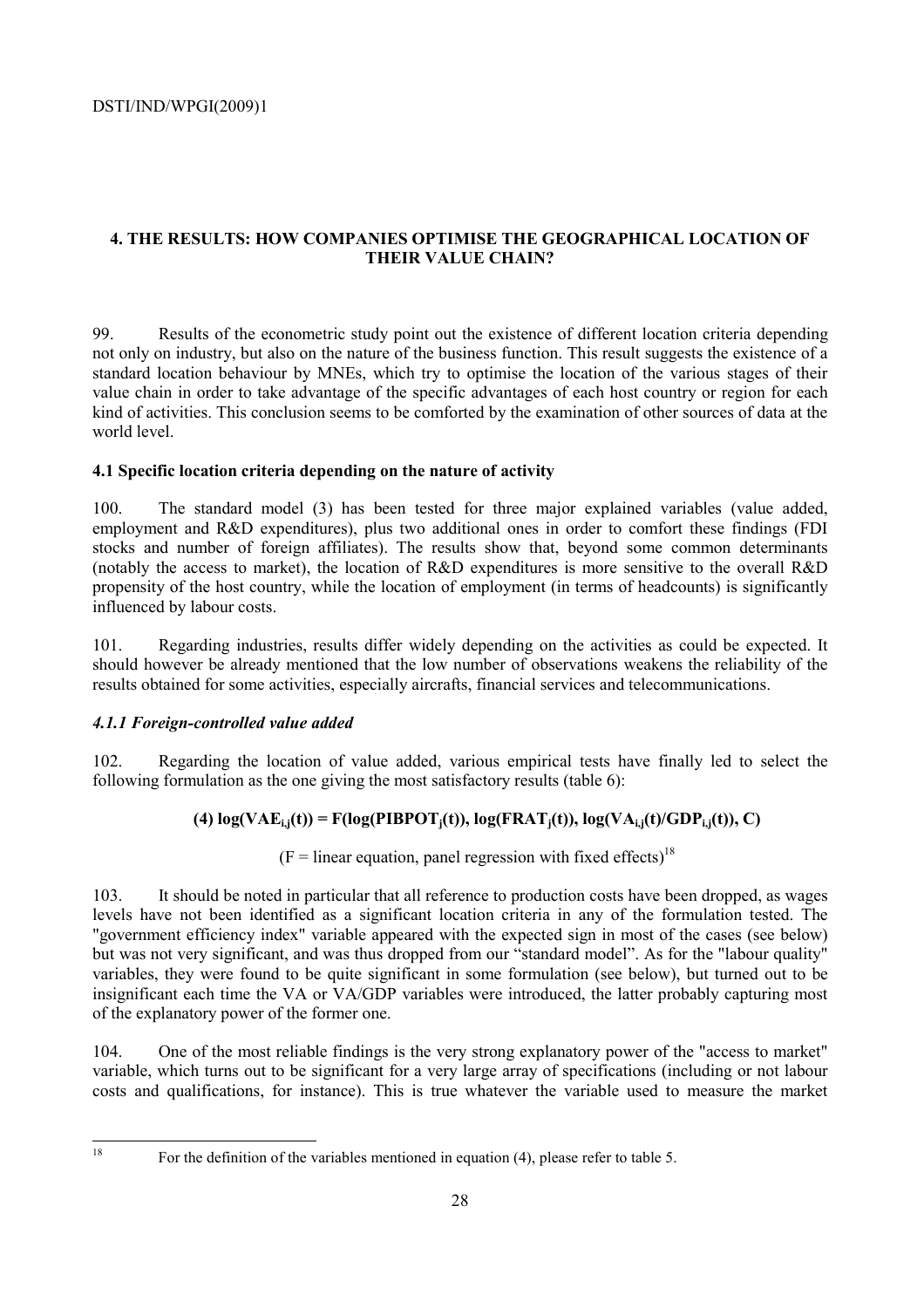## 4. THE RESULTS: HOW COMPANIES OPTIMISE THE GEOGRAPHICAL LOCATION OF THEIR VALUE CHAIN?

99. Results of the econometric study point out the existence of different location criteria depending not only on industry, but also on the nature of the business function. This result suggests the existence of a standard location behaviour by MNEs, which try to optimise the location of the various stages of their value chain in order to take advantage of the specific advantages of each host country or region for each kind of activities. This conclusion seems to be comforted by the examination of other sources of data at the world level.

### 4.1 Specific location criteria depending on the nature of activity

100. The standard model (3) has been tested for three major explained variables (value added, employment and R&D expenditures), plus two additional ones in order to comfort these findings (FDI stocks and number of foreign affiliates). The results show that, beyond some common determinants (notably the access to market), the location of R&D expenditures is more sensitive to the overall R&D propensity of the host country, while the location of employment (in terms of headcounts) is significantly influenced by labour costs.

101. Regarding industries, results differ widely depending on the activities as could be expected. It should however be already mentioned that the low number of observations weakens the reliability of the results obtained for some activities, especially aircrafts, financial services and telecommunications.

#### *4.1.1 Foreign-controlled value added*

102. Regarding the location of value added, various empirical tests have finally led to select the following formulation as the one giving the most satisfactory results (table 6):

$$\textbf{(4)}\ \log(VAE_{i,j}(t)) = F(\log(PIBPOT_j(t)), \log(FRAT_j(t)), \log(VA_{i,j}(t)/GDP_{i,j}(t)), C)$$

(F = linear equation, panel regression with fixed effects)[18]

103. It should be noted in particular that all reference to production costs have been dropped, as wages levels have not been identified as a significant location criteria in any of the formulation tested. The "government efficiency index" variable appeared with the expected sign in most of the cases (see below) but was not very significant, and was thus dropped from our "standard model". As for the "labour quality" variables, they were found to be quite significant in some formulation (see below), but turned out to be insignificant each time the VA or VA/GDP variables were introduced, the latter probably capturing most of the explanatory power of the former one.

104. One of the most reliable findings is the very strong explanatory power of the "access to market" variable, which turns out to be significant for a very large array of specifications (including or not labour costs and qualifications, for instance). This is true whatever the variable used to measure the market

[18] For the definition of the variables mentioned in equation (4), please refer to table 5.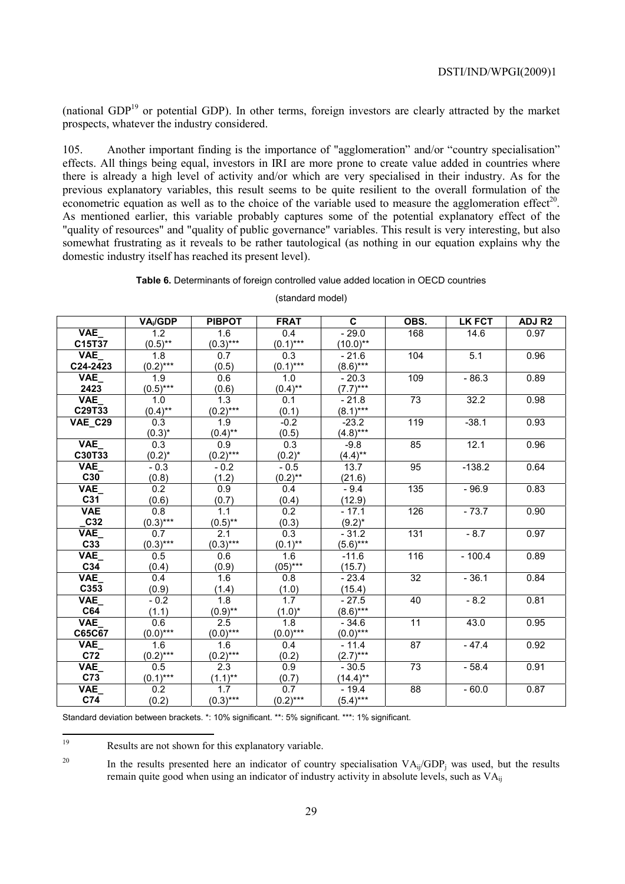(national GDP[19] or potential GDP). In other terms, foreign investors are clearly attracted by the market prospects, whatever the industry considered.

105. Another important finding is the importance of "agglomeration" and/or "country specialisation" effects. All things being equal, investors in IRI are more prone to create value added in countries where there is already a high level of activity and/or which are very specialised in their industry. As for the previous explanatory variables, this result seems to be quite resilient to the overall formulation of the econometric equation as well as to the choice of the variable used to measure the agglomeration effect[20]. As mentioned earlier, this variable probably captures some of the potential explanatory effect of the "quality of resources" and "quality of public governance" variables. This result is very interesting, but also somewhat frustrating as it reveals to be rather tautological (as nothing in our equation explains why the domestic industry itself has reached its present level).

**Table 6.** Determinants of foreign controlled value added location in OECD countries

(standard model)

| | $VA_i$/GDP | PIBPOT | FRAT | C | OBS. | LK FCT | ADJ R2 |
|---|---|---|---|---|---|---|---|
| VAE_ C15T37 | 1.2 (0.5)** | 1.6 (0.3)*** | 0.4 (0.1)*** | - 29.0 (10.0)** | 168 | 14.6 | 0.97 |
| VAE_ C24-2423 | 1.8 (0.2)*** | 0.7 (0.5) | 0.3 (0.1)*** | - 21.6 (8.6)*** | 104 | 5.1 | 0.96 |
| VAE_ 2423 | 1.9 (0.5)*** | 0.6 (0.6) | 1.0 (0.4)** | - 20.3 (7.7)*** | 109 | - 86.3 | 0.89 |
| VAE_ C29T33 | 1.0 (0.4)** | 1.3 (0.2)*** | 0.1 (0.1) | - 21.8 (8.1)*** | 73 | 32.2 | 0.98 |
| VAE_C29 | 0.3 (0.3)* | 1.9 (0.4)** | -0.2 (0.5) | -23.2 (4.8)*** | 119 | -38.1 | 0.93 |
| VAE_ C30T33 | 0.3 (0.2)* | 0.9 (0.2)*** | 0.3 (0.2)* | -9.8 (4.4)** | 85 | 12.1 | 0.96 |
| VAE_ C30 | - 0.3 (0.8) | - 0.2 (1.2) | - 0.5 (0.2)** | 13.7 (21.6) | 95 | -138.2 | 0.64 |
| VAE_ C31 | 0.2 (0.6) | 0.9 (0.7) | 0.4 (0.4) | - 9.4 (12.9) | 135 | - 96.9 | 0.83 |
| VAE _C32 | 0.8 (0.3)*** | 1.1 (0.5)** | 0.2 (0.3) | - 17.1 (9.2)* | 126 | - 73.7 | 0.90 |
| VAE_ C33 | 0.7 (0.3)*** | 2.1 (0.3)*** | 0.3 (0.1)** | - 31.2 (5.6)*** | 131 | - 8.7 | 0.97 |
| VAE_ C34 | 0.5 (0.4) | 0.6 (0.9) | 1.6 (05)*** | -11.6 (15.7) | 116 | - 100.4 | 0.89 |
| VAE_ C353 | 0.4 (0.9) | 1.6 (1.4) | 0.8 (1.0) | - 23.4 (15.4) | 32 | - 36.1 | 0.84 |
| VAE_ C64 | - 0.2 (1.1) | 1.8 (0.9)** | 1.7 (1.0)* | - 27.5 (8.6)*** | 40 | - 8.2 | 0.81 |
| VAE_ C65C67 | 0.6 (0.0)*** | 2.5 (0.0)*** | 1.8 (0.0)*** | - 34.6 (0.0)*** | 11 | 43.0 | 0.95 |
| VAE_ C72 | 1.6 (0.2)*** | 1.6 (0.2)*** | 0.4 (0.2) | - 11.4 (2.7)*** | 87 | - 47.4 | 0.92 |
| VAE_ C73 | 0.5 (0.1)*** | 2.3 (1.1)** | 0.9 (0.7) | - 30.5 (14.4)** | 73 | - 58.4 | 0.91 |
| VAE_ C74 | 0.2 (0.2) | 1.7 (0.3)*** | 0.7 (0.2)*** | - 19.4 (5.4)*** | 88 | - 60.0 | 0.87 |

Standard deviation between brackets. *: 10% significant. **: 5% significant. ***: 1% significant.

---

[19] Results are not shown for this explanatory variable.

[20] In the results presented here an indicator of country specialisation $VA_{ij}/GDP_j$ was used, but the results remain quite good when using an indicator of industry activity in absolute levels, such as $VA_{ij}$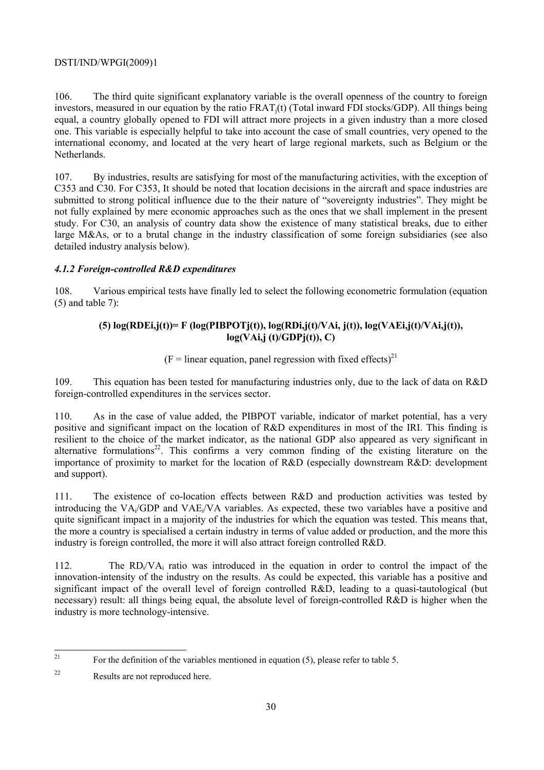106. The third quite significant explanatory variable is the overall openness of the country to foreign investors, measured in our equation by the ratio $FRAT_j(t)$ (Total inward FDI stocks/GDP). All things being equal, a country globally opened to FDI will attract more projects in a given industry than a more closed one. This variable is especially helpful to take into account the case of small countries, very opened to the international economy, and located at the very heart of large regional markets, such as Belgium or the Netherlands.

107. By industries, results are satisfying for most of the manufacturing activities, with the exception of C353 and C30. For C353, It should be noted that location decisions in the aircraft and space industries are submitted to strong political influence due to the their nature of "sovereignty industries". They might be not fully explained by mere economic approaches such as the ones that we shall implement in the present study. For C30, an analysis of country data show the existence of many statistical breaks, due to either large M&As, or to a brutal change in the industry classification of some foreign subsidiaries (see also detailed industry analysis below).

#### *4.1.2 Foreign-controlled R&D expenditures*

108. Various empirical tests have finally led to select the following econometric formulation (equation (5) and table 7):

$$\textbf{(5)}\ \log(RDE_{i,j}(t)) = F\left(\log(PIBPOT_j(t)), \log(RD_{i,j}(t)/VA_{i,j}(t)), \log(VAE_{i,j}(t)/VA_{i,j}(t)), \log(VA_{i,j}(t)/GDP_j(t)), C\right)$$

(F = linear equation, panel regression with fixed effects)[21]

109. This equation has been tested for manufacturing industries only, due to the lack of data on R&D foreign-controlled expenditures in the services sector.

110. As in the case of value added, the PIBPOT variable, indicator of market potential, has a very positive and significant impact on the location of R&D expenditures in most of the IRI. This finding is resilient to the choice of the market indicator, as the national GDP also appeared as very significant in alternative formulations[22]. This confirms a very common finding of the existing literature on the importance of proximity to market for the location of R&D (especially downstream R&D: development and support).

111. The existence of co-location effects between R&D and production activities was tested by introducing the $VA_i$/GDP and $VAE_i$/VA variables. As expected, these two variables have a positive and quite significant impact in a majority of the industries for which the equation was tested. This means that, the more a country is specialised a certain industry in terms of value added or production, and the more this industry is foreign controlled, the more it will also attract foreign controlled R&D.

112. The $RD_i/VA_i$ ratio was introduced in the equation in order to control the impact of the innovation-intensity of the industry on the results. As could be expected, this variable has a positive and significant impact of the overall level of foreign controlled R&D, leading to a quasi-tautological (but necessary) result: all things being equal, the absolute level of foreign-controlled R&D is higher when the industry is more technology-intensive.

---

[21] For the definition of the variables mentioned in equation (5), please refer to table 5.

[22] Results are not reproduced here.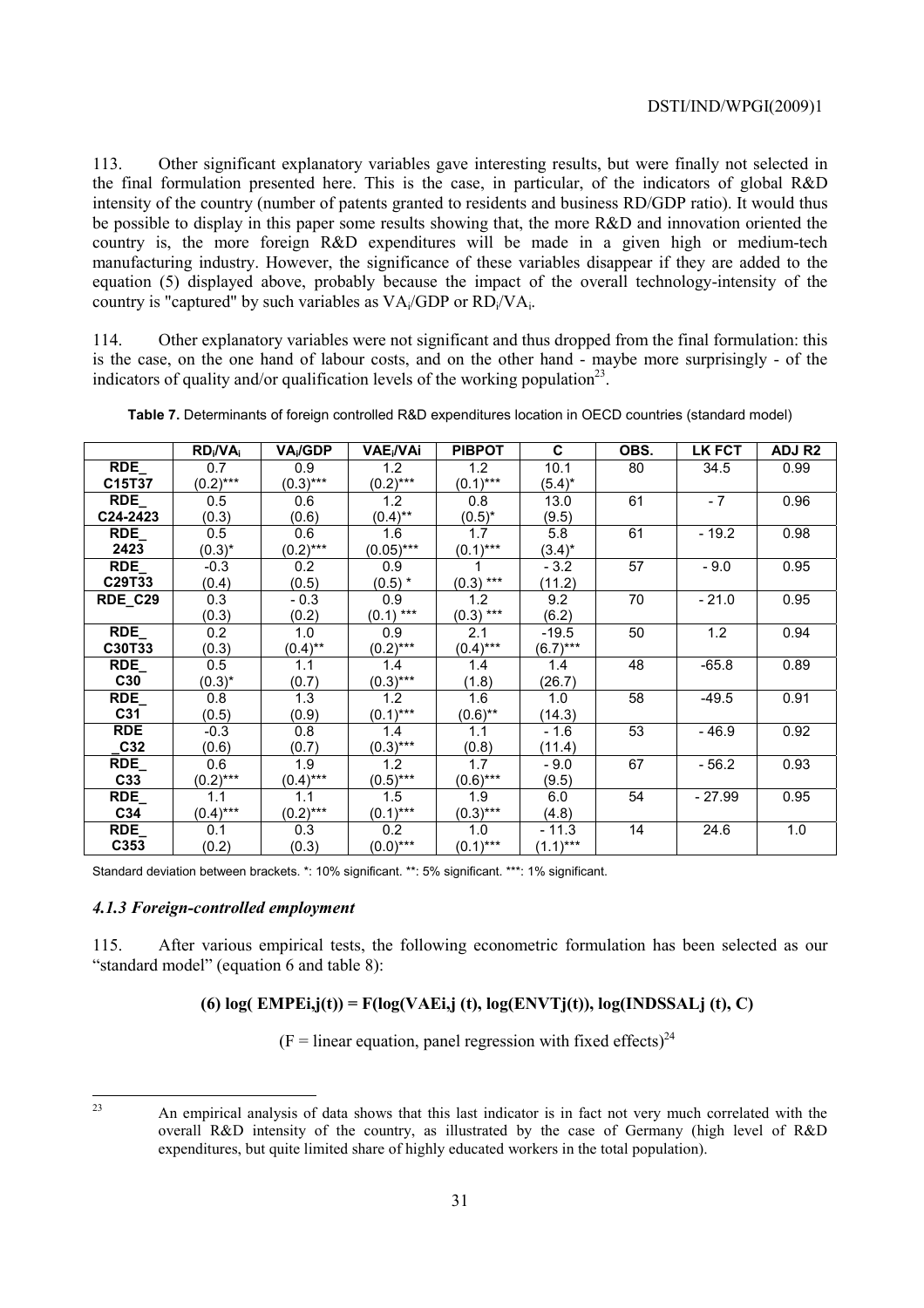113. Other significant explanatory variables gave interesting results, but were finally not selected in the final formulation presented here. This is the case, in particular, of the indicators of global R&D intensity of the country (number of patents granted to residents and business RD/GDP ratio). It would thus be possible to display in this paper some results showing that, the more R&D and innovation oriented the country is, the more foreign R&D expenditures will be made in a given high or medium-tech manufacturing industry. However, the significance of these variables disappear if they are added to the equation (5) displayed above, probably because the impact of the overall technology-intensity of the country is "captured" by such variables as $VA_i/GDP$ or $RD_i/VA_i$.

114. Other explanatory variables were not significant and thus dropped from the final formulation: this is the case, on the one hand of labour costs, and on the other hand - maybe more surprisingly - of the indicators of quality and/or qualification levels of the working population[23].

**Table 7.** Determinants of foreign controlled R&D expenditures location in OECD countries (standard model)

| | $RD_i/VA_i$ | $VA_i/GDP$ | $VAE_i/VAi$ | PIBPOT | C | OBS. | LK FCT | ADJ R2 |
|---|---|---|---|---|---|---|---|---|
| RDE_ C15T37 | 0.7 (0.2)*** | 0.9 (0.3)*** | 1.2 (0.2)*** | 1.2 (0.1)*** | 10.1 (5.4)* | 80 | 34.5 | 0.99 |
| RDE_ C24-2423 | 0.5 (0.3) | 0.6 (0.6) | 1.2 (0.4)** | 0.8 (0.5)* | 13.0 (9.5) | 61 | - 7 | 0.96 |
| RDE_ 2423 | 0.5 (0.3)* | 0.6 (0.2)*** | 1.6 (0.05)*** | 1.7 (0.1)*** | 5.8 (3.4)* | 61 | - 19.2 | 0.98 |
| RDE_ C29T33 | -0.3 (0.4) | 0.2 (0.5) | 0.9 (0.5) * | 1 (0.3) *** | - 3.2 (11.2) | 57 | - 9.0 | 0.95 |
| RDE_C29 | 0.3 (0.3) | - 0.3 (0.2) | 0.9 (0.1) *** | 1.2 (0.3) *** | 9.2 (6.2) | 70 | - 21.0 | 0.95 |
| RDE_ C30T33 | 0.2 (0.3) | 1.0 (0.4)** | 0.9 (0.2)*** | 2.1 (0.4)*** | -19.5 (6.7)*** | 50 | 1.2 | 0.94 |
| RDE_ C30 | 0.5 (0.3)* | 1.1 (0.7) | 1.4 (0.3)*** | 1.4 (1.8) | 1.4 (26.7) | 48 | -65.8 | 0.89 |
| RDE_ C31 | 0.8 (0.5) | 1.3 (0.9) | 1.2 (0.1)*** | 1.6 (0.6)** | 1.0 (14.3) | 58 | -49.5 | 0.91 |
| RDE _C32 | -0.3 (0.6) | 0.8 (0.7) | 1.4 (0.3)*** | 1.1 (0.8) | - 1.6 (11.4) | 53 | - 46.9 | 0.92 |
| RDE_ C33 | 0.6 (0.2)*** | 1.9 (0.4)*** | 1.2 (0.5)*** | 1.7 (0.6)*** | - 9.0 (9.5) | 67 | - 56.2 | 0.93 |
| RDE_ C34 | 1.1 (0.4)*** | 1.1 (0.2)*** | 1.5 (0.1)*** | 1.9 (0.3)*** | 6.0 (4.8) | 54 | - 27.99 | 0.95 |
| RDE_ C353 | 0.1 (0.2) | 0.3 (0.3) | 0.2 (0.0)*** | 1.0 (0.1)*** | - 11.3 (1.1)*** | 14 | 24.6 | 1.0 |

Standard deviation between brackets. *: 10% significant. **: 5% significant. ***: 1% significant.

### *4.1.3 Foreign-controlled employment*

115. After various empirical tests, the following econometric formulation has been selected as our "standard model" (equation 6 and table 8):

$$\text{(6) } \log(\text{EMPE}_{i,j}(t)) = F(\log(\text{VAE}_{i,j}(t)), \log(\text{ENVT}_j(t)), \log(\text{INDSSAL}_j(t), C)$$

(F = linear equation, panel regression with fixed effects)[24]

[23] An empirical analysis of data shows that this last indicator is in fact not very much correlated with the overall R&D intensity of the country, as illustrated by the case of Germany (high level of R&D expenditures, but quite limited share of highly educated workers in the total population).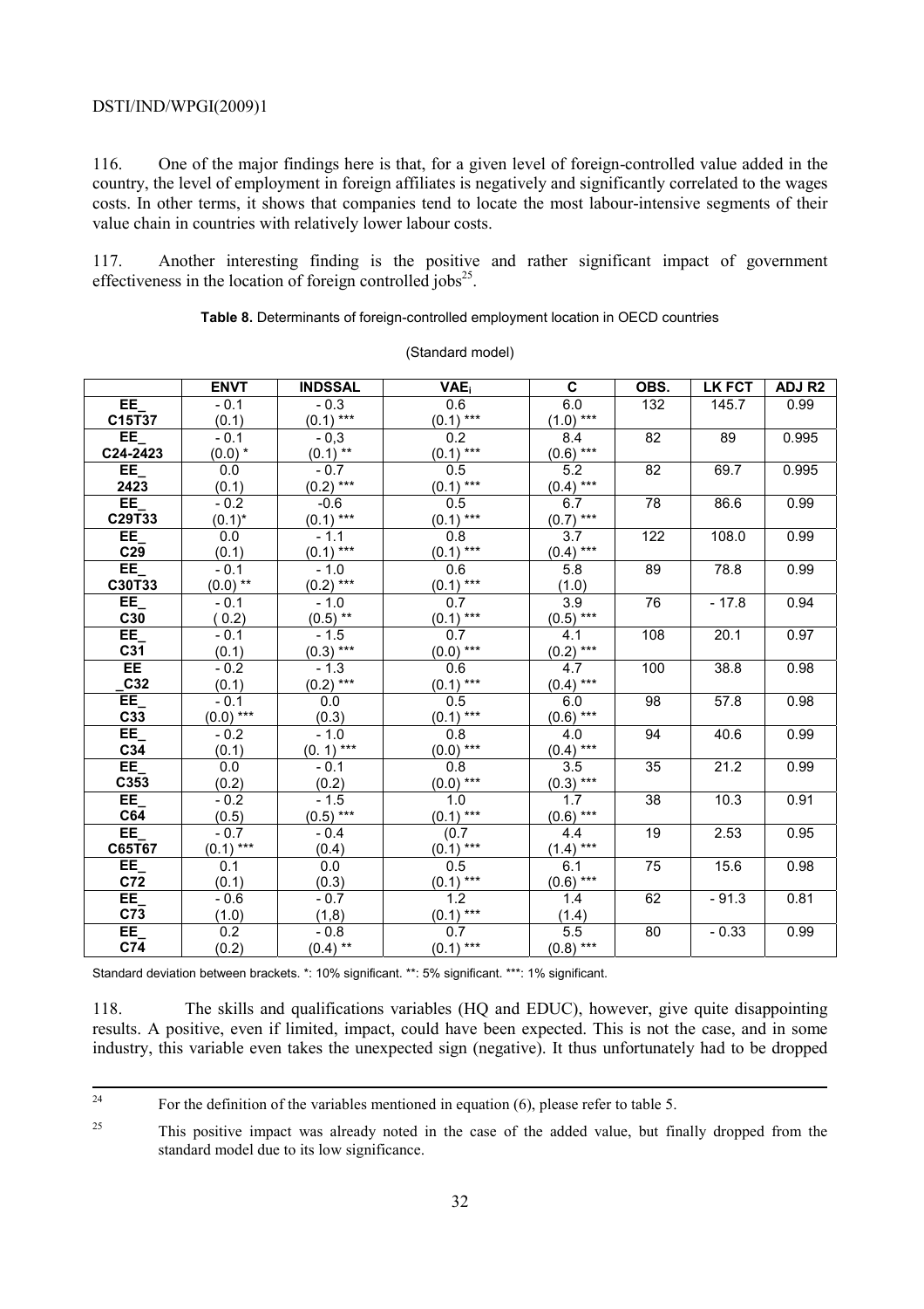116. One of the major findings here is that, for a given level of foreign-controlled value added in the country, the level of employment in foreign affiliates is negatively and significantly correlated to the wages costs. In other terms, it shows that companies tend to locate the most labour-intensive segments of their value chain in countries with relatively lower labour costs.

117. Another interesting finding is the positive and rather significant impact of government effectiveness in the location of foreign controlled jobs[25].

**Table 8.** Determinants of foreign-controlled employment location in OECD countries

(Standard model)

| | ENVT | INDSSAL | $VAE_i$ | C | OBS. | LK FCT | ADJ R2 |
|---|---|---|---|---|---|---|---|
| EE_ C15T37 | - 0.1 (0.1) | - 0.3 (0.1) *** | 0.6 (0.1) *** | 6.0 (1.0) *** | 132 | 145.7 | 0.99 |
| EE_ C24-2423 | - 0.1 (0.0) * | - 0,3 (0.1) ** | 0.2 (0.1) *** | 8.4 (0.6) *** | 82 | 89 | 0.995 |
| EE_ 2423 | 0.0 (0.1) | - 0.7 (0.2) *** | 0.5 (0.1) *** | 5.2 (0.4) *** | 82 | 69.7 | 0.995 |
| EE_ C29T33 | - 0.2 (0.1)* | -0.6 (0.1) *** | 0.5 (0.1) *** | 6.7 (0.7) *** | 78 | 86.6 | 0.99 |
| EE_ C29 | 0.0 (0.1) | - 1.1 (0.1) *** | 0.8 (0.1) *** | 3.7 (0.4) *** | 122 | 108.0 | 0.99 |
| EE_ C30T33 | - 0.1 (0.0) ** | - 1.0 (0.2) *** | 0.6 (0.1) *** | 5.8 (1.0) | 89 | 78.8 | 0.99 |
| EE_ C30 | - 0.1 ( 0.2) | - 1.0 (0.5) ** | 0.7 (0.1) *** | 3.9 (0.5) *** | 76 | - 17.8 | 0.94 |
| EE_ C31 | - 0.1 (0.1) | - 1.5 (0.3) *** | 0.7 (0.0) *** | 4.1 (0.2) *** | 108 | 20.1 | 0.97 |
| EE _C32 | - 0.2 (0.1) | - 1.3 (0.2) *** | 0.6 (0.1) *** | 4.7 (0.4) *** | 100 | 38.8 | 0.98 |
| EE_ C33 | - 0.1 (0.0) *** | 0.0 (0.3) | 0.5 (0.1) *** | 6.0 (0.6) *** | 98 | 57.8 | 0.98 |
| EE_ C34 | - 0.2 (0.1) | - 1.0 (0. 1) *** | 0.8 (0.0) *** | 4.0 (0.4) *** | 94 | 40.6 | 0.99 |
| EE_ C353 | 0.0 (0.2) | - 0.1 (0.2) | 0.8 (0.0) *** | 3.5 (0.3) *** | 35 | 21.2 | 0.99 |
| EE_ C64 | - 0.2 (0.5) | - 1.5 (0.5) *** | 1.0 (0.1) *** | 1.7 (0.6) *** | 38 | 10.3 | 0.91 |
| EE_ C65T67 | - 0.7 (0.1) *** | - 0.4 (0.4) | (0.7 (0.1) *** | 4.4 (1.4) *** | 19 | 2.53 | 0.95 |
| EE_ C72 | 0.1 (0.1) | 0.0 (0.3) | 0.5 (0.1) *** | 6.1 (0.6) *** | 75 | 15.6 | 0.98 |
| EE_ C73 | - 0.6 (1.0) | - 0.7 (1,8) | 1.2 (0.1) *** | 1.4 (1.4) | 62 | - 91.3 | 0.81 |
| EE_ C74 | 0.2 (0.2) | - 0.8 (0.4) ** | 0.7 (0.1) *** | 5.5 (0.8) *** | 80 | - 0.33 | 0.99 |

Standard deviation between brackets. *: 10% significant. **: 5% significant. ***: 1% significant.

118. The skills and qualifications variables (HQ and EDUC), however, give quite disappointing results. A positive, even if limited, impact, could have been expected. This is not the case, and in some industry, this variable even takes the unexpected sign (negative). It thus unfortunately had to be dropped

---

[24] For the definition of the variables mentioned in equation (6), please refer to table 5.

[25] This positive impact was already noted in the case of the added value, but finally dropped from the standard model due to its low significance.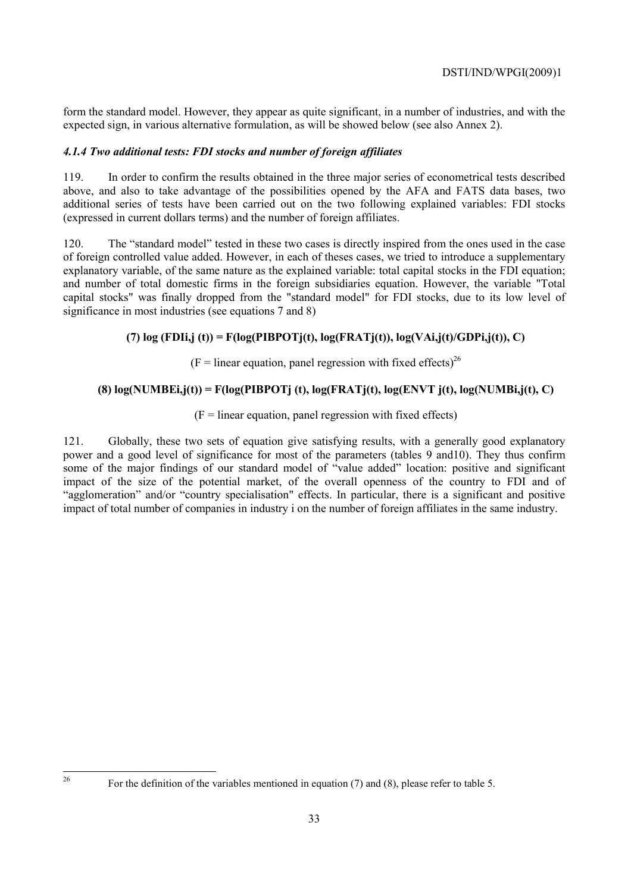form the standard model. However, they appear as quite significant, in a number of industries, and with the expected sign, in various alternative formulation, as will be showed below (see also Annex 2).

#### *4.1.4 Two additional tests: FDI stocks and number of foreign affiliates*

119. In order to confirm the results obtained in the three major series of econometrical tests described above, and also to take advantage of the possibilities opened by the AFA and FATS data bases, two additional series of tests have been carried out on the two following explained variables: FDI stocks (expressed in current dollars terms) and the number of foreign affiliates.

120. The "standard model" tested in these two cases is directly inspired from the ones used in the case of foreign controlled value added. However, in each of theses cases, we tried to introduce a supplementary explanatory variable, of the same nature as the explained variable: total capital stocks in the FDI equation; and number of total domestic firms in the foreign subsidiaries equation. However, the variable "Total capital stocks" was finally dropped from the "standard model" for FDI stocks, due to its low level of significance in most industries (see equations 7 and 8)

**(7) log (FDIi,j (t)) = F(log(PIBPOTj(t), log(FRATj(t)), log(VAi,j(t)/GDPi,j(t)), C)**

(F = linear equation, panel regression with fixed effects)[26]

**(8) log(NUMBEi,j(t)) = F(log(PIBPOTj (t), log(FRATj(t), log(ENVT j(t), log(NUMBi,j(t), C)**

(F = linear equation, panel regression with fixed effects)

121. Globally, these two sets of equation give satisfying results, with a generally good explanatory power and a good level of significance for most of the parameters (tables 9 and10). They thus confirm some of the major findings of our standard model of "value added" location: positive and significant impact of the size of the potential market, of the overall openness of the country to FDI and of "agglomeration" and/or "country specialisation" effects. In particular, there is a significant and positive impact of total number of companies in industry i on the number of foreign affiliates in the same industry.

---

[26] For the definition of the variables mentioned in equation (7) and (8), please refer to table 5.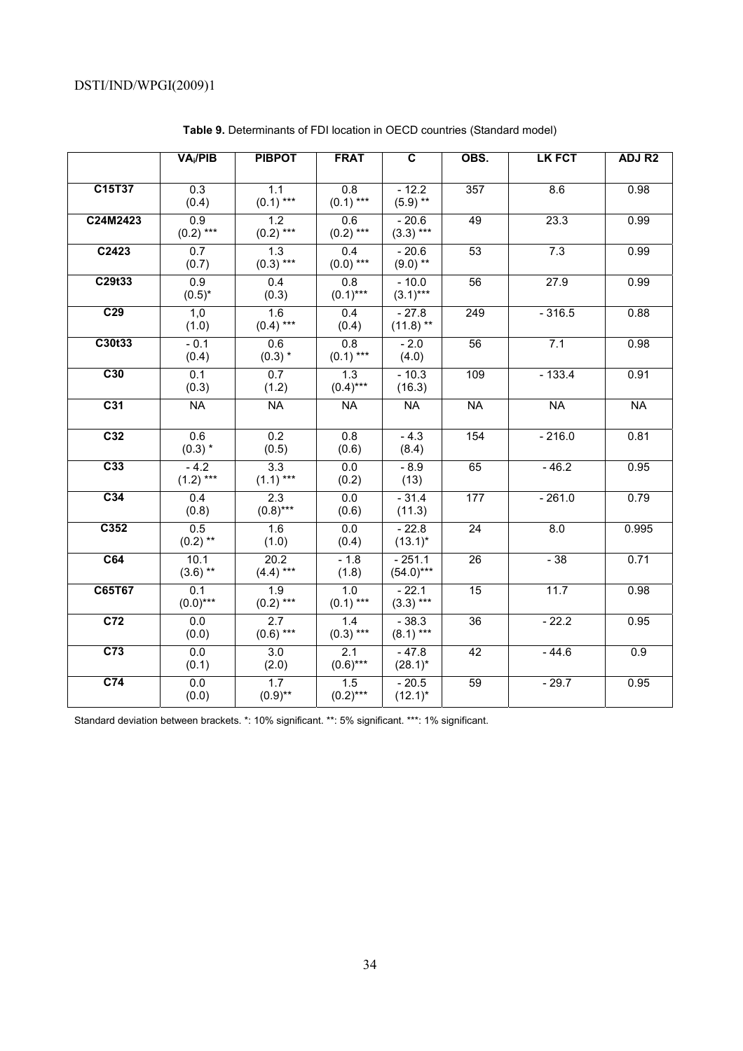**Table 9.** Determinants of FDI location in OECD countries (Standard model)

| | $VA_i$/PIB | PIBPOT | FRAT | C | OBS. | LK FCT | ADJ R2 |
|---|---|---|---|---|---|---|---|
| **C15T37** | 0.3 (0.4) | 1.1 (0.1) *** | 0.8 (0.1) *** | - 12.2 (5.9) ** | 357 | 8.6 | 0.98 |
| **C24M2423** | 0.9 (0.2) *** | 1.2 (0.2) *** | 0.6 (0.2) *** | - 20.6 (3.3) *** | 49 | 23.3 | 0.99 |
| **C2423** | 0.7 (0.7) | 1.3 (0.3) *** | 0.4 (0.0) *** | - 20.6 (9.0) ** | 53 | 7.3 | 0.99 |
| **C29t33** | 0.9 (0.5)* | 0.4 (0.3) | 0.8 (0.1)*** | - 10.0 (3.1)*** | 56 | 27.9 | 0.99 |
| **C29** | 1,0 (1.0) | 1.6 (0.4) *** | 0.4 (0.4) | - 27.8 (11.8) ** | 249 | - 316.5 | 0.88 |
| **C30t33** | - 0.1 (0.4) | 0.6 (0.3) * | 0.8 (0.1) *** | - 2.0 (4.0) | 56 | 7.1 | 0.98 |
| **C30** | 0.1 (0.3) | 0.7 (1.2) | 1.3 (0.4)*** | - 10.3 (16.3) | 109 | - 133.4 | 0.91 |
| **C31** | NA | NA | NA | NA | NA | NA | NA |
| **C32** | 0.6 (0.3) * | 0.2 (0.5) | 0.8 (0.6) | - 4.3 (8.4) | 154 | - 216.0 | 0.81 |
| **C33** | - 4.2 (1.2) *** | 3.3 (1.1) *** | 0.0 (0.2) | - 8.9 (13) | 65 | - 46.2 | 0.95 |
| **C34** | 0.4 (0.8) | 2.3 (0.8)*** | 0.0 (0.6) | - 31.4 (11.3) | 177 | - 261.0 | 0.79 |
| **C352** | 0.5 (0.2) ** | 1.6 (1.0) | 0.0 (0.4) | - 22.8 (13.1)* | 24 | 8.0 | 0.995 |
| **C64** | 10.1 (3.6) ** | 20.2 (4.4) *** | - 1.8 (1.8) | - 251.1 (54.0)*** | 26 | - 38 | 0.71 |
| **C65T67** | 0.1 (0.0)*** | 1.9 (0.2) *** | 1.0 (0.1) *** | - 22.1 (3.3) *** | 15 | 11.7 | 0.98 |
| **C72** | 0.0 (0.0) | 2.7 (0.6) *** | 1.4 (0.3) *** | - 38.3 (8.1) *** | 36 | - 22.2 | 0.95 |
| **C73** | 0.0 (0.1) | 3.0 (2.0) | 2.1 (0.6)*** | - 47.8 (28.1)* | 42 | - 44.6 | 0.9 |
| **C74** | 0.0 (0.0) | 1.7 (0.9)** | 1.5 (0.2)*** | - 20.5 (12.1)* | 59 | - 29.7 | 0.95 |

Standard deviation between brackets. *: 10% significant. **: 5% significant. ***: 1% significant.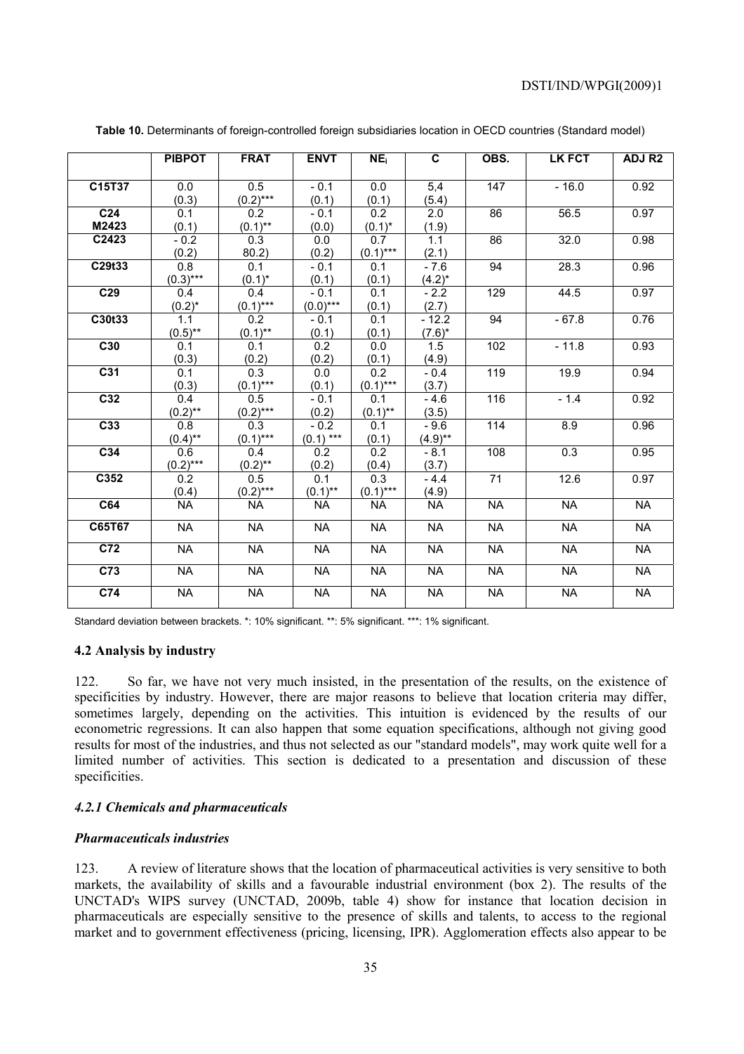**Table 10.** Determinants of foreign-controlled foreign subsidiaries location in OECD countries (Standard model)

| | PIBPOT | FRAT | ENVT | $NE_i$ | C | OBS. | LK FCT | ADJ R2 |
|---|---|---|---|---|---|---|---|---|
| C15T37 | 0.0 (0.3) | 0.5 (0.2)*** | - 0.1 (0.1) | 0.0 (0.1) | 5,4 (5.4) | 147 | - 16.0 | 0.92 |
| C24 M2423 | 0.1 (0.1) | 0.2 (0.1)** | - 0.1 (0.0) | 0.2 (0.1)* | 2.0 (1.9) | 86 | 56.5 | 0.97 |
| C2423 | - 0.2 (0.2) | 0.3 80.2) | 0.0 (0.2) | 0.7 (0.1)*** | 1.1 (2.1) | 86 | 32.0 | 0.98 |
| C29t33 | 0.8 (0.3)*** | 0.1 (0.1)* | - 0.1 (0.1) | 0.1 (0.1) | - 7.6 (4.2)* | 94 | 28.3 | 0.96 |
| C29 | 0.4 (0.2)* | 0.4 (0.1)*** | - 0.1 (0.0)*** | 0.1 (0.1) | - 2.2 (2.7) | 129 | 44.5 | 0.97 |
| C30t33 | 1.1 (0.5)** | 0.2 (0.1)** | - 0.1 (0.1) | 0.1 (0.1) | - 12.2 (7.6)* | 94 | - 67.8 | 0.76 |
| C30 | 0.1 (0.3) | 0.1 (0.2) | 0.2 (0.2) | 0.0 (0.1) | 1.5 (4.9) | 102 | - 11.8 | 0.93 |
| C31 | 0.1 (0.3) | 0.3 (0.1)*** | 0.0 (0.1) | 0.2 (0.1)*** | - 0.4 (3.7) | 119 | 19.9 | 0.94 |
| C32 | 0.4 (0.2)** | 0.5 (0.2)*** | - 0.1 (0.2) | 0.1 (0.1)** | - 4.6 (3.5) | 116 | - 1.4 | 0.92 |
| C33 | 0.8 (0.4)** | 0.3 (0.1)*** | - 0.2 (0.1) *** | 0.1 (0.1) | - 9.6 (4.9)** | 114 | 8.9 | 0.96 |
| C34 | 0.6 (0.2)*** | 0.4 (0.2)** | 0.2 (0.2) | 0.2 (0.4) | - 8.1 (3.7) | 108 | 0.3 | 0.95 |
| C352 | 0.2 (0.4) | 0.5 (0.2)*** | 0.1 (0.1)** | 0.3 (0.1)*** | - 4.4 (4.9) | 71 | 12.6 | 0.97 |
| C64 | NA | NA | NA | NA | NA | NA | NA | NA |
| C65T67 | NA | NA | NA | NA | NA | NA | NA | NA |
| C72 | NA | NA | NA | NA | NA | NA | NA | NA |
| C73 | NA | NA | NA | NA | NA | NA | NA | NA |
| C74 | NA | NA | NA | NA | NA | NA | NA | NA |

Standard deviation between brackets. *: 10% significant. **: 5% significant. ***: 1% significant.

### 4.2 Analysis by industry

122. So far, we have not very much insisted, in the presentation of the results, on the existence of specificities by industry. However, there are major reasons to believe that location criteria may differ, sometimes largely, depending on the activities. This intuition is evidenced by the results of our econometric regressions. It can also happen that some equation specifications, although not giving good results for most of the industries, and thus not selected as our "standard models", may work quite well for a limited number of activities. This section is dedicated to a presentation and discussion of these specificities.

#### *4.2.1 Chemicals and pharmaceuticals*

#### ***Pharmaceuticals industries***

123. A review of literature shows that the location of pharmaceutical activities is very sensitive to both markets, the availability of skills and a favourable industrial environment (box 2). The results of the UNCTAD's WIPS survey (UNCTAD, 2009b, table 4) show for instance that location decision in pharmaceuticals are especially sensitive to the presence of skills and talents, to access to the regional market and to government effectiveness (pricing, licensing, IPR). Agglomeration effects also appear to be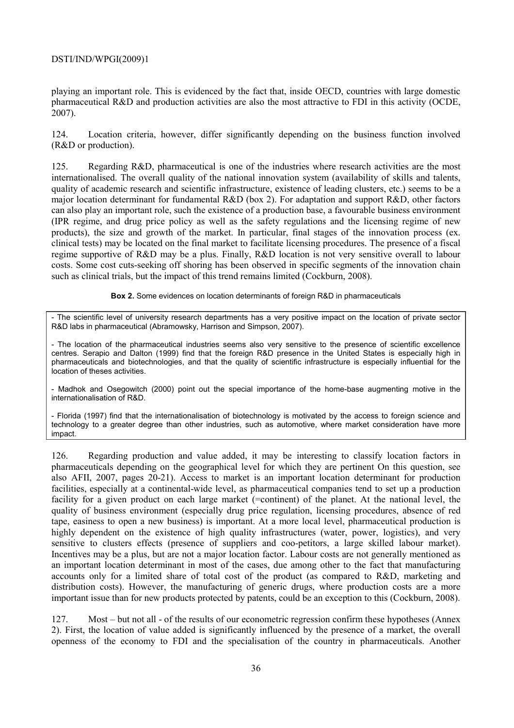playing an important role. This is evidenced by the fact that, inside OECD, countries with large domestic pharmaceutical R&D and production activities are also the most attractive to FDI in this activity (OCDE, 2007).

124. Location criteria, however, differ significantly depending on the business function involved (R&D or production).

125. Regarding R&D, pharmaceutical is one of the industries where research activities are the most internationalised. The overall quality of the national innovation system (availability of skills and talents, quality of academic research and scientific infrastructure, existence of leading clusters, etc.) seems to be a major location determinant for fundamental R&D (box 2). For adaptation and support R&D, other factors can also play an important role, such the existence of a production base, a favourable business environment (IPR regime, and drug price policy as well as the safety regulations and the licensing regime of new products), the size and growth of the market. In particular, final stages of the innovation process (ex. clinical tests) may be located on the final market to facilitate licensing procedures. The presence of a fiscal regime supportive of R&D may be a plus. Finally, R&D location is not very sensitive overall to labour costs. Some cost cuts-seeking off shoring has been observed in specific segments of the innovation chain such as clinical trials, but the impact of this trend remains limited (Cockburn, 2008).

**Box 2.** Some evidences on location determinants of foreign R&D in pharmaceuticals

- The scientific level of university research departments has a very positive impact on the location of private sector R&D labs in pharmaceutical (Abramowsky, Harrison and Simpson, 2007).

- The location of the pharmaceutical industries seems also very sensitive to the presence of scientific excellence centres. Serapio and Dalton (1999) find that the foreign R&D presence in the United States is especially high in pharmaceuticals and biotechnologies, and that the quality of scientific infrastructure is especially influential for the location of theses activities.

- Madhok and Osegowitch (2000) point out the special importance of the home-base augmenting motive in the internationalisation of R&D.

- Florida (1997) find that the internationalisation of biotechnology is motivated by the access to foreign science and technology to a greater degree than other industries, such as automotive, where market consideration have more impact.

126. Regarding production and value added, it may be interesting to classify location factors in pharmaceuticals depending on the geographical level for which they are pertinent On this question, see also AFII, 2007, pages 20-21). Access to market is an important location determinant for production facilities, especially at a continental-wide level, as pharmaceutical companies tend to set up a production facility for a given product on each large market (=continent) of the planet. At the national level, the quality of business environment (especially drug price regulation, licensing procedures, absence of red tape, easiness to open a new business) is important. At a more local level, pharmaceutical production is highly dependent on the existence of high quality infrastructures (water, power, logistics), and very sensitive to clusters effects (presence of suppliers and coo-petitors, a large skilled labour market). Incentives may be a plus, but are not a major location factor. Labour costs are not generally mentioned as an important location determinant in most of the cases, due among other to the fact that manufacturing accounts only for a limited share of total cost of the product (as compared to R&D, marketing and distribution costs). However, the manufacturing of generic drugs, where production costs are a more important issue than for new products protected by patents, could be an exception to this (Cockburn, 2008).

127. Most – but not all - of the results of our econometric regression confirm these hypotheses (Annex 2). First, the location of value added is significantly influenced by the presence of a market, the overall openness of the economy to FDI and the specialisation of the country in pharmaceuticals. Another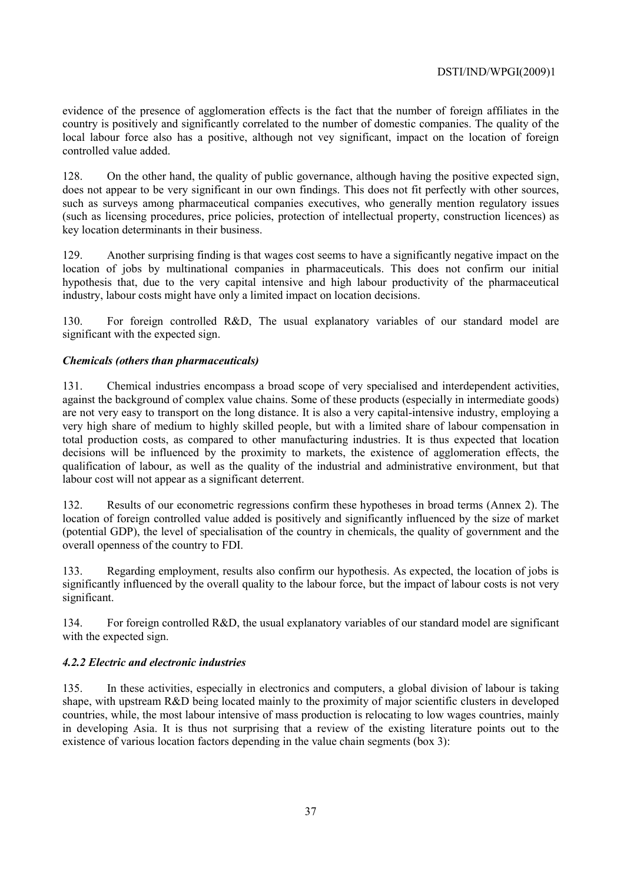evidence of the presence of agglomeration effects is the fact that the number of foreign affiliates in the country is positively and significantly correlated to the number of domestic companies. The quality of the local labour force also has a positive, although not vey significant, impact on the location of foreign controlled value added.

128. On the other hand, the quality of public governance, although having the positive expected sign, does not appear to be very significant in our own findings. This does not fit perfectly with other sources, such as surveys among pharmaceutical companies executives, who generally mention regulatory issues (such as licensing procedures, price policies, protection of intellectual property, construction licences) as key location determinants in their business.

129. Another surprising finding is that wages cost seems to have a significantly negative impact on the location of jobs by multinational companies in pharmaceuticals. This does not confirm our initial hypothesis that, due to the very capital intensive and high labour productivity of the pharmaceutical industry, labour costs might have only a limited impact on location decisions.

130. For foreign controlled R&D, The usual explanatory variables of our standard model are significant with the expected sign.

***Chemicals (others than pharmaceuticals)***

131. Chemical industries encompass a broad scope of very specialised and interdependent activities, against the background of complex value chains. Some of these products (especially in intermediate goods) are not very easy to transport on the long distance. It is also a very capital-intensive industry, employing a very high share of medium to highly skilled people, but with a limited share of labour compensation in total production costs, as compared to other manufacturing industries. It is thus expected that location decisions will be influenced by the proximity to markets, the existence of agglomeration effects, the qualification of labour, as well as the quality of the industrial and administrative environment, but that labour cost will not appear as a significant deterrent.

132. Results of our econometric regressions confirm these hypotheses in broad terms (Annex 2). The location of foreign controlled value added is positively and significantly influenced by the size of market (potential GDP), the level of specialisation of the country in chemicals, the quality of government and the overall openness of the country to FDI.

133. Regarding employment, results also confirm our hypothesis. As expected, the location of jobs is significantly influenced by the overall quality to the labour force, but the impact of labour costs is not very significant.

134. For foreign controlled R&D, the usual explanatory variables of our standard model are significant with the expected sign.

***4.2.2 Electric and electronic industries***

135. In these activities, especially in electronics and computers, a global division of labour is taking shape, with upstream R&D being located mainly to the proximity of major scientific clusters in developed countries, while, the most labour intensive of mass production is relocating to low wages countries, mainly in developing Asia. It is thus not surprising that a review of the existing literature points out to the existence of various location factors depending in the value chain segments (box 3):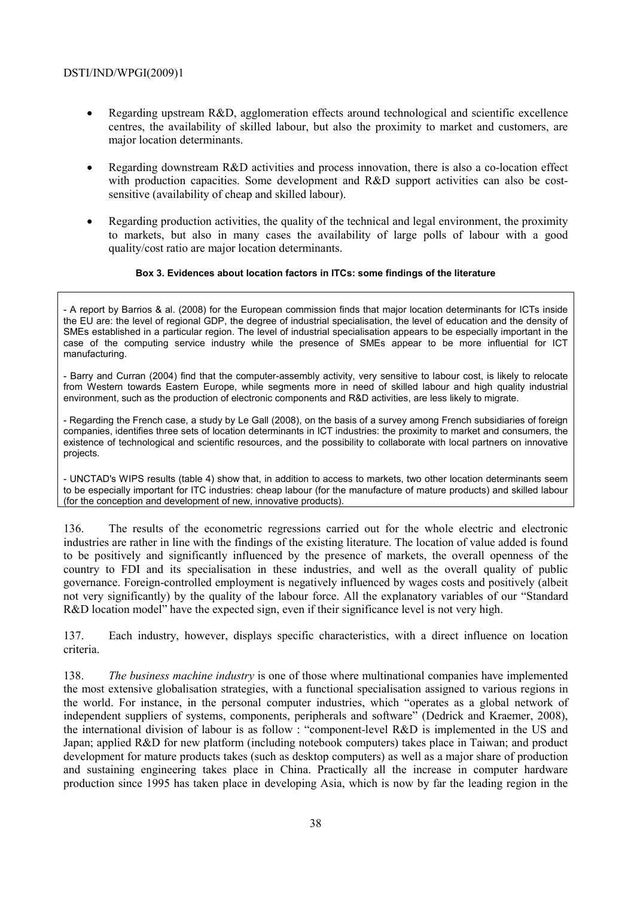- Regarding upstream R&D, agglomeration effects around technological and scientific excellence centres, the availability of skilled labour, but also the proximity to market and customers, are major location determinants.

- Regarding downstream R&D activities and process innovation, there is also a co-location effect with production capacities. Some development and R&D support activities can also be cost-sensitive (availability of cheap and skilled labour).

- Regarding production activities, the quality of the technical and legal environment, the proximity to markets, but also in many cases the availability of large polls of labour with a good quality/cost ratio are major location determinants.

**Box 3. Evidences about location factors in ITCs: some findings of the literature**

- A report by Barrios & al. (2008) for the European commission finds that major location determinants for ICTs inside the EU are: the level of regional GDP, the degree of industrial specialisation, the level of education and the density of SMEs established in a particular region. The level of industrial specialisation appears to be especially important in the case of the computing service industry while the presence of SMEs appear to be more influential for ICT manufacturing.

- Barry and Curran (2004) find that the computer-assembly activity, very sensitive to labour cost, is likely to relocate from Western towards Eastern Europe, while segments more in need of skilled labour and high quality industrial environment, such as the production of electronic components and R&D activities, are less likely to migrate.

- Regarding the French case, a study by Le Gall (2008), on the basis of a survey among French subsidiaries of foreign companies, identifies three sets of location determinants in ICT industries: the proximity to market and consumers, the existence of technological and scientific resources, and the possibility to collaborate with local partners on innovative projects.

- UNCTAD's WIPS results (table 4) show that, in addition to access to markets, two other location determinants seem to be especially important for ITC industries: cheap labour (for the manufacture of mature products) and skilled labour (for the conception and development of new, innovative products).

136. The results of the econometric regressions carried out for the whole electric and electronic industries are rather in line with the findings of the existing literature. The location of value added is found to be positively and significantly influenced by the presence of markets, the overall openness of the country to FDI and its specialisation in these industries, and well as the overall quality of public governance. Foreign-controlled employment is negatively influenced by wages costs and positively (albeit not very significantly) by the quality of the labour force. All the explanatory variables of our "Standard R&D location model" have the expected sign, even if their significance level is not very high.

137. Each industry, however, displays specific characteristics, with a direct influence on location criteria.

138. *The business machine industry* is one of those where multinational companies have implemented the most extensive globalisation strategies, with a functional specialisation assigned to various regions in the world. For instance, in the personal computer industries, which "operates as a global network of independent suppliers of systems, components, peripherals and software" (Dedrick and Kraemer, 2008), the international division of labour is as follow : "component-level R&D is implemented in the US and Japan; applied R&D for new platform (including notebook computers) takes place in Taiwan; and product development for mature products takes (such as desktop computers) as well as a major share of production and sustaining engineering takes place in China. Practically all the increase in computer hardware production since 1995 has taken place in developing Asia, which is now by far the leading region in the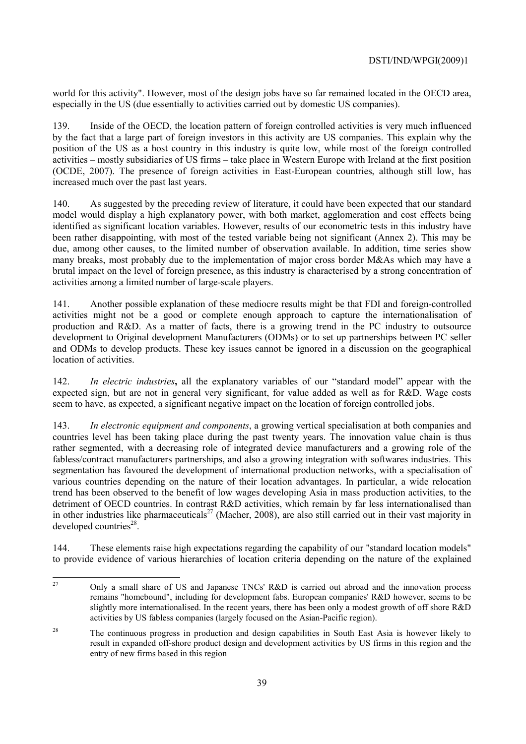world for this activity". However, most of the design jobs have so far remained located in the OECD area, especially in the US (due essentially to activities carried out by domestic US companies).

139. Inside of the OECD, the location pattern of foreign controlled activities is very much influenced by the fact that a large part of foreign investors in this activity are US companies. This explain why the position of the US as a host country in this industry is quite low, while most of the foreign controlled activities – mostly subsidiaries of US firms – take place in Western Europe with Ireland at the first position (OCDE, 2007). The presence of foreign activities in East-European countries, although still low, has increased much over the past last years.

140. As suggested by the preceding review of literature, it could have been expected that our standard model would display a high explanatory power, with both market, agglomeration and cost effects being identified as significant location variables. However, results of our econometric tests in this industry have been rather disappointing, with most of the tested variable being not significant (Annex 2). This may be due, among other causes, to the limited number of observation available. In addition, time series show many breaks, most probably due to the implementation of major cross border M&As which may have a brutal impact on the level of foreign presence, as this industry is characterised by a strong concentration of activities among a limited number of large-scale players.

141. Another possible explanation of these mediocre results might be that FDI and foreign-controlled activities might not be a good or complete enough approach to capture the internationalisation of production and R&D. As a matter of facts, there is a growing trend in the PC industry to outsource development to Original development Manufacturers (ODMs) or to set up partnerships between PC seller and ODMs to develop products. These key issues cannot be ignored in a discussion on the geographical location of activities.

142. *In electric industries***,** all the explanatory variables of our "standard model" appear with the expected sign, but are not in general very significant, for value added as well as for R&D. Wage costs seem to have, as expected, a significant negative impact on the location of foreign controlled jobs.

143. *In electronic equipment and components*, a growing vertical specialisation at both companies and countries level has been taking place during the past twenty years. The innovation value chain is thus rather segmented, with a decreasing role of integrated device manufacturers and a growing role of the fabless/contract manufacturers partnerships, and also a growing integration with softwares industries. This segmentation has favoured the development of international production networks, with a specialisation of various countries depending on the nature of their location advantages. In particular, a wide relocation trend has been observed to the benefit of low wages developing Asia in mass production activities, to the detriment of OECD countries. In contrast R&D activities, which remain by far less internationalised than in other industries like pharmaceuticals[27] (Macher, 2008), are also still carried out in their vast majority in developed countries[28].

144. These elements raise high expectations regarding the capability of our "standard location models" to provide evidence of various hierarchies of location criteria depending on the nature of the explained

---

[27] Only a small share of US and Japanese TNCs' R&D is carried out abroad and the innovation process remains "homebound", including for development fabs. European companies' R&D however, seems to be slightly more internationalised. In the recent years, there has been only a modest growth of off shore R&D activities by US fabless companies (largely focused on the Asian-Pacific region).

[28] The continuous progress in production and design capabilities in South East Asia is however likely to result in expanded off-shore product design and development activities by US firms in this region and the entry of new firms based in this region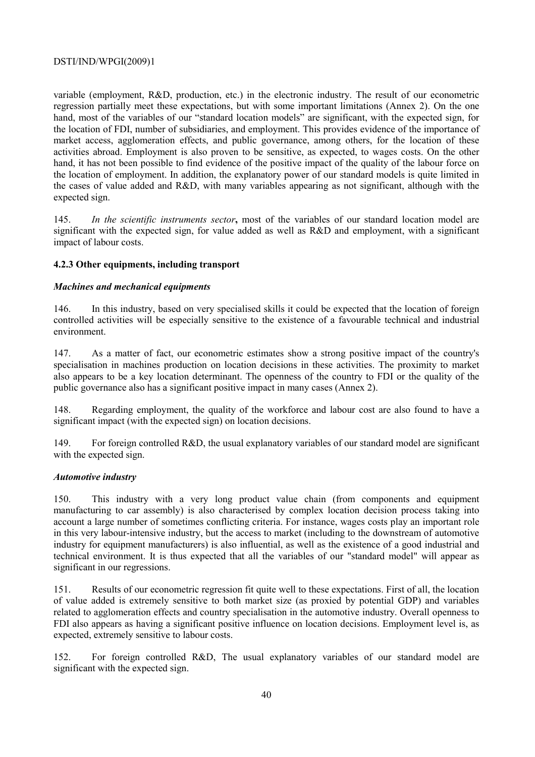variable (employment, R&D, production, etc.) in the electronic industry. The result of our econometric regression partially meet these expectations, but with some important limitations (Annex 2). On the one hand, most of the variables of our "standard location models" are significant, with the expected sign, for the location of FDI, number of subsidiaries, and employment. This provides evidence of the importance of market access, agglomeration effects, and public governance, among others, for the location of these activities abroad. Employment is also proven to be sensitive, as expected, to wages costs. On the other hand, it has not been possible to find evidence of the positive impact of the quality of the labour force on the location of employment. In addition, the explanatory power of our standard models is quite limited in the cases of value added and R&D, with many variables appearing as not significant, although with the expected sign.

145. *In the scientific instruments sector***,** most of the variables of our standard location model are significant with the expected sign, for value added as well as R&D and employment, with a significant impact of labour costs.

### 4.2.3 Other equipments, including transport

#### *Machines and mechanical equipments*

146. In this industry, based on very specialised skills it could be expected that the location of foreign controlled activities will be especially sensitive to the existence of a favourable technical and industrial environment.

147. As a matter of fact, our econometric estimates show a strong positive impact of the country's specialisation in machines production on location decisions in these activities. The proximity to market also appears to be a key location determinant. The openness of the country to FDI or the quality of the public governance also has a significant positive impact in many cases (Annex 2).

148. Regarding employment, the quality of the workforce and labour cost are also found to have a significant impact (with the expected sign) on location decisions.

149. For foreign controlled R&D, the usual explanatory variables of our standard model are significant with the expected sign.

#### *Automotive industry*

150. This industry with a very long product value chain (from components and equipment manufacturing to car assembly) is also characterised by complex location decision process taking into account a large number of sometimes conflicting criteria. For instance, wages costs play an important role in this very labour-intensive industry, but the access to market (including to the downstream of automotive industry for equipment manufacturers) is also influential, as well as the existence of a good industrial and technical environment. It is thus expected that all the variables of our "standard model" will appear as significant in our regressions.

151. Results of our econometric regression fit quite well to these expectations. First of all, the location of value added is extremely sensitive to both market size (as proxied by potential GDP) and variables related to agglomeration effects and country specialisation in the automotive industry. Overall openness to FDI also appears as having a significant positive influence on location decisions. Employment level is, as expected, extremely sensitive to labour costs.

152. For foreign controlled R&D, The usual explanatory variables of our standard model are significant with the expected sign.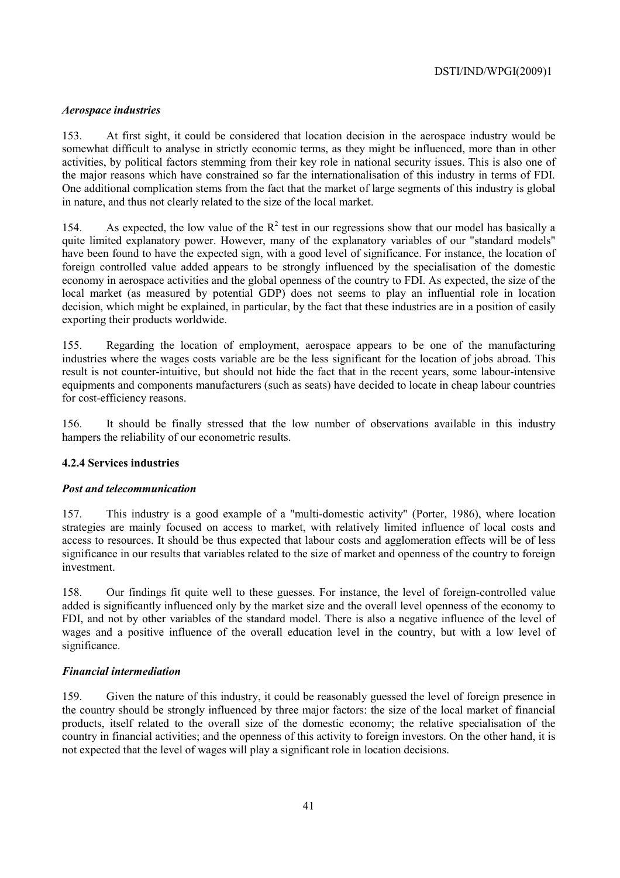### *Aerospace industries*

153. At first sight, it could be considered that location decision in the aerospace industry would be somewhat difficult to analyse in strictly economic terms, as they might be influenced, more than in other activities, by political factors stemming from their key role in national security issues. This is also one of the major reasons which have constrained so far the internationalisation of this industry in terms of FDI. One additional complication stems from the fact that the market of large segments of this industry is global in nature, and thus not clearly related to the size of the local market.

154. As expected, the low value of the $R^2$ test in our regressions show that our model has basically a quite limited explanatory power. However, many of the explanatory variables of our "standard models" have been found to have the expected sign, with a good level of significance. For instance, the location of foreign controlled value added appears to be strongly influenced by the specialisation of the domestic economy in aerospace activities and the global openness of the country to FDI. As expected, the size of the local market (as measured by potential GDP) does not seems to play an influential role in location decision, which might be explained, in particular, by the fact that these industries are in a position of easily exporting their products worldwide.

155. Regarding the location of employment, aerospace appears to be one of the manufacturing industries where the wages costs variable are be the less significant for the location of jobs abroad. This result is not counter-intuitive, but should not hide the fact that in the recent years, some labour-intensive equipments and components manufacturers (such as seats) have decided to locate in cheap labour countries for cost-efficiency reasons.

156. It should be finally stressed that the low number of observations available in this industry hampers the reliability of our econometric results.

#### 4.2.4 Services industries

### *Post and telecommunication*

157. This industry is a good example of a "multi-domestic activity" (Porter, 1986), where location strategies are mainly focused on access to market, with relatively limited influence of local costs and access to resources. It should be thus expected that labour costs and agglomeration effects will be of less significance in our results that variables related to the size of market and openness of the country to foreign investment.

158. Our findings fit quite well to these guesses. For instance, the level of foreign-controlled value added is significantly influenced only by the market size and the overall level openness of the economy to FDI, and not by other variables of the standard model. There is also a negative influence of the level of wages and a positive influence of the overall education level in the country, but with a low level of significance.

### *Financial intermediation*

159. Given the nature of this industry, it could be reasonably guessed the level of foreign presence in the country should be strongly influenced by three major factors: the size of the local market of financial products, itself related to the overall size of the domestic economy; the relative specialisation of the country in financial activities; and the openness of this activity to foreign investors. On the other hand, it is not expected that the level of wages will play a significant role in location decisions.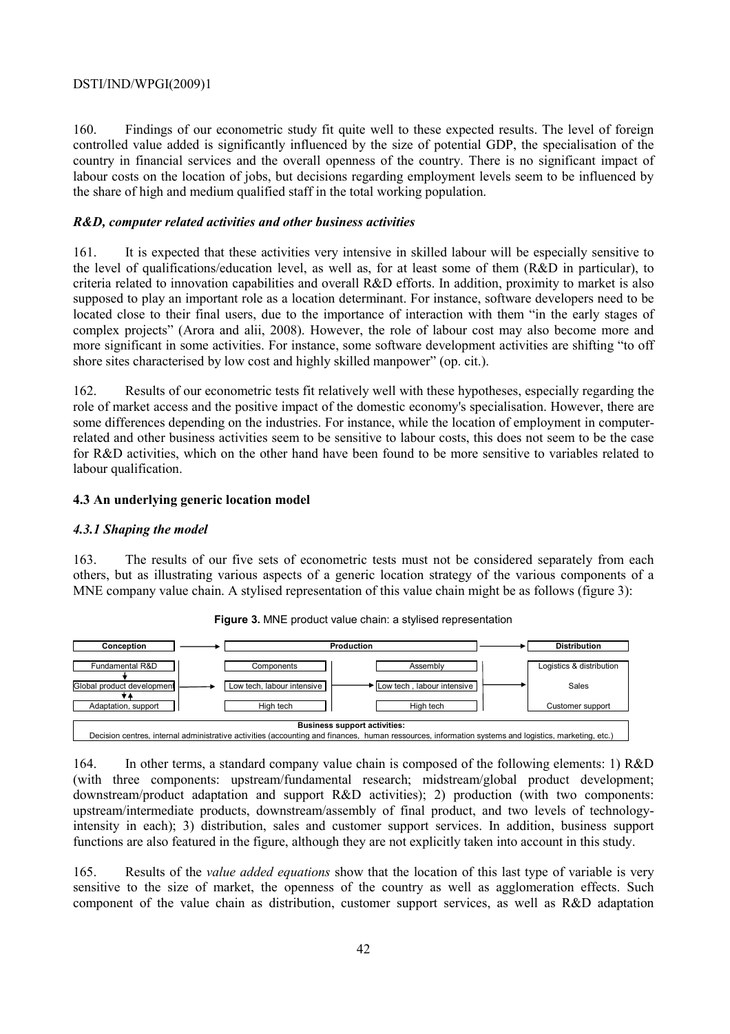160. Findings of our econometric study fit quite well to these expected results. The level of foreign controlled value added is significantly influenced by the size of potential GDP, the specialisation of the country in financial services and the overall openness of the country. There is no significant impact of labour costs on the location of jobs, but decisions regarding employment levels seem to be influenced by the share of high and medium qualified staff in the total working population.

### *R&D, computer related activities and other business activities*

161. It is expected that these activities very intensive in skilled labour will be especially sensitive to the level of qualifications/education level, as well as, for at least some of them (R&D in particular), to criteria related to innovation capabilities and overall R&D efforts. In addition, proximity to market is also supposed to play an important role as a location determinant. For instance, software developers need to be located close to their final users, due to the importance of interaction with them "in the early stages of complex projects" (Arora and alii, 2008). However, the role of labour cost may also become more and more significant in some activities. For instance, some software development activities are shifting "to off shore sites characterised by low cost and highly skilled manpower" (op. cit.).

162. Results of our econometric tests fit relatively well with these hypotheses, especially regarding the role of market access and the positive impact of the domestic economy's specialisation. However, there are some differences depending on the industries. For instance, while the location of employment in computer-related and other business activities seem to be sensitive to labour costs, this does not seem to be the case for R&D activities, which on the other hand have been found to be more sensitive to variables related to labour qualification.

## 4.3 An underlying generic location model

### *4.3.1 Shaping the model*

163. The results of our five sets of econometric tests must not be considered separately from each others, but as illustrating various aspects of a generic location strategy of the various components of a MNE company value chain. A stylised representation of this value chain might be as follows (figure 3):

**Figure 3.** MNE product value chain: a stylised representation

| Conception | Production | | Distribution |
|---|---|---|---|
| | Components | Assembly | |
| Fundamental R&D | | | Logistics & distribution |
| Global product development | Low tech, labour intensive | Low tech , labour intensive | Sales |
| Adaptation, support | High tech | High tech | Customer support |

**Business support activities:**
Decision centres, internal administrative activities (accounting and finances, human ressources, information systems and logistics, marketing, etc.)

164. In other terms, a standard company value chain is composed of the following elements: 1) R&D (with three components: upstream/fundamental research; midstream/global product development; downstream/product adaptation and support R&D activities); 2) production (with two components: upstream/intermediate products, downstream/assembly of final product, and two levels of technology-intensity in each); 3) distribution, sales and customer support services. In addition, business support functions are also featured in the figure, although they are not explicitly taken into account in this study.

165. Results of the *value added equations* show that the location of this last type of variable is very sensitive to the size of market, the openness of the country as well as agglomeration effects. Such component of the value chain as distribution, customer support services, as well as R&D adaptation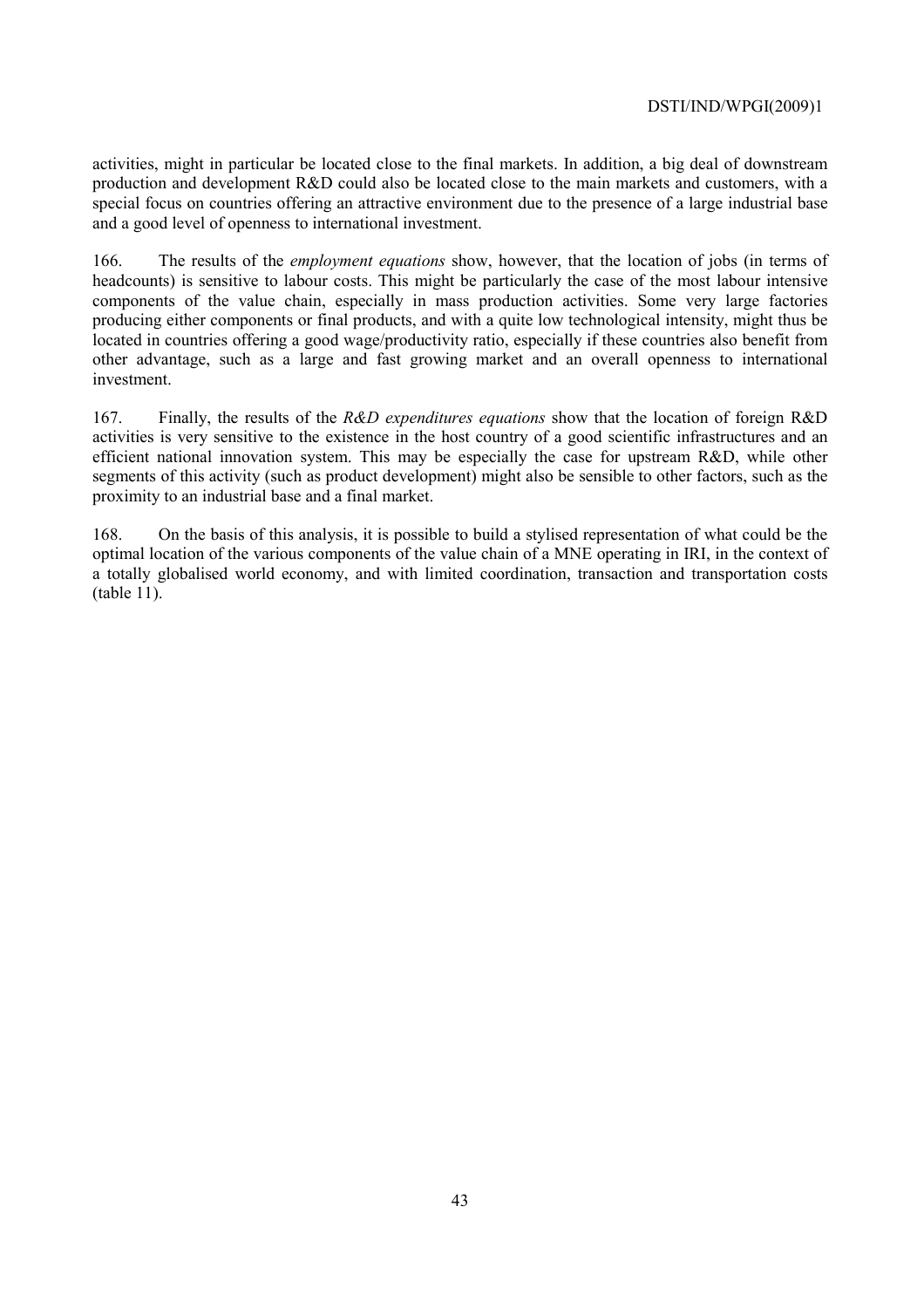activities, might in particular be located close to the final markets. In addition, a big deal of downstream production and development R&D could also be located close to the main markets and customers, with a special focus on countries offering an attractive environment due to the presence of a large industrial base and a good level of openness to international investment.

166. The results of the *employment equations* show, however, that the location of jobs (in terms of headcounts) is sensitive to labour costs. This might be particularly the case of the most labour intensive components of the value chain, especially in mass production activities. Some very large factories producing either components or final products, and with a quite low technological intensity, might thus be located in countries offering a good wage/productivity ratio, especially if these countries also benefit from other advantage, such as a large and fast growing market and an overall openness to international investment.

167. Finally, the results of the *R&D expenditures equations* show that the location of foreign R&D activities is very sensitive to the existence in the host country of a good scientific infrastructures and an efficient national innovation system. This may be especially the case for upstream R&D, while other segments of this activity (such as product development) might also be sensible to other factors, such as the proximity to an industrial base and a final market.

168. On the basis of this analysis, it is possible to build a stylised representation of what could be the optimal location of the various components of the value chain of a MNE operating in IRI, in the context of a totally globalised world economy, and with limited coordination, transaction and transportation costs (table 11).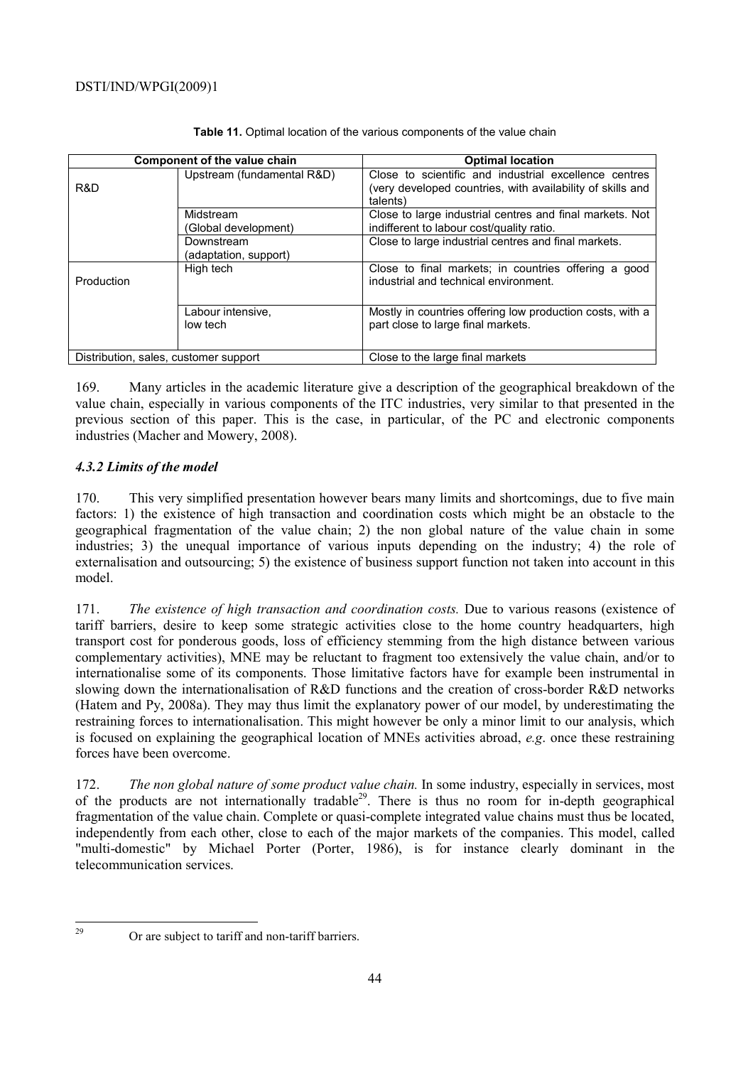**Table 11.** Optimal location of the various components of the value chain

| Component of the value chain | | Optimal location |
|---|---|---|
| R&D | Upstream (fundamental R&D) | Close to scientific and industrial excellence centres (very developed countries, with availability of skills and talents) |
| | Midstream (Global development) | Close to large industrial centres and final markets. Not indifferent to labour cost/quality ratio. |
| | Downstream (adaptation, support) | Close to large industrial centres and final markets. |
| Production | High tech | Close to final markets; in countries offering a good industrial and technical environment. |
| | Labour intensive, low tech | Mostly in countries offering low production costs, with a part close to large final markets. |
| Distribution, sales, customer support | | Close to the large final markets |

169. Many articles in the academic literature give a description of the geographical breakdown of the value chain, especially in various components of the ITC industries, very similar to that presented in the previous section of this paper. This is the case, in particular, of the PC and electronic components industries (Macher and Mowery, 2008).

### *4.3.2 Limits of the model*

170. This very simplified presentation however bears many limits and shortcomings, due to five main factors: 1) the existence of high transaction and coordination costs which might be an obstacle to the geographical fragmentation of the value chain; 2) the non global nature of the value chain in some industries; 3) the unequal importance of various inputs depending on the industry; 4) the role of externalisation and outsourcing; 5) the existence of business support function not taken into account in this model.

171. *The existence of high transaction and coordination costs.* Due to various reasons (existence of tariff barriers, desire to keep some strategic activities close to the home country headquarters, high transport cost for ponderous goods, loss of efficiency stemming from the high distance between various complementary activities), MNE may be reluctant to fragment too extensively the value chain, and/or to internationalise some of its components. Those limitative factors have for example been instrumental in slowing down the internationalisation of R&D functions and the creation of cross-border R&D networks (Hatem and Py, 2008a). They may thus limit the explanatory power of our model, by underestimating the restraining forces to internationalisation. This might however be only a minor limit to our analysis, which is focused on explaining the geographical location of MNEs activities abroad, *e.g*. once these restraining forces have been overcome.

172. *The non global nature of some product value chain.* In some industry, especially in services, most of the products are not internationally tradable[29]. There is thus no room for in-depth geographical fragmentation of the value chain. Complete or quasi-complete integrated value chains must thus be located, independently from each other, close to each of the major markets of the companies. This model, called "multi-domestic" by Michael Porter (Porter, 1986), is for instance clearly dominant in the telecommunication services.

[29] Or are subject to tariff and non-tariff barriers.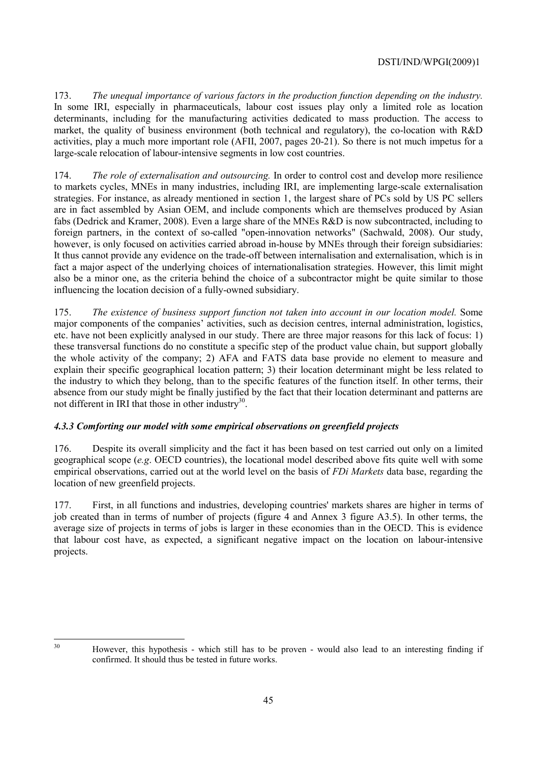173. *The unequal importance of various factors in the production function depending on the industry.* In some IRI, especially in pharmaceuticals, labour cost issues play only a limited role as location determinants, including for the manufacturing activities dedicated to mass production. The access to market, the quality of business environment (both technical and regulatory), the co-location with R&D activities, play a much more important role (AFII, 2007, pages 20-21). So there is not much impetus for a large-scale relocation of labour-intensive segments in low cost countries.

174. *The role of externalisation and outsourcing.* In order to control cost and develop more resilience to markets cycles, MNEs in many industries, including IRI, are implementing large-scale externalisation strategies. For instance, as already mentioned in section 1, the largest share of PCs sold by US PC sellers are in fact assembled by Asian OEM, and include components which are themselves produced by Asian fabs (Dedrick and Kramer, 2008). Even a large share of the MNEs R&D is now subcontracted, including to foreign partners, in the context of so-called "open-innovation networks" (Sachwald, 2008). Our study, however, is only focused on activities carried abroad in-house by MNEs through their foreign subsidiaries: It thus cannot provide any evidence on the trade-off between internalisation and externalisation, which is in fact a major aspect of the underlying choices of internationalisation strategies. However, this limit might also be a minor one, as the criteria behind the choice of a subcontractor might be quite similar to those influencing the location decision of a fully-owned subsidiary.

175. *The existence of business support function not taken into account in our location model.* Some major components of the companies' activities, such as decision centres, internal administration, logistics, etc. have not been explicitly analysed in our study. There are three major reasons for this lack of focus: 1) these transversal functions do no constitute a specific step of the product value chain, but support globally the whole activity of the company; 2) AFA and FATS data base provide no element to measure and explain their specific geographical location pattern; 3) their location determinant might be less related to the industry to which they belong, than to the specific features of the function itself. In other terms, their absence from our study might be finally justified by the fact that their location determinant and patterns are not different in IRI that those in other industry[30].

#### *4.3.3 Comforting our model with some empirical observations on greenfield projects*

176. Despite its overall simplicity and the fact it has been based on test carried out only on a limited geographical scope (*e.g*. OECD countries), the locational model described above fits quite well with some empirical observations, carried out at the world level on the basis of *FDi Markets* data base, regarding the location of new greenfield projects.

177. First, in all functions and industries, developing countries' markets shares are higher in terms of job created than in terms of number of projects (figure 4 and Annex 3 figure A3.5). In other terms, the average size of projects in terms of jobs is larger in these economies than in the OECD. This is evidence that labour cost have, as expected, a significant negative impact on the location on labour-intensive projects.

---

[30] However, this hypothesis - which still has to be proven - would also lead to an interesting finding if confirmed. It should thus be tested in future works.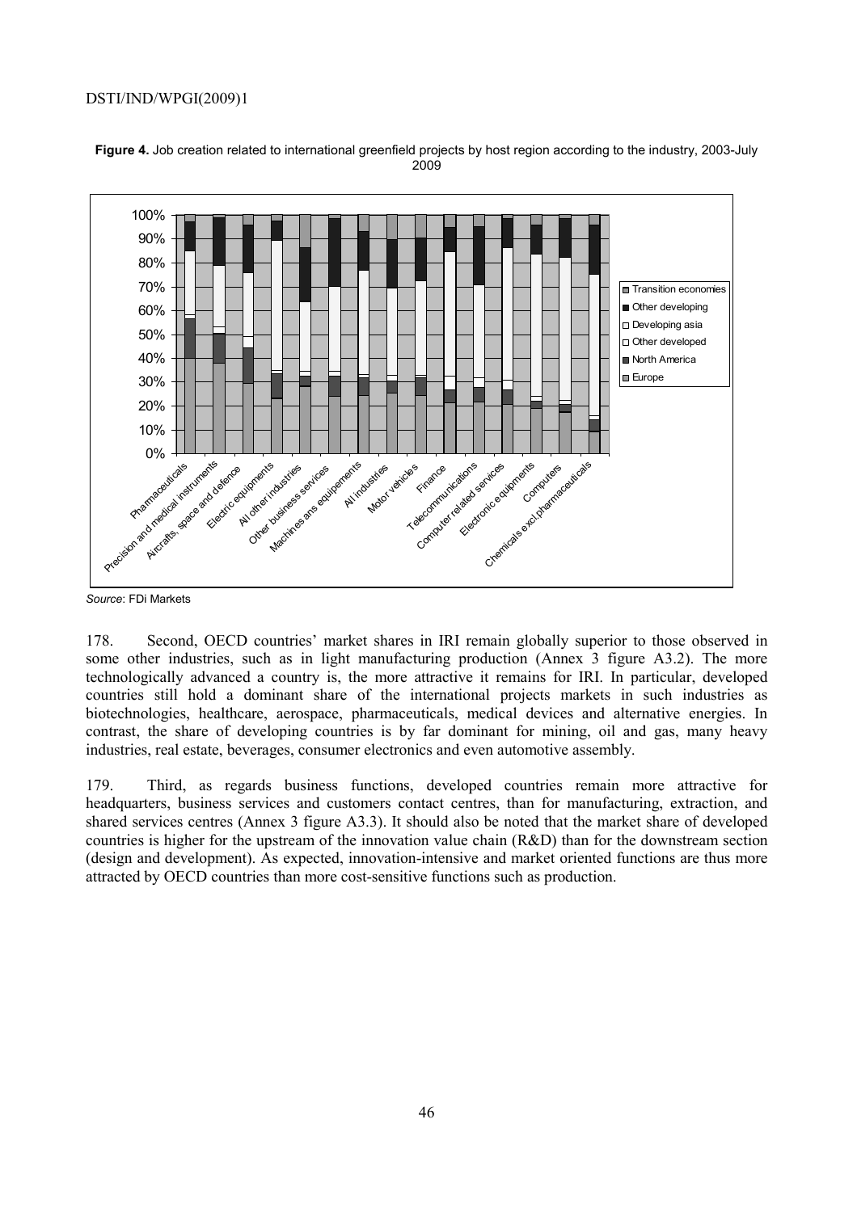**Figure 4.** Job creation related to international greenfield projects by host region according to the industry, 2003-July 2009

*Source*: FDi Markets

178. Second, OECD countries' market shares in IRI remain globally superior to those observed in some other industries, such as in light manufacturing production (Annex 3 figure A3.2). The more technologically advanced a country is, the more attractive it remains for IRI. In particular, developed countries still hold a dominant share of the international projects markets in such industries as biotechnologies, healthcare, aerospace, pharmaceuticals, medical devices and alternative energies. In contrast, the share of developing countries is by far dominant for mining, oil and gas, many heavy industries, real estate, beverages, consumer electronics and even automotive assembly.

179. Third, as regards business functions, developed countries remain more attractive for headquarters, business services and customers contact centres, than for manufacturing, extraction, and shared services centres (Annex 3 figure A3.3). It should also be noted that the market share of developed countries is higher for the upstream of the innovation value chain (R&D) than for the downstream section (design and development). As expected, innovation-intensive and market oriented functions are thus more attracted by OECD countries than more cost-sensitive functions such as production.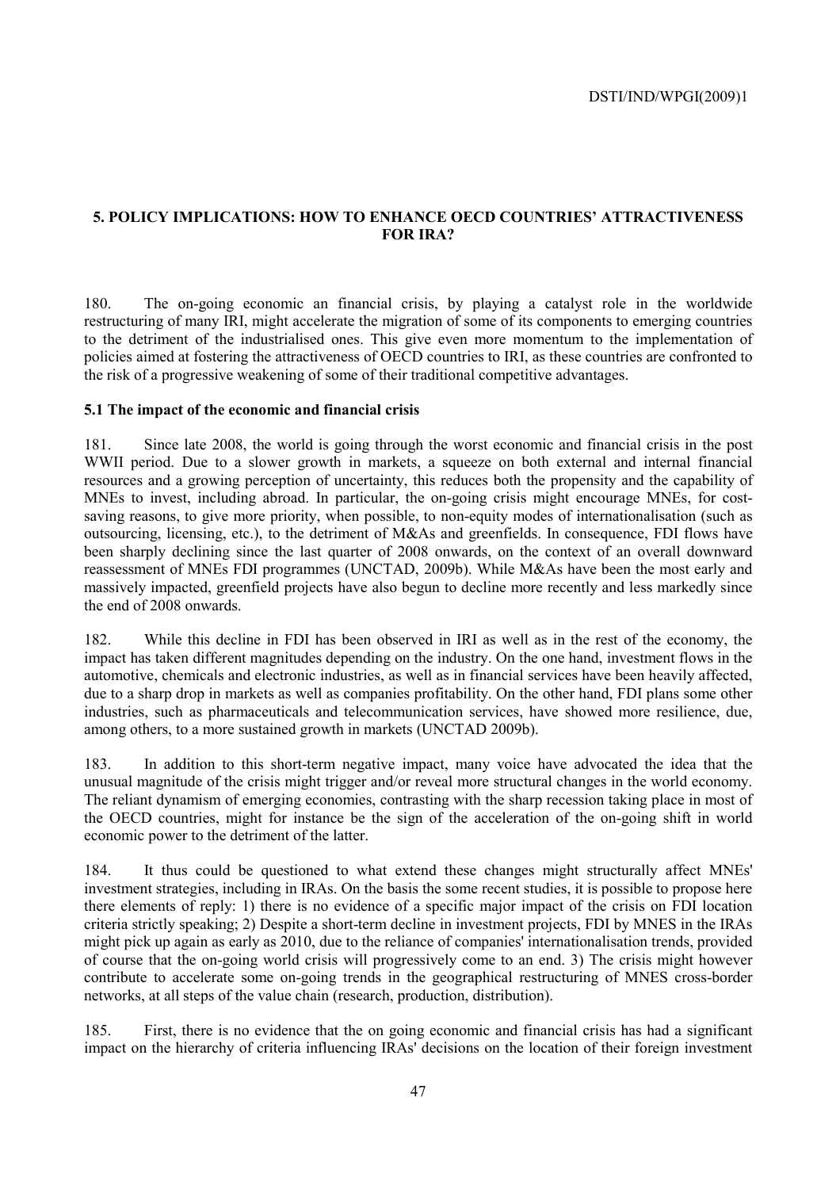## 5. POLICY IMPLICATIONS: HOW TO ENHANCE OECD COUNTRIES' ATTRACTIVENESS FOR IRA?

180. The on-going economic an financial crisis, by playing a catalyst role in the worldwide restructuring of many IRI, might accelerate the migration of some of its components to emerging countries to the detriment of the industrialised ones. This give even more momentum to the implementation of policies aimed at fostering the attractiveness of OECD countries to IRI, as these countries are confronted to the risk of a progressive weakening of some of their traditional competitive advantages.

### 5.1 The impact of the economic and financial crisis

181. Since late 2008, the world is going through the worst economic and financial crisis in the post WWII period. Due to a slower growth in markets, a squeeze on both external and internal financial resources and a growing perception of uncertainty, this reduces both the propensity and the capability of MNEs to invest, including abroad. In particular, the on-going crisis might encourage MNEs, for cost-saving reasons, to give more priority, when possible, to non-equity modes of internationalisation (such as outsourcing, licensing, etc.), to the detriment of M&As and greenfields. In consequence, FDI flows have been sharply declining since the last quarter of 2008 onwards, on the context of an overall downward reassessment of MNEs FDI programmes (UNCTAD, 2009b). While M&As have been the most early and massively impacted, greenfield projects have also begun to decline more recently and less markedly since the end of 2008 onwards.

182. While this decline in FDI has been observed in IRI as well as in the rest of the economy, the impact has taken different magnitudes depending on the industry. On the one hand, investment flows in the automotive, chemicals and electronic industries, as well as in financial services have been heavily affected, due to a sharp drop in markets as well as companies profitability. On the other hand, FDI plans some other industries, such as pharmaceuticals and telecommunication services, have showed more resilience, due, among others, to a more sustained growth in markets (UNCTAD 2009b).

183. In addition to this short-term negative impact, many voice have advocated the idea that the unusual magnitude of the crisis might trigger and/or reveal more structural changes in the world economy. The reliant dynamism of emerging economies, contrasting with the sharp recession taking place in most of the OECD countries, might for instance be the sign of the acceleration of the on-going shift in world economic power to the detriment of the latter.

184. It thus could be questioned to what extend these changes might structurally affect MNEs' investment strategies, including in IRAs. On the basis the some recent studies, it is possible to propose here there elements of reply: 1) there is no evidence of a specific major impact of the crisis on FDI location criteria strictly speaking; 2) Despite a short-term decline in investment projects, FDI by MNES in the IRAs might pick up again as early as 2010, due to the reliance of companies' internationalisation trends, provided of course that the on-going world crisis will progressively come to an end. 3) The crisis might however contribute to accelerate some on-going trends in the geographical restructuring of MNES cross-border networks, at all steps of the value chain (research, production, distribution).

185. First, there is no evidence that the on going economic and financial crisis has had a significant impact on the hierarchy of criteria influencing IRAs' decisions on the location of their foreign investment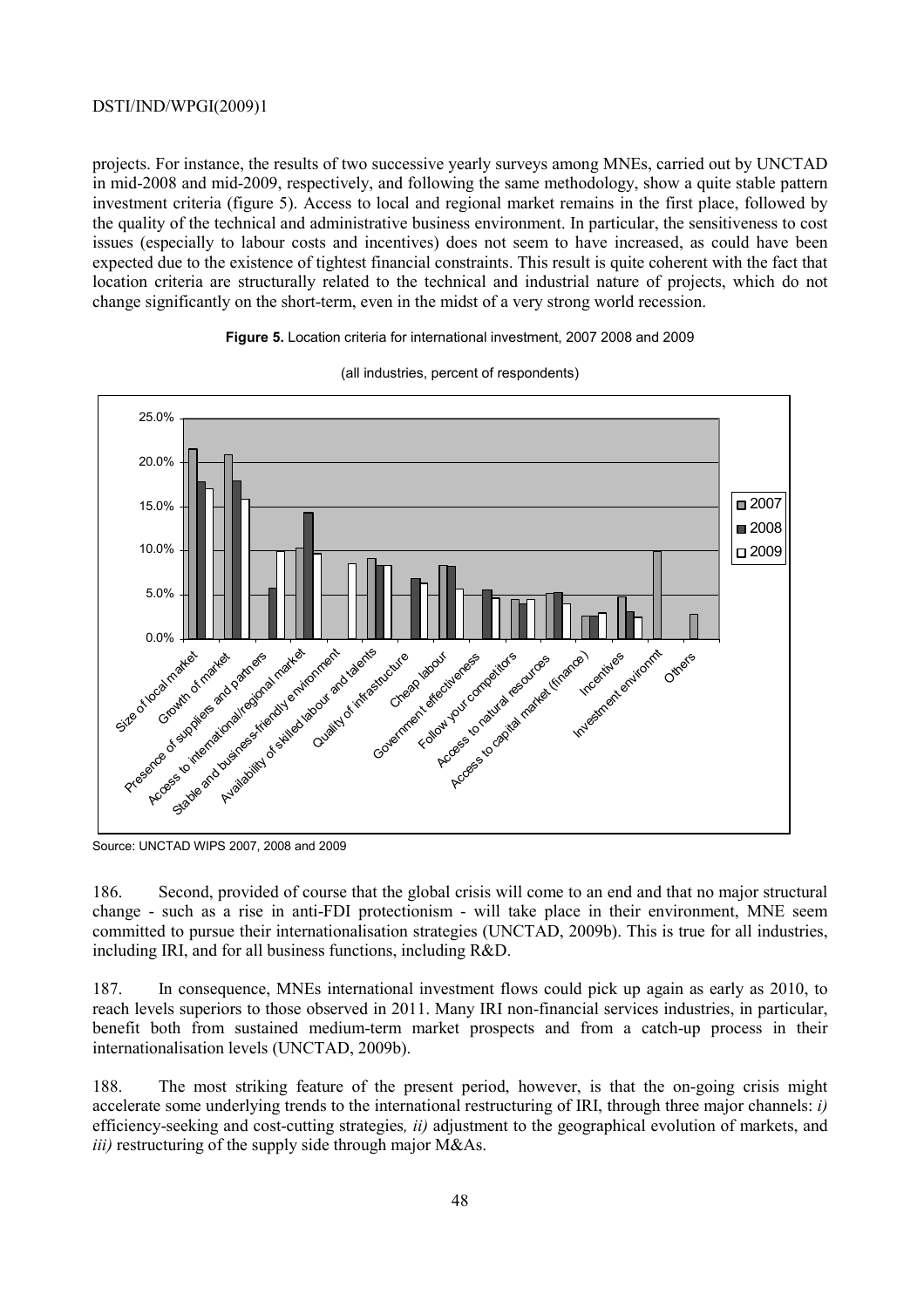projects. For instance, the results of two successive yearly surveys among MNEs, carried out by UNCTAD in mid-2008 and mid-2009, respectively, and following the same methodology, show a quite stable pattern investment criteria (figure 5). Access to local and regional market remains in the first place, followed by the quality of the technical and administrative business environment. In particular, the sensitiveness to cost issues (especially to labour costs and incentives) does not seem to have increased, as could have been expected due to the existence of tightest financial constraints. This result is quite coherent with the fact that location criteria are structurally related to the technical and industrial nature of projects, which do not change significantly on the short-term, even in the midst of a very strong world recession.

**Figure 5.** Location criteria for international investment, 2007 2008 and 2009

(all industries, percent of respondents)

Source: UNCTAD WIPS 2007, 2008 and 2009

186. Second, provided of course that the global crisis will come to an end and that no major structural change - such as a rise in anti-FDI protectionism - will take place in their environment, MNE seem committed to pursue their internationalisation strategies (UNCTAD, 2009b). This is true for all industries, including IRI, and for all business functions, including R&D.

187. In consequence, MNEs international investment flows could pick up again as early as 2010, to reach levels superiors to those observed in 2011. Many IRI non-financial services industries, in particular, benefit both from sustained medium-term market prospects and from a catch-up process in their internationalisation levels (UNCTAD, 2009b).

188. The most striking feature of the present period, however, is that the on-going crisis might accelerate some underlying trends to the international restructuring of IRI, through three major channels: *i)* efficiency-seeking and cost-cutting strategies*, ii)* adjustment to the geographical evolution of markets, and *iii)* restructuring of the supply side through major M&As.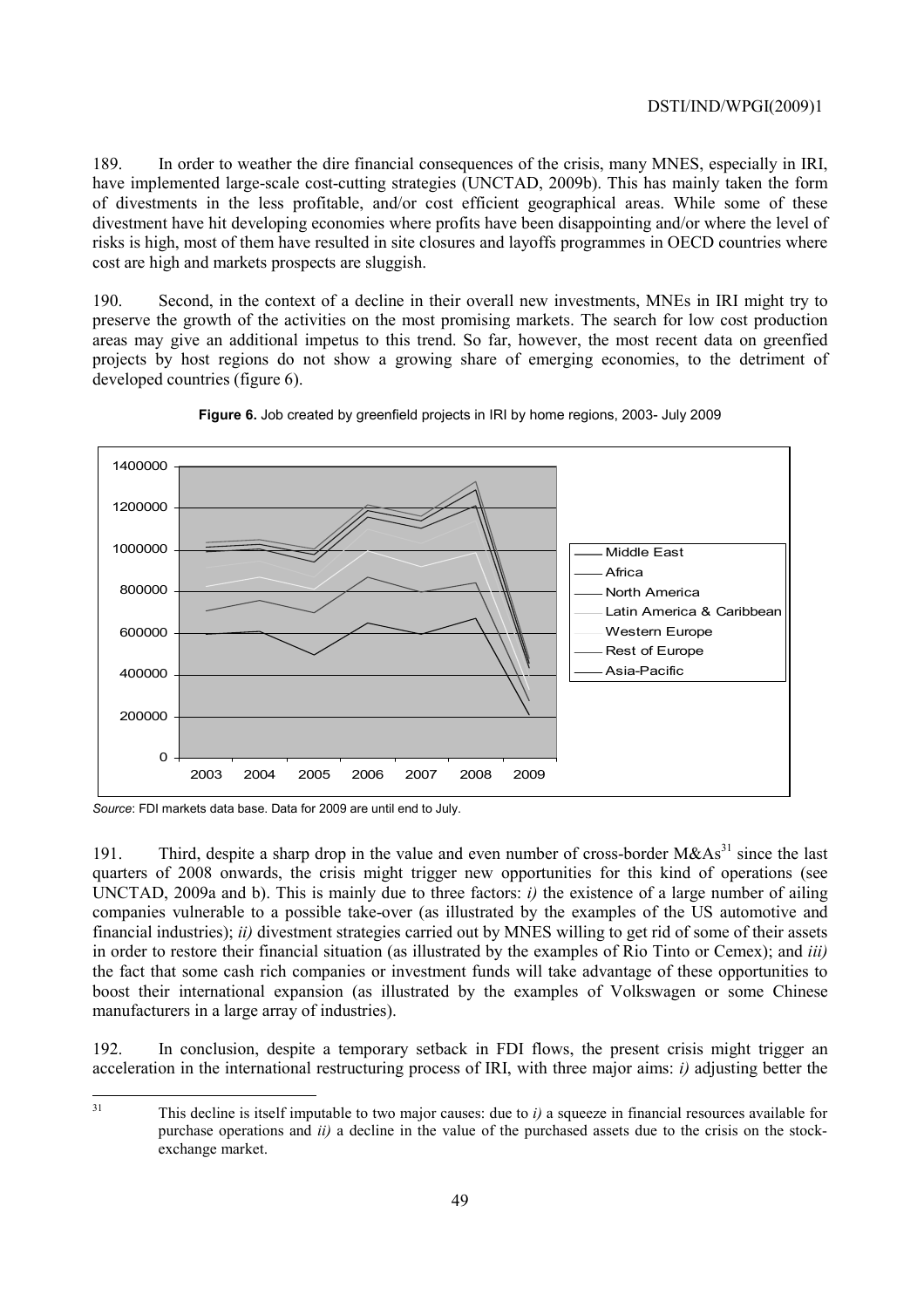189. In order to weather the dire financial consequences of the crisis, many MNES, especially in IRI, have implemented large-scale cost-cutting strategies (UNCTAD, 2009b). This has mainly taken the form of divestments in the less profitable, and/or cost efficient geographical areas. While some of these divestment have hit developing economies where profits have been disappointing and/or where the level of risks is high, most of them have resulted in site closures and layoffs programmes in OECD countries where cost are high and markets prospects are sluggish.

190. Second, in the context of a decline in their overall new investments, MNEs in IRI might try to preserve the growth of the activities on the most promising markets. The search for low cost production areas may give an additional impetus to this trend. So far, however, the most recent data on greenfied projects by host regions do not show a growing share of emerging economies, to the detriment of developed countries (figure 6).

**Figure 6.** Job created by greenfield projects in IRI by home regions, 2003- July 2009

*Source*: FDI markets data base. Data for 2009 are until end to July.

191. Third, despite a sharp drop in the value and even number of cross-border M&As[31] since the last quarters of 2008 onwards, the crisis might trigger new opportunities for this kind of operations (see UNCTAD, 2009a and b). This is mainly due to three factors: *i)* the existence of a large number of ailing companies vulnerable to a possible take-over (as illustrated by the examples of the US automotive and financial industries); *ii)* divestment strategies carried out by MNES willing to get rid of some of their assets in order to restore their financial situation (as illustrated by the examples of Rio Tinto or Cemex); and *iii)* the fact that some cash rich companies or investment funds will take advantage of these opportunities to boost their international expansion (as illustrated by the examples of Volkswagen or some Chinese manufacturers in a large array of industries).

192. In conclusion, despite a temporary setback in FDI flows, the present crisis might trigger an acceleration in the international restructuring process of IRI, with three major aims: *i)* adjusting better the

[31] This decline is itself imputable to two major causes: due to *i)* a squeeze in financial resources available for purchase operations and *ii)* a decline in the value of the purchased assets due to the crisis on the stock-exchange market.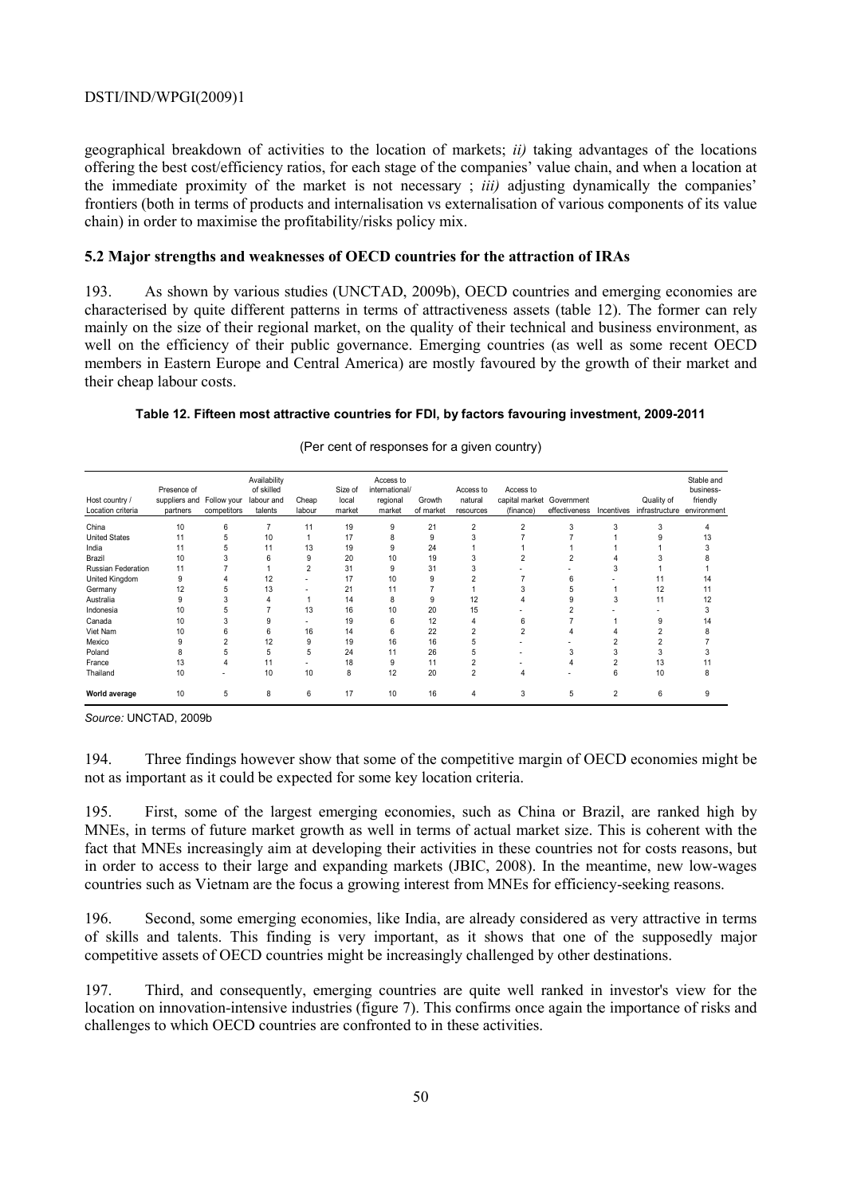geographical breakdown of activities to the location of markets; *ii)* taking advantages of the locations offering the best cost/efficiency ratios, for each stage of the companies' value chain, and when a location at the immediate proximity of the market is not necessary ; *iii)* adjusting dynamically the companies' frontiers (both in terms of products and internalisation vs externalisation of various components of its value chain) in order to maximise the profitability/risks policy mix.

### 5.2 Major strengths and weaknesses of OECD countries for the attraction of IRAs

193. As shown by various studies (UNCTAD, 2009b), OECD countries and emerging economies are characterised by quite different patterns in terms of attractiveness assets (table 12). The former can rely mainly on the size of their regional market, on the quality of their technical and business environment, as well on the efficiency of their public governance. Emerging countries (as well as some recent OECD members in Eastern Europe and Central America) are mostly favoured by the growth of their market and their cheap labour costs.

**Table 12. Fifteen most attractive countries for FDI, by factors favouring investment, 2009-2011**

(Per cent of responses for a given country)

| Host country / Location criteria | Presence of suppliers and partners | Follow your competitors | Availability of skilled labour and talents | Cheap labour | Size of local market | Access to international/ regional market | Growth of market | Access to natural resources | Access to capital market (finance) | Government effectiveness | Incentives | Quality of infrastructure | Stable and business-friendly environment |
|---|---|---|---|---|---|---|---|---|---|---|---|---|---|
| China | 10 | 6 | 7 | 11 | 19 | 9 | 21 | 2 | 2 | 3 | 3 | 3 | 4 |
| United States | 11 | 5 | 10 | 1 | 17 | 8 | 9 | 3 | 7 | 7 | 1 | 9 | 13 |
| India | 11 | 5 | 11 | 13 | 19 | 9 | 24 | 1 | 1 | 1 | 1 | 1 | 3 |
| Brazil | 10 | 3 | 6 | 9 | 20 | 10 | 19 | 3 | 2 | 2 | 4 | 3 | 8 |
| Russian Federation | 11 | 7 | 1 | 2 | 31 | 9 | 31 | 3 | - | - | 3 | 1 | 1 |
| United Kingdom | 9 | 4 | 12 | - | 17 | 10 | 9 | 2 | 7 | 6 | - | 11 | 14 |
| Germany | 12 | 5 | 13 | - | 21 | 11 | 7 | 1 | 3 | 5 | 1 | 12 | 11 |
| Australia | 9 | 3 | 4 | 1 | 14 | 8 | 9 | 12 | 4 | 9 | 3 | 11 | 12 |
| Indonesia | 10 | 5 | 7 | 13 | 16 | 10 | 20 | 15 | - | 2 | - | - | 3 |
| Canada | 10 | 3 | 9 | - | 19 | 6 | 12 | 4 | 6 | 7 | 1 | 9 | 14 |
| Viet Nam | 10 | 6 | 6 | 16 | 14 | 6 | 22 | 2 | 2 | 4 | 4 | 2 | 8 |
| Mexico | 9 | 2 | 12 | 9 | 19 | 16 | 16 | 5 | - | - | 2 | 2 | 7 |
| Poland | 8 | 5 | 5 | 5 | 24 | 11 | 26 | 5 | - | 3 | 3 | 3 | 3 |
| France | 13 | 4 | 11 | - | 18 | 9 | 11 | 2 | - | 4 | 2 | 13 | 11 |
| Thailand | 10 | - | 10 | 10 | 8 | 12 | 20 | 2 | 4 | - | 6 | 10 | 8 |
| **World average** | 10 | 5 | 8 | 6 | 17 | 10 | 16 | 4 | 3 | 5 | 2 | 6 | 9 |

*Source:* UNCTAD, 2009b

194. Three findings however show that some of the competitive margin of OECD economies might be not as important as it could be expected for some key location criteria.

195. First, some of the largest emerging economies, such as China or Brazil, are ranked high by MNEs, in terms of future market growth as well in terms of actual market size. This is coherent with the fact that MNEs increasingly aim at developing their activities in these countries not for costs reasons, but in order to access to their large and expanding markets (JBIC, 2008). In the meantime, new low-wages countries such as Vietnam are the focus a growing interest from MNEs for efficiency-seeking reasons.

196. Second, some emerging economies, like India, are already considered as very attractive in terms of skills and talents. This finding is very important, as it shows that one of the supposedly major competitive assets of OECD countries might be increasingly challenged by other destinations.

197. Third, and consequently, emerging countries are quite well ranked in investor's view for the location on innovation-intensive industries (figure 7). This confirms once again the importance of risks and challenges to which OECD countries are confronted to in these activities.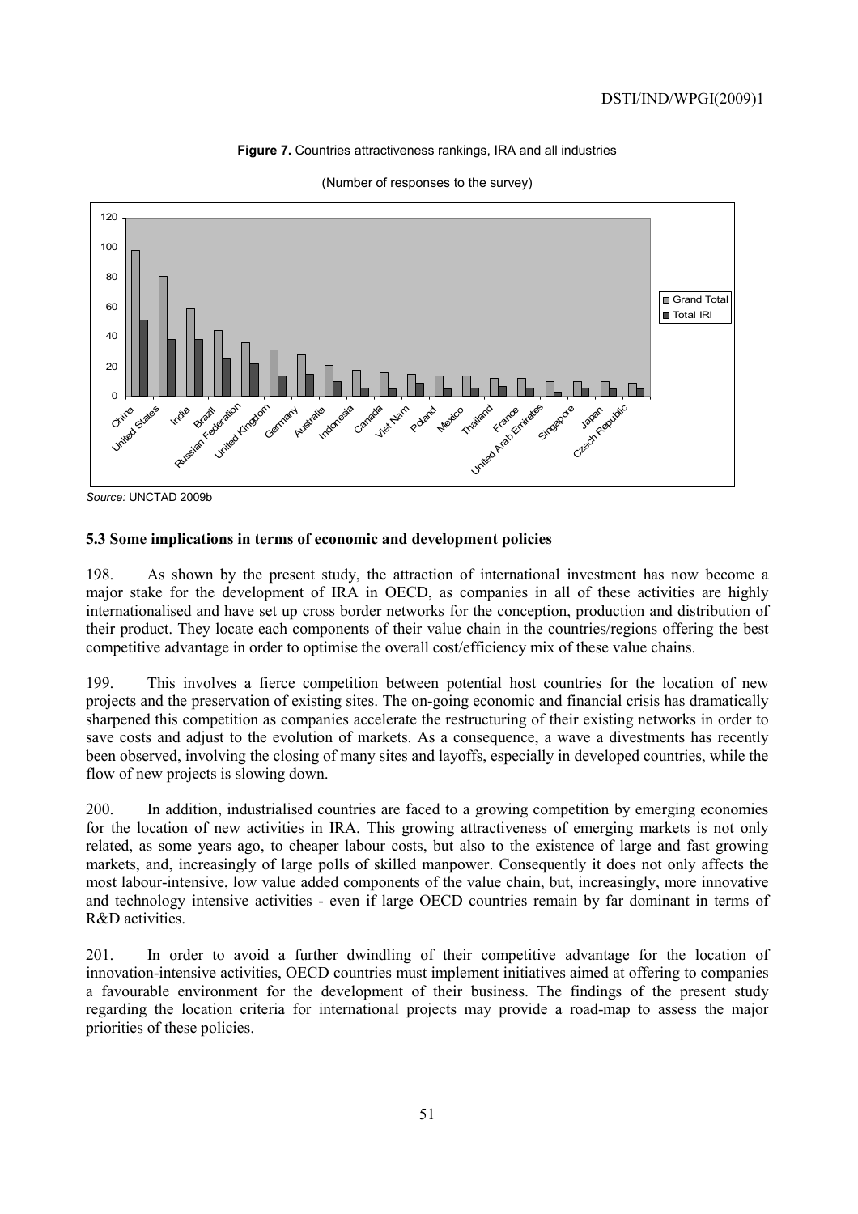**Figure 7.** Countries attractiveness rankings, IRA and all industries

(Number of responses to the survey)

*Source:* UNCTAD 2009b

### 5.3 Some implications in terms of economic and development policies

198. As shown by the present study, the attraction of international investment has now become a major stake for the development of IRA in OECD, as companies in all of these activities are highly internationalised and have set up cross border networks for the conception, production and distribution of their product. They locate each components of their value chain in the countries/regions offering the best competitive advantage in order to optimise the overall cost/efficiency mix of these value chains.

199. This involves a fierce competition between potential host countries for the location of new projects and the preservation of existing sites. The on-going economic and financial crisis has dramatically sharpened this competition as companies accelerate the restructuring of their existing networks in order to save costs and adjust to the evolution of markets. As a consequence, a wave a divestments has recently been observed, involving the closing of many sites and layoffs, especially in developed countries, while the flow of new projects is slowing down.

200. In addition, industrialised countries are faced to a growing competition by emerging economies for the location of new activities in IRA. This growing attractiveness of emerging markets is not only related, as some years ago, to cheaper labour costs, but also to the existence of large and fast growing markets, and, increasingly of large polls of skilled manpower. Consequently it does not only affects the most labour-intensive, low value added components of the value chain, but, increasingly, more innovative and technology intensive activities - even if large OECD countries remain by far dominant in terms of R&D activities.

201. In order to avoid a further dwindling of their competitive advantage for the location of innovation-intensive activities, OECD countries must implement initiatives aimed at offering to companies a favourable environment for the development of their business. The findings of the present study regarding the location criteria for international projects may provide a road-map to assess the major priorities of these policies.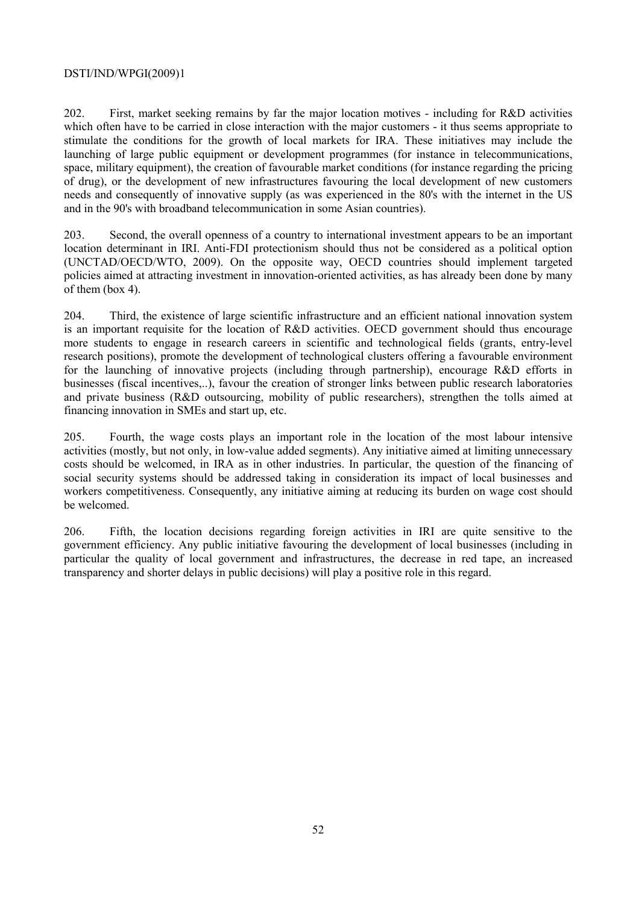202. First, market seeking remains by far the major location motives - including for R&D activities which often have to be carried in close interaction with the major customers - it thus seems appropriate to stimulate the conditions for the growth of local markets for IRA. These initiatives may include the launching of large public equipment or development programmes (for instance in telecommunications, space, military equipment), the creation of favourable market conditions (for instance regarding the pricing of drug), or the development of new infrastructures favouring the local development of new customers needs and consequently of innovative supply (as was experienced in the 80's with the internet in the US and in the 90's with broadband telecommunication in some Asian countries).

203. Second, the overall openness of a country to international investment appears to be an important location determinant in IRI. Anti-FDI protectionism should thus not be considered as a political option (UNCTAD/OECD/WTO, 2009). On the opposite way, OECD countries should implement targeted policies aimed at attracting investment in innovation-oriented activities, as has already been done by many of them (box 4).

204. Third, the existence of large scientific infrastructure and an efficient national innovation system is an important requisite for the location of R&D activities. OECD government should thus encourage more students to engage in research careers in scientific and technological fields (grants, entry-level research positions), promote the development of technological clusters offering a favourable environment for the launching of innovative projects (including through partnership), encourage R&D efforts in businesses (fiscal incentives,..), favour the creation of stronger links between public research laboratories and private business (R&D outsourcing, mobility of public researchers), strengthen the tolls aimed at financing innovation in SMEs and start up, etc.

205. Fourth, the wage costs plays an important role in the location of the most labour intensive activities (mostly, but not only, in low-value added segments). Any initiative aimed at limiting unnecessary costs should be welcomed, in IRA as in other industries. In particular, the question of the financing of social security systems should be addressed taking in consideration its impact of local businesses and workers competitiveness. Consequently, any initiative aiming at reducing its burden on wage cost should be welcomed.

206. Fifth, the location decisions regarding foreign activities in IRI are quite sensitive to the government efficiency. Any public initiative favouring the development of local businesses (including in particular the quality of local government and infrastructures, the decrease in red tape, an increased transparency and shorter delays in public decisions) will play a positive role in this regard.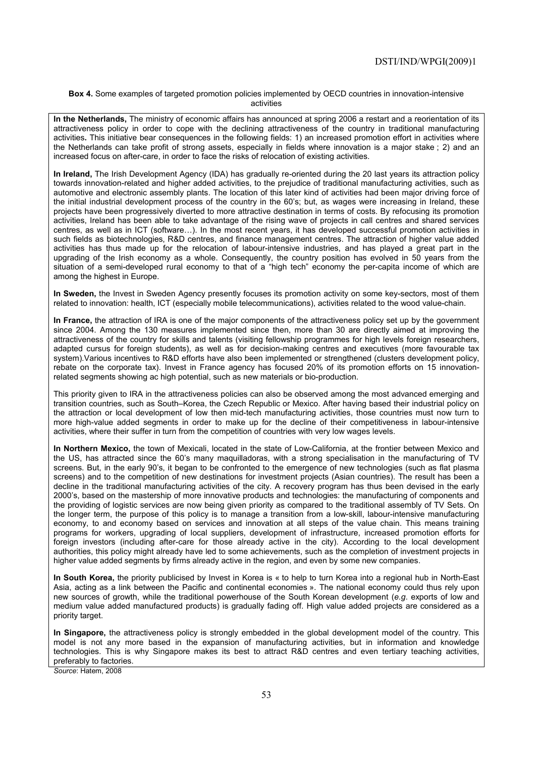**Box 4.** Some examples of targeted promotion policies implemented by OECD countries in innovation-intensive activities

**In the Netherlands,** The ministry of economic affairs has announced at spring 2006 a restart and a reorientation of its attractiveness policy in order to cope with the declining attractiveness of the country in traditional manufacturing activities**.** This initiative bear consequences in the following fields: 1) an increased promotion effort in activities where the Netherlands can take profit of strong assets, especially in fields where innovation is a major stake ; 2) and an increased focus on after-care, in order to face the risks of relocation of existing activities.

**In Ireland,** The Irish Development Agency (IDA) has gradually re-oriented during the 20 last years its attraction policy towards innovation-related and higher added activities, to the prejudice of traditional manufacturing activities, such as automotive and electronic assembly plants. The location of this later kind of activities had been major driving force of the initial industrial development process of the country in the 60's; but, as wages were increasing in Ireland, these projects have been progressively diverted to more attractive destination in terms of costs. By refocusing its promotion activities, Ireland has been able to take advantage of the rising wave of projects in call centres and shared services centres, as well as in ICT (software…). In the most recent years, it has developed successful promotion activities in such fields as biotechnologies, R&D centres, and finance management centres. The attraction of higher value added activities has thus made up for the relocation of labour-intensive industries, and has played a great part in the upgrading of the Irish economy as a whole. Consequently, the country position has evolved in 50 years from the situation of a semi-developed rural economy to that of a "high tech" economy the per-capita income of which are among the highest in Europe.

**In Sweden,** the Invest in Sweden Agency presently focuses its promotion activity on some key-sectors, most of them related to innovation: health, ICT (especially mobile telecommunications), activities related to the wood value-chain.

**In France,** the attraction of IRA is one of the major components of the attractiveness policy set up by the government since 2004. Among the 130 measures implemented since then, more than 30 are directly aimed at improving the attractiveness of the country for skills and talents (visiting fellowship programmes for high levels foreign researchers, adapted cursus for foreign students), as well as for decision-making centres and executives (more favourable tax system).Various incentives to R&D efforts have also been implemented or strengthened (clusters development policy, rebate on the corporate tax). Invest in France agency has focused 20% of its promotion efforts on 15 innovation-related segments showing ac high potential, such as new materials or bio-production.

This priority given to IRA in the attractiveness policies can also be observed among the most advanced emerging and transition countries, such as South–Korea, the Czech Republic or Mexico. After having based their industrial policy on the attraction or local development of low then mid-tech manufacturing activities, those countries must now turn to more high-value added segments in order to make up for the decline of their competitiveness in labour-intensive activities, where their suffer in turn from the competition of countries with very low wages levels.

**In Northern Mexico,** the town of Mexicali, located in the state of Low-California, at the frontier between Mexico and the US, has attracted since the 60's many maquilladoras, with a strong specialisation in the manufacturing of TV screens. But, in the early 90's, it began to be confronted to the emergence of new technologies (such as flat plasma screens) and to the competition of new destinations for investment projects (Asian countries). The result has been a decline in the traditional manufacturing activities of the city. A recovery program has thus been devised in the early 2000's, based on the mastership of more innovative products and technologies: the manufacturing of components and the providing of logistic services are now being given priority as compared to the traditional assembly of TV Sets. On the longer term, the purpose of this policy is to manage a transition from a low-skill, labour-intensive manufacturing economy, to and economy based on services and innovation at all steps of the value chain. This means training programs for workers, upgrading of local suppliers, development of infrastructure, increased promotion efforts for foreign investors (including after-care for those already active in the city). According to the local development authorities, this policy might already have led to some achievements, such as the completion of investment projects in higher value added segments by firms already active in the region, and even by some new companies.

**In South Korea,** the priority publicised by Invest in Korea is « to help to turn Korea into a regional hub in North-East Asia, acting as a link between the Pacific and continental economies ». The national economy could thus rely upon new sources of growth, while the traditional powerhouse of the South Korean development (*e.g*. exports of low and medium value added manufactured products) is gradually fading off. High value added projects are considered as a priority target.

**In Singapore,** the attractiveness policy is strongly embedded in the global development model of the country. This model is not any more based in the expansion of manufacturing activities, but in information and knowledge technologies. This is why Singapore makes its best to attract R&D centres and even tertiary teaching activities, preferably to factories.

*Source*: Hatem, 2008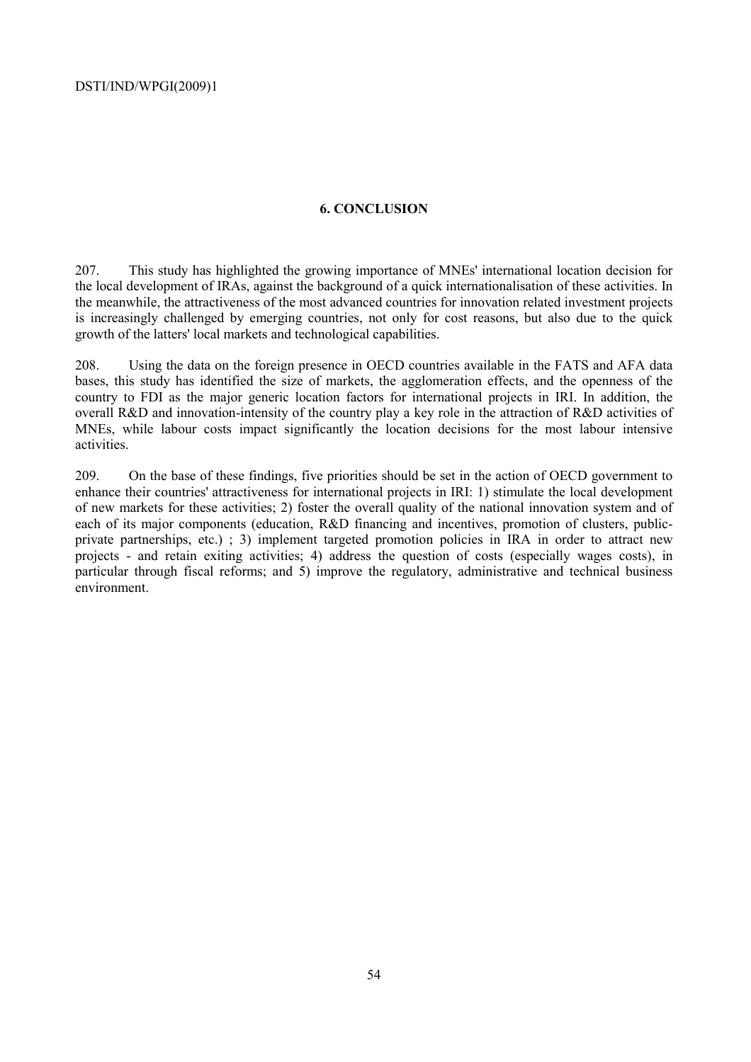## 6. CONCLUSION

207. This study has highlighted the growing importance of MNEs' international location decision for the local development of IRAs, against the background of a quick internationalisation of these activities. In the meanwhile, the attractiveness of the most advanced countries for innovation related investment projects is increasingly challenged by emerging countries, not only for cost reasons, but also due to the quick growth of the latters' local markets and technological capabilities.

208. Using the data on the foreign presence in OECD countries available in the FATS and AFA data bases, this study has identified the size of markets, the agglomeration effects, and the openness of the country to FDI as the major generic location factors for international projects in IRI. In addition, the overall R&D and innovation-intensity of the country play a key role in the attraction of R&D activities of MNEs, while labour costs impact significantly the location decisions for the most labour intensive activities.

209. On the base of these findings, five priorities should be set in the action of OECD government to enhance their countries' attractiveness for international projects in IRI: 1) stimulate the local development of new markets for these activities; 2) foster the overall quality of the national innovation system and of each of its major components (education, R&D financing and incentives, promotion of clusters, public-private partnerships, etc.) ; 3) implement targeted promotion policies in IRA in order to attract new projects - and retain exiting activities; 4) address the question of costs (especially wages costs), in particular through fiscal reforms; and 5) improve the regulatory, administrative and technical business environment.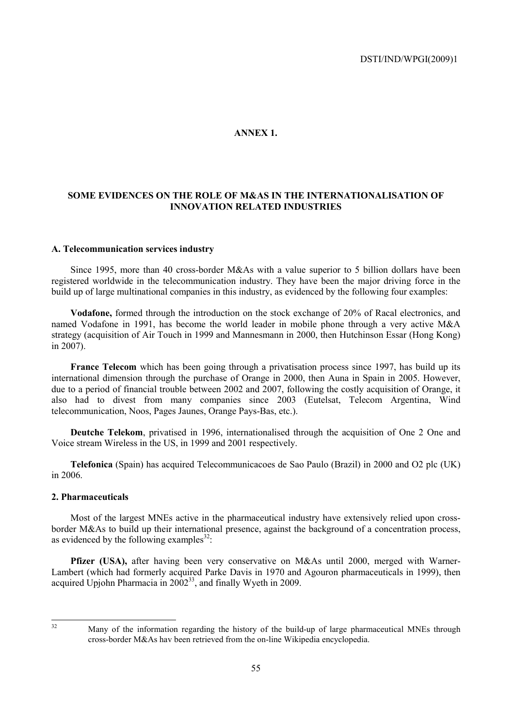# ANNEX 1.

## SOME EVIDENCES ON THE ROLE OF M&AS IN THE INTERNATIONALISATION OF INNOVATION RELATED INDUSTRIES

### A. Telecommunication services industry

Since 1995, more than 40 cross-border M&As with a value superior to 5 billion dollars have been registered worldwide in the telecommunication industry. They have been the major driving force in the build up of large multinational companies in this industry, as evidenced by the following four examples:

**Vodafone,** formed through the introduction on the stock exchange of 20% of Racal electronics, and named Vodafone in 1991, has become the world leader in mobile phone through a very active M&A strategy (acquisition of Air Touch in 1999 and Mannesmann in 2000, then Hutchinson Essar (Hong Kong) in 2007).

**France Telecom** which has been going through a privatisation process since 1997, has build up its international dimension through the purchase of Orange in 2000, then Auna in Spain in 2005. However, due to a period of financial trouble between 2002 and 2007, following the costly acquisition of Orange, it also had to divest from many companies since 2003 (Eutelsat, Telecom Argentina, Wind telecommunication, Noos, Pages Jaunes, Orange Pays-Bas, etc.).

**Deutche Telekom**, privatised in 1996, internationalised through the acquisition of One 2 One and Voice stream Wireless in the US, in 1999 and 2001 respectively.

**Telefonica** (Spain) has acquired Telecommunicacoes de Sao Paulo (Brazil) in 2000 and O2 plc (UK) in 2006.

### 2. Pharmaceuticals

Most of the largest MNEs active in the pharmaceutical industry have extensively relied upon cross-border M&As to build up their international presence, against the background of a concentration process, as evidenced by the following examples[32]:

**Pfizer (USA),** after having been very conservative on M&As until 2000, merged with Warner-Lambert (which had formerly acquired Parke Davis in 1970 and Agouron pharmaceuticals in 1999), then acquired Upjohn Pharmacia in 2002[33], and finally Wyeth in 2009.

---

[32] Many of the information regarding the history of the build-up of large pharmaceutical MNEs through cross-border M&As hav been retrieved from the on-line Wikipedia encyclopedia.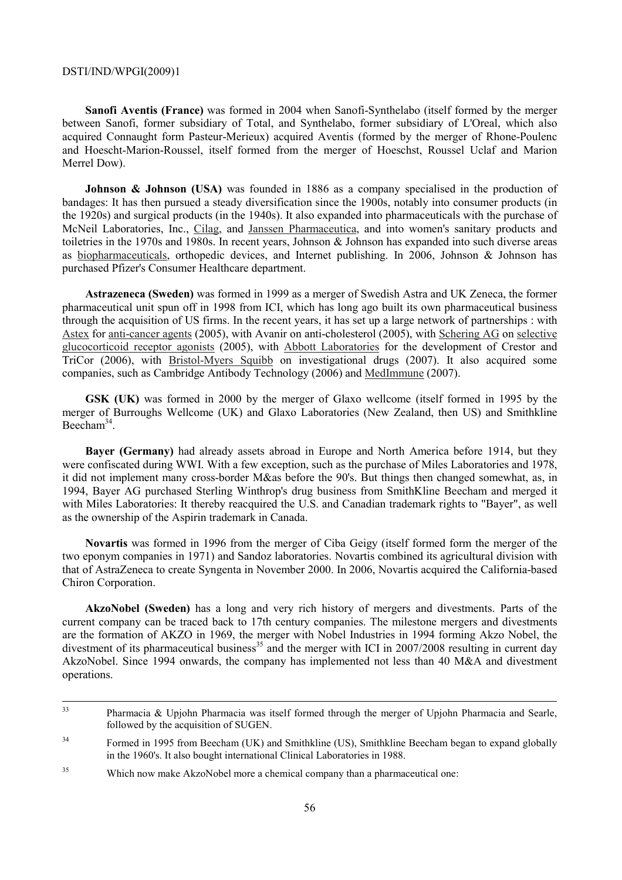**Sanofi Aventis (France)** was formed in 2004 when Sanofi-Synthelabo (itself formed by the merger between Sanofi, former subsidiary of Total, and Synthelabo, former subsidiary of L'Oreal, which also acquired Connaught form Pasteur-Merieux) acquired Aventis (formed by the merger of Rhone-Poulenc and Hoescht-Marion-Roussel, itself formed from the merger of Hoeschst, Roussel Uclaf and Marion Merrel Dow).

**Johnson & Johnson (USA)** was founded in 1886 as a company specialised in the production of bandages: It has then pursued a steady diversification since the 1900s, notably into consumer products (in the 1920s) and surgical products (in the 1940s). It also expanded into pharmaceuticals with the purchase of McNeil Laboratories, Inc., Cilag, and Janssen Pharmaceutica, and into women's sanitary products and toiletries in the 1970s and 1980s. In recent years, Johnson & Johnson has expanded into such diverse areas as biopharmaceuticals, orthopedic devices, and Internet publishing. In 2006, Johnson & Johnson has purchased Pfizer's Consumer Healthcare department.

**Astrazeneca (Sweden)** was formed in 1999 as a merger of Swedish Astra and UK Zeneca, the former pharmaceutical unit spun off in 1998 from ICI, which has long ago built its own pharmaceutical business through the acquisition of US firms. In the recent years, it has set up a large network of partnerships : with Astex for anti-cancer agents (2005), with Avanir on anti-cholesterol (2005), with Schering AG on selective glucocorticoid receptor agonists (2005), with Abbott Laboratories for the development of Crestor and TriCor (2006), with Bristol-Myers Squibb on investigational drugs (2007). It also acquired some companies, such as Cambridge Antibody Technology (2006) and MedImmune (2007).

**GSK (UK)** was formed in 2000 by the merger of Glaxo wellcome (itself formed in 1995 by the merger of Burroughs Wellcome (UK) and Glaxo Laboratories (New Zealand, then US) and Smithkline Beecham[34].

**Bayer (Germany)** had already assets abroad in Europe and North America before 1914, but they were confiscated during WWI. With a few exception, such as the purchase of Miles Laboratories and 1978, it did not implement many cross-border M&as before the 90's. But things then changed somewhat, as, in 1994, Bayer AG purchased Sterling Winthrop's drug business from SmithKline Beecham and merged it with Miles Laboratories: It thereby reacquired the U.S. and Canadian trademark rights to "Bayer", as well as the ownership of the Aspirin trademark in Canada.

**Novartis** was formed in 1996 from the merger of Ciba Geigy (itself formed form the merger of the two eponym companies in 1971) and Sandoz laboratories. Novartis combined its agricultural division with that of AstraZeneca to create Syngenta in November 2000. In 2006, Novartis acquired the California-based Chiron Corporation.

**AkzoNobel (Sweden)** has a long and very rich history of mergers and divestments. Parts of the current company can be traced back to 17th century companies. The milestone mergers and divestments are the formation of AKZO in 1969, the merger with Nobel Industries in 1994 forming Akzo Nobel, the divestment of its pharmaceutical business[35] and the merger with ICI in 2007/2008 resulting in current day AkzoNobel. Since 1994 onwards, the company has implemented not less than 40 M&A and divestment operations.

---

[33] Pharmacia & Upjohn Pharmacia was itself formed through the merger of Upjohn Pharmacia and Searle, followed by the acquisition of SUGEN.

[34] Formed in 1995 from Beecham (UK) and Smithkline (US), Smithkline Beecham began to expand globally in the 1960's. It also bought international Clinical Laboratories in 1988.

[35] Which now make AkzoNobel more a chemical company than a pharmaceutical one: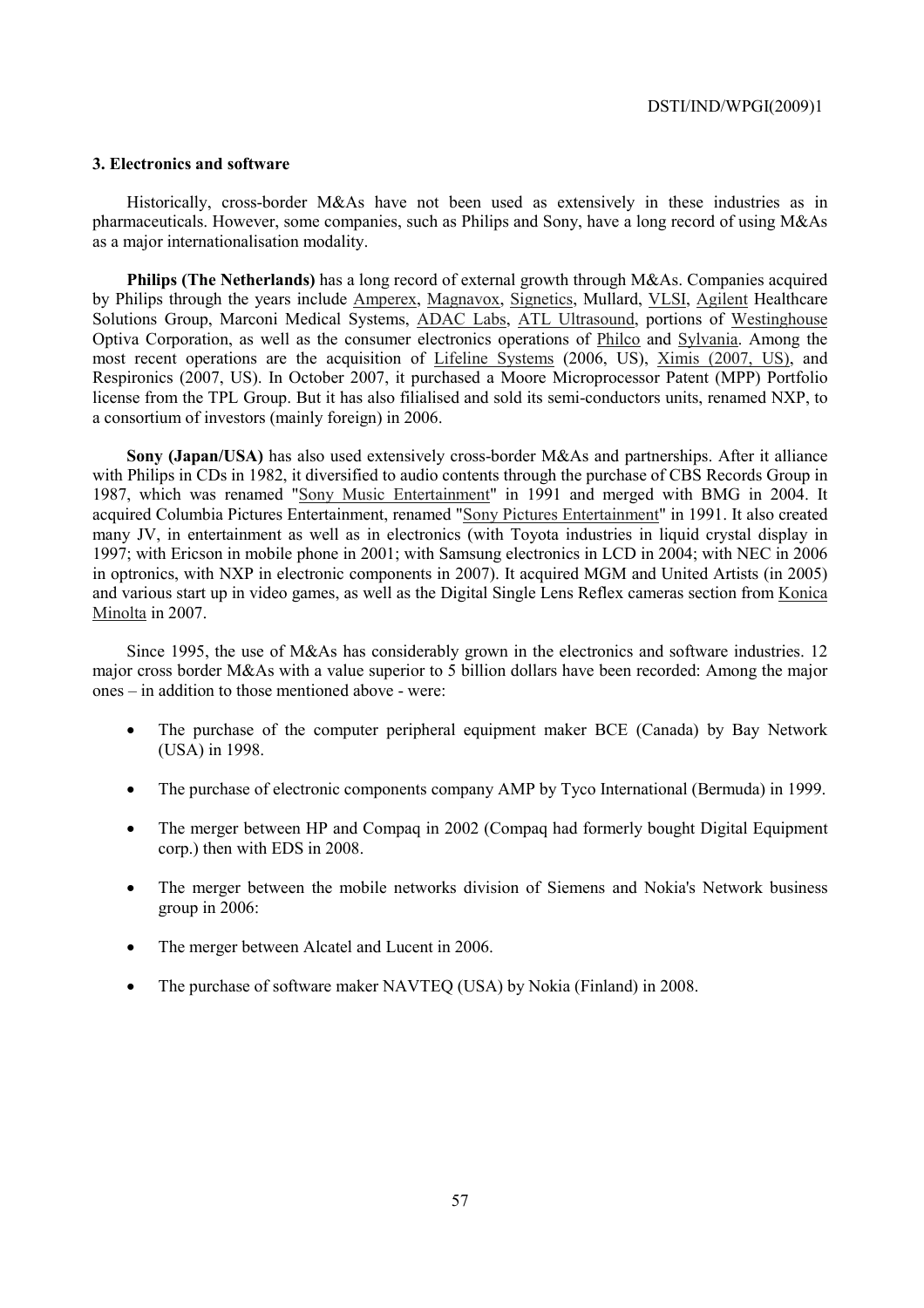### 3. Electronics and software

Historically, cross-border M&As have not been used as extensively in these industries as in pharmaceuticals. However, some companies, such as Philips and Sony, have a long record of using M&As as a major internationalisation modality.

**Philips (The Netherlands)** has a long record of external growth through M&As. Companies acquired by Philips through the years include Amperex, Magnavox, Signetics, Mullard, VLSI, Agilent Healthcare Solutions Group, Marconi Medical Systems, ADAC Labs, ATL Ultrasound, portions of Westinghouse Optiva Corporation, as well as the consumer electronics operations of Philco and Sylvania. Among the most recent operations are the acquisition of Lifeline Systems (2006, US), Ximis (2007, US), and Respironics (2007, US). In October 2007, it purchased a Moore Microprocessor Patent (MPP) Portfolio license from the TPL Group. But it has also filialised and sold its semi-conductors units, renamed NXP, to a consortium of investors (mainly foreign) in 2006.

**Sony (Japan/USA)** has also used extensively cross-border M&As and partnerships. After it alliance with Philips in CDs in 1982, it diversified to audio contents through the purchase of CBS Records Group in 1987, which was renamed "Sony Music Entertainment" in 1991 and merged with BMG in 2004. It acquired Columbia Pictures Entertainment, renamed "Sony Pictures Entertainment" in 1991. It also created many JV, in entertainment as well as in electronics (with Toyota industries in liquid crystal display in 1997; with Ericson in mobile phone in 2001; with Samsung electronics in LCD in 2004; with NEC in 2006 in optronics, with NXP in electronic components in 2007). It acquired MGM and United Artists (in 2005) and various start up in video games, as well as the Digital Single Lens Reflex cameras section from Konica Minolta in 2007.

Since 1995, the use of M&As has considerably grown in the electronics and software industries. 12 major cross border M&As with a value superior to 5 billion dollars have been recorded: Among the major ones – in addition to those mentioned above - were:

- The purchase of the computer peripheral equipment maker BCE (Canada) by Bay Network (USA) in 1998.
- The purchase of electronic components company AMP by Tyco International (Bermuda) in 1999.
- The merger between HP and Compaq in 2002 (Compaq had formerly bought Digital Equipment corp.) then with EDS in 2008.
- The merger between the mobile networks division of Siemens and Nokia's Network business group in 2006:
- The merger between Alcatel and Lucent in 2006.
- The purchase of software maker NAVTEQ (USA) by Nokia (Finland) in 2008.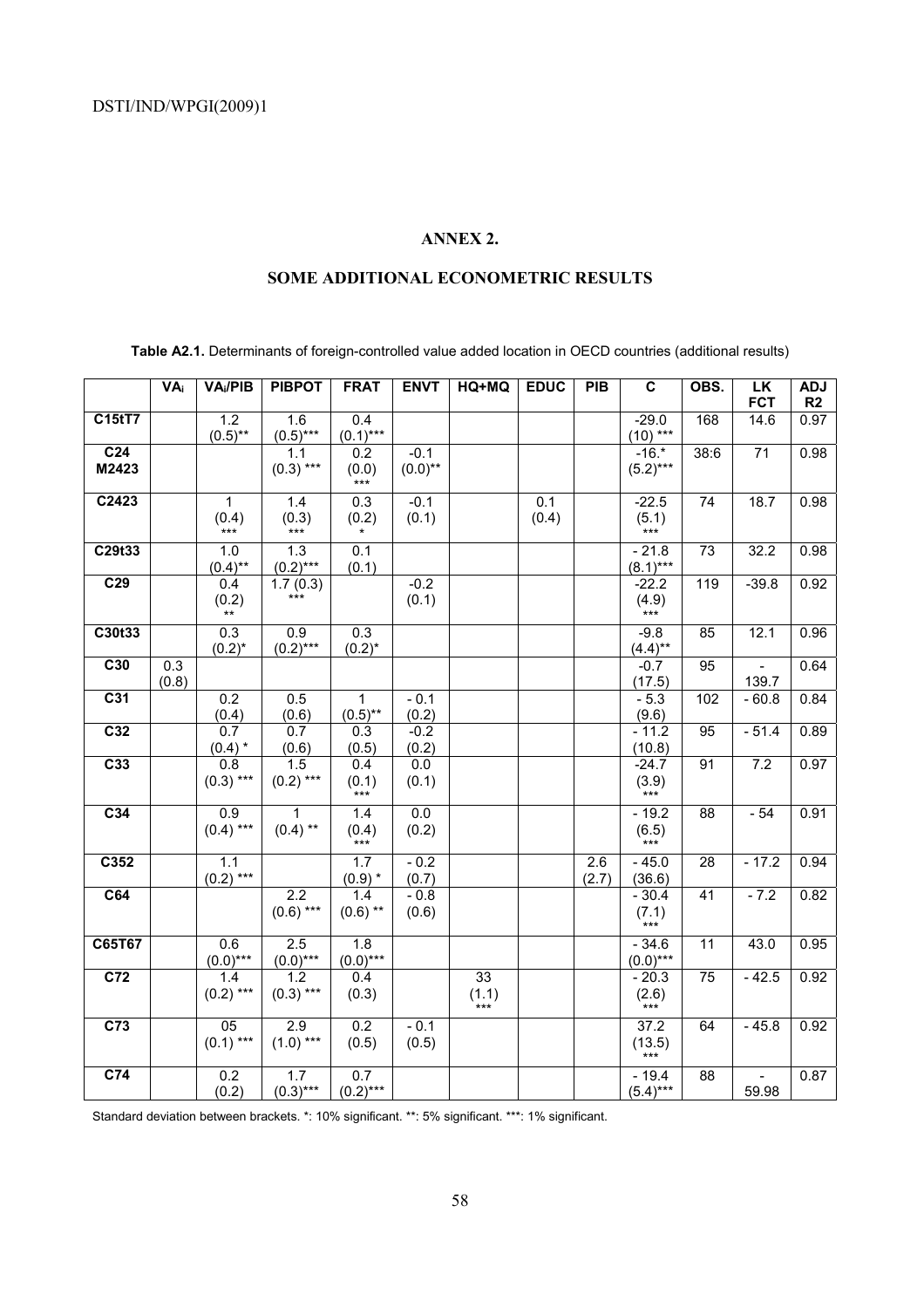## ANNEX 2.

## SOME ADDITIONAL ECONOMETRIC RESULTS

**Table A2.1.** Determinants of foreign-controlled value added location in OECD countries (additional results)

| | $VA_i$ | $VA_i/PIB$ | PIBPOT | FRAT | ENVT | HQ+MQ | EDUC | PIB | C | OBS. | LK FCT | ADJ R2 |
|---|---|---|---|---|---|---|---|---|---|---|---|---|
| C15tT7 | | 1.2 (0.5)** | 1.6 (0.5)*** | 0.4 (0.1)*** | | | | | -29.0 (10) *** | 168 | 14.6 | 0.97 |
| C24 M2423 | | | 1.1 (0.3) *** | 0.2 (0.0) *** | -0.1 (0.0)** | | | | -16.* (5.2)*** | 38:6 | 71 | 0.98 |
| C2423 | | 1 (0.4) *** | 1.4 (0.3) *** | 0.3 (0.2) * | -0.1 (0.1) | | 0.1 (0.4) | | -22.5 (5.1) *** | 74 | 18.7 | 0.98 |
| C29t33 | | 1.0 (0.4)** | 1.3 (0.2)*** | 0.1 (0.1) | | | | | - 21.8 (8.1)*** | 73 | 32.2 | 0.98 |
| C29 | | 0.4 (0.2) ** | 1.7 (0.3) *** | | -0.2 (0.1) | | | | -22.2 (4.9) *** | 119 | -39.8 | 0.92 |
| C30t33 | | 0.3 (0.2)* | 0.9 (0.2)*** | 0.3 (0.2)* | | | | | -9.8 (4.4)** | 85 | 12.1 | 0.96 |
| C30 | 0.3 (0.8) | | | | | | | | -0.7 (17.5) | 95 | - 139.7 | 0.64 |
| C31 | | 0.2 (0.4) | 0.5 (0.6) | 1 (0.5)** | - 0.1 (0.2) | | | | - 5.3 (9.6) | 102 | - 60.8 | 0.84 |
| C32 | | 0.7 (0.4) * | 0.7 (0.6) | 0.3 (0.5) | -0.2 (0.2) | | | | - 11.2 (10.8) | 95 | - 51.4 | 0.89 |
| C33 | | 0.8 (0.3) *** | 1.5 (0.2) *** | 0.4 (0.1) *** | 0.0 (0.1) | | | | -24.7 (3.9) *** | 91 | 7.2 | 0.97 |
| C34 | | 0.9 (0.4) *** | 1 (0.4) ** | 1.4 (0.4) *** | 0.0 (0.2) | | | | - 19.2 (6.5) *** | 88 | - 54 | 0.91 |
| C352 | | 1.1 (0.2) *** | | 1.7 (0.9) * | - 0.2 (0.7) | | | 2.6 (2.7) | - 45.0 (36.6) | 28 | - 17.2 | 0.94 |
| C64 | | | 2.2 (0.6) *** | 1.4 (0.6) ** | - 0.8 (0.6) | | | | - 30.4 (7.1) *** | 41 | - 7.2 | 0.82 |
| C65T67 | | 0.6 (0.0)*** | 2.5 (0.0)*** | 1.8 (0.0)*** | | | | | - 34.6 (0.0)*** | 11 | 43.0 | 0.95 |
| C72 | | 1.4 (0.2) *** | 1.2 (0.3) *** | 0.4 (0.3) | | 33 (1.1) *** | | | - 20.3 (2.6) *** | 75 | - 42.5 | 0.92 |
| C73 | | 05 (0.1) *** | 2.9 (1.0) *** | 0.2 (0.5) | - 0.1 (0.5) | | | | 37.2 (13.5) *** | 64 | - 45.8 | 0.92 |
| C74 | | 0.2 (0.2) | 1.7 (0.3)*** | 0.7 (0.2)*** | | | | | - 19.4 (5.4)*** | 88 | - 59.98 | 0.87 |

Standard deviation between brackets. *: 10% significant. **: 5% significant. ***: 1% significant.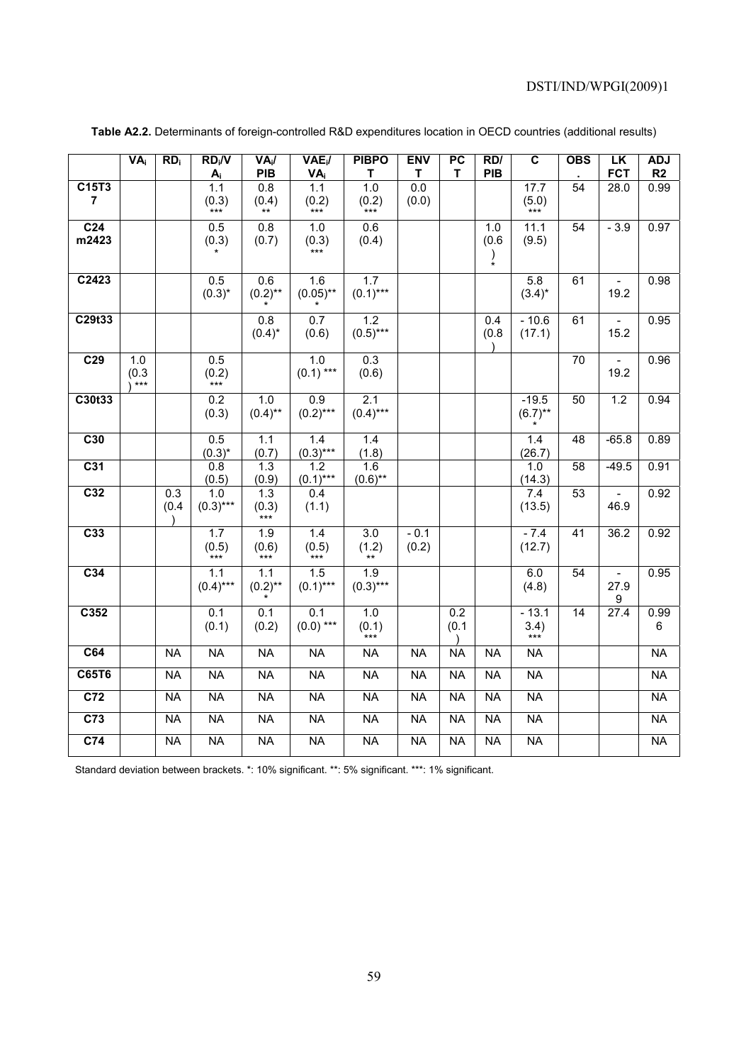**Table A2.2.** Determinants of foreign-controlled R&D expenditures location in OECD countries (additional results)

| | $VA_i$ | $RD_i$ | $RD_i/VA_i$ | $VA_i/PIB$ | $VAE_i/VA_i$ | PIBPOT | ENVT | PCT | RD/PIB | C | OBS. | LKFCT | ADJ R2 |
|---|---|---|---|---|---|---|---|---|---|---|---|---|---|
| C15T37 | | | 1.1 (0.3)*** | 0.8 (0.4)** | 1.1 (0.2)*** | 1.0 (0.2)*** | 0.0 (0.0) | | | 17.7 (5.0)*** | 54 | 28.0 | 0.99 |
| C24 m2423 | | | 0.5 (0.3)* | 0.8 (0.7) | 1.0 (0.3)*** | 0.6 (0.4) | | | 1.0 (0.6)* | 11.1 (9.5) | 54 | - 3.9 | 0.97 |
| C2423 | | | 0.5 (0.3)* | 0.6 (0.2)*** | 1.6 (0.05)*** | 1.7 (0.1)*** | | | | 5.8 (3.4)* | 61 | - 19.2 | 0.98 |
| C29t33 | | | | 0.8 (0.4)* | 0.7 (0.6) | 1.2 (0.5)*** | | | 0.4 (0.8) | - 10.6 (17.1) | 61 | - 15.2 | 0.95 |
| C29 | 1.0 (0.3)*** | | 0.5 (0.2)*** | | 1.0 (0.1) *** | 0.3 (0.6) | | | | | 70 | - 19.2 | 0.96 |
| C30t33 | | | 0.2 (0.3) | 1.0 (0.4)** | 0.9 (0.2)*** | 2.1 (0.4)*** | | | | -19.5 (6.7)*** | 50 | 1.2 | 0.94 |
| C30 | | | 0.5 (0.3)* | 1.1 (0.7) | 1.4 (0.3)*** | 1.4 (1.8) | | | | 1.4 (26.7) | 48 | -65.8 | 0.89 |
| C31 | | | 0.8 (0.5) | 1.3 (0.9) | 1.2 (0.1)*** | 1.6 (0.6)** | | | | 1.0 (14.3) | 58 | -49.5 | 0.91 |
| C32 | | 0.3 (0.4) | 1.0 (0.3)*** | 1.3 (0.3)*** | 0.4 (1.1) | | | | | 7.4 (13.5) | 53 | - 46.9 | 0.92 |
| C33 | | | 1.7 (0.5)*** | 1.9 (0.6)*** | 1.4 (0.5)*** | 3.0 (1.2)** | - 0.1 (0.2) | | | - 7.4 (12.7) | 41 | 36.2 | 0.92 |
| C34 | | | 1.1 (0.4)*** | 1.1 (0.2)*** | 1.5 (0.1)*** | 1.9 (0.3)*** | | | | 6.0 (4.8) | 54 | - 27.9 9 | 0.95 |
| C352 | | | 0.1 (0.1) | 0.1 (0.2) | 0.1 (0.0) *** | 1.0 (0.1)*** | | 0.2 (0.1) | | - 13.1 3.4)*** | 14 | 27.4 | 0.996 |
| C64 | | NA | NA | NA | NA | NA | NA | NA | NA | NA | | | NA |
| C65T6 | | NA | NA | NA | NA | NA | NA | NA | NA | NA | | | NA |
| C72 | | NA | NA | NA | NA | NA | NA | NA | NA | NA | | | NA |
| C73 | | NA | NA | NA | NA | NA | NA | NA | NA | NA | | | NA |
| C74 | | NA | NA | NA | NA | NA | NA | NA | NA | NA | | | NA |

Standard deviation between brackets. *: 10% significant. **: 5% significant. ***: 1% significant.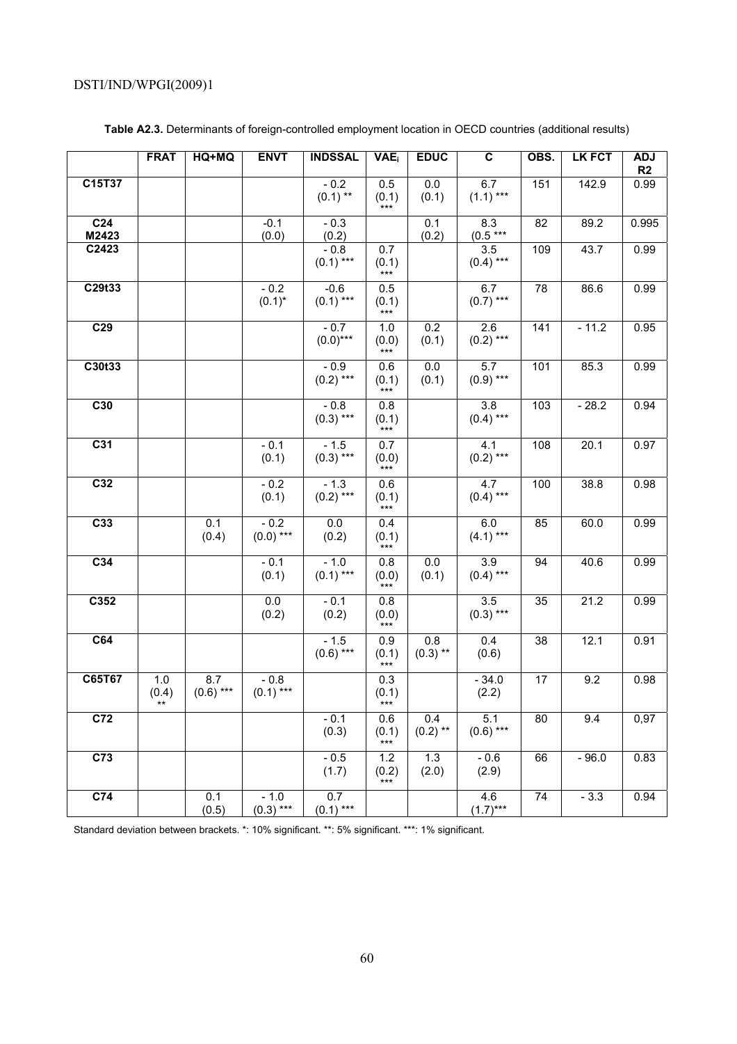**Table A2.3.** Determinants of foreign-controlled employment location in OECD countries (additional results)

| | FRAT | HQ+MQ | ENVT | INDSSAL | $VAE_i$ | EDUC | C | OBS. | LK FCT | ADJ R2 |
|---|---|---|---|---|---|---|---|---|---|---|
| C15T37 | | | | - 0.2 (0.1) ** | 0.5 (0.1) *** | 0.0 (0.1) | 6.7 (1.1) *** | 151 | 142.9 | 0.99 |
| C24 M2423 | | | -0.1 (0.0) | - 0.3 (0.2) | | 0.1 (0.2) | 8.3 (0.5 *** | 82 | 89.2 | 0.995 |
| C2423 | | | | - 0.8 (0.1) *** | 0.7 (0.1) *** | | 3.5 (0.4) *** | 109 | 43.7 | 0.99 |
| C29t33 | | | - 0.2 (0.1)* | -0.6 (0.1) *** | 0.5 (0.1) *** | | 6.7 (0.7) *** | 78 | 86.6 | 0.99 |
| C29 | | | | - 0.7 (0.0)*** | 1.0 (0.0) *** | 0.2 (0.1) | 2.6 (0.2) *** | 141 | - 11.2 | 0.95 |
| C30t33 | | | | - 0.9 (0.2) *** | 0.6 (0.1) *** | 0.0 (0.1) | 5.7 (0.9) *** | 101 | 85.3 | 0.99 |
| C30 | | | | - 0.8 (0.3) *** | 0.8 (0.1) *** | | 3.8 (0.4) *** | 103 | - 28.2 | 0.94 |
| C31 | | | - 0.1 (0.1) | - 1.5 (0.3) *** | 0.7 (0.0) *** | | 4.1 (0.2) *** | 108 | 20.1 | 0.97 |
| C32 | | | - 0.2 (0.1) | - 1.3 (0.2) *** | 0.6 (0.1) *** | | 4.7 (0.4) *** | 100 | 38.8 | 0.98 |
| C33 | | 0.1 (0.4) | - 0.2 (0.0) *** | 0.0 (0.2) | 0.4 (0.1) *** | | 6.0 (4.1) *** | 85 | 60.0 | 0.99 |
| C34 | | | - 0.1 (0.1) | - 1.0 (0.1) *** | 0.8 (0.0) *** | 0.0 (0.1) | 3.9 (0.4) *** | 94 | 40.6 | 0.99 |
| C352 | | | 0.0 (0.2) | - 0.1 (0.2) | 0.8 (0.0) *** | | 3.5 (0.3) *** | 35 | 21.2 | 0.99 |
| C64 | | | | - 1.5 (0.6) *** | 0.9 (0.1) *** | 0.8 (0.3) ** | 0.4 (0.6) | 38 | 12.1 | 0.91 |
| C65T67 | 1.0 (0.4) ** | 8.7 (0.6) *** | - 0.8 (0.1) *** | | 0.3 (0.1) *** | | - 34.0 (2.2) | 17 | 9.2 | 0.98 |
| C72 | | | | - 0.1 (0.3) | 0.6 (0.1) *** | 0.4 (0.2) ** | 5.1 (0.6) *** | 80 | 9.4 | 0,97 |
| C73 | | | | - 0.5 (1.7) | 1.2 (0.2) *** | 1.3 (2.0) | - 0.6 (2.9) | 66 | - 96.0 | 0.83 |
| C74 | | 0.1 (0.5) | - 1.0 (0.3) *** | 0.7 (0.1) *** | | | 4.6 (1.7)*** | 74 | - 3.3 | 0.94 |

Standard deviation between brackets. *: 10% significant. **: 5% significant. ***: 1% significant.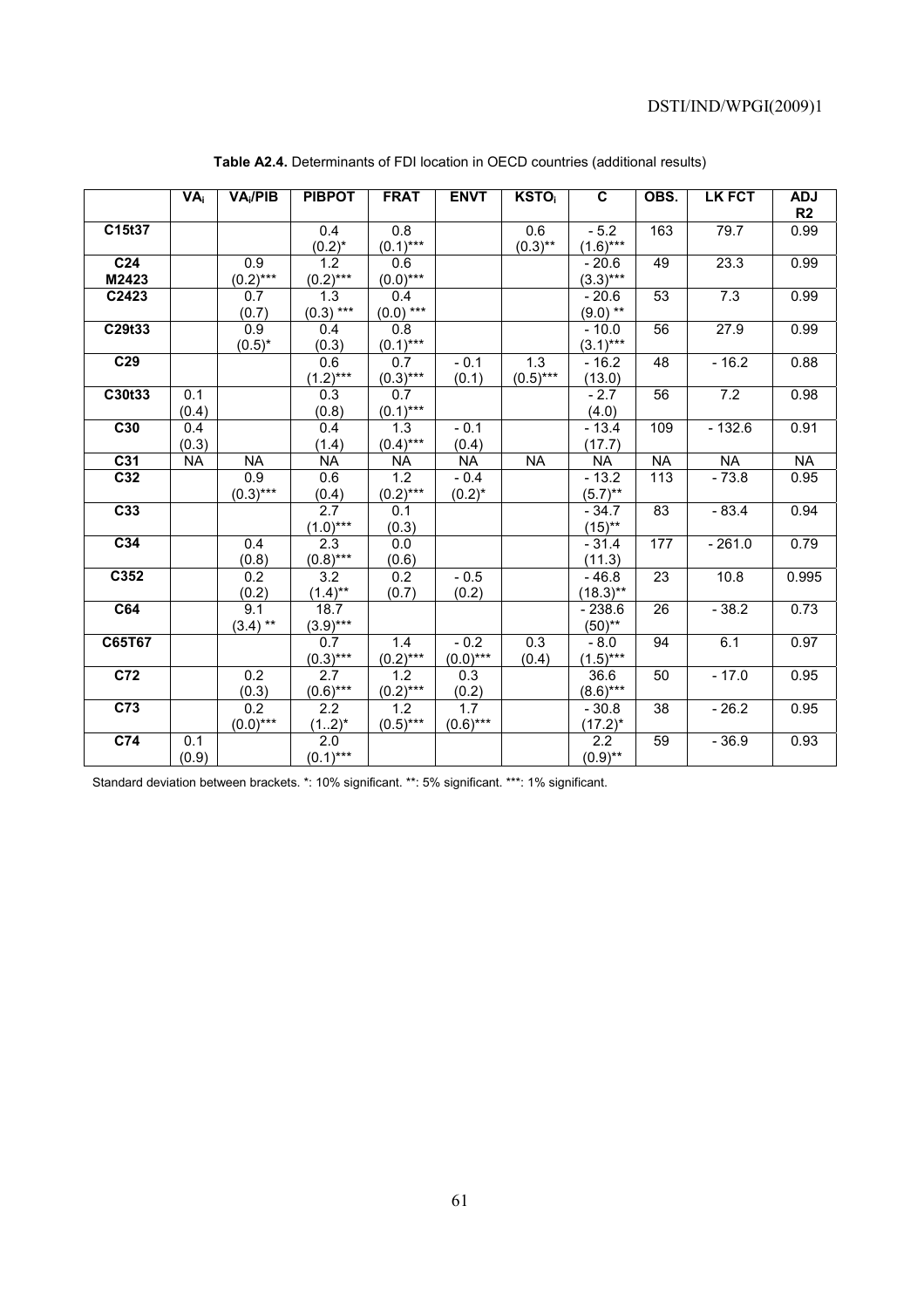**Table A2.4.** Determinants of FDI location in OECD countries (additional results)

| | $VA_i$ | $VA_i$/PIB | PIBPOT | FRAT | ENVT | $KSTO_i$ | C | OBS. | LK FCT | ADJ R2 |
|---|---|---|---|---|---|---|---|---|---|---|
| C15t37 | | | 0.4 (0.2)* | 0.8 (0.1)*** | | 0.6 (0.3)** | - 5.2 (1.6)*** | 163 | 79.7 | 0.99 |
| C24 M2423 | | 0.9 (0.2)*** | 1.2 (0.2)*** | 0.6 (0.0)*** | | | - 20.6 (3.3)*** | 49 | 23.3 | 0.99 |
| C2423 | | 0.7 (0.7) | 1.3 (0.3) *** | 0.4 (0.0) *** | | | - 20.6 (9.0) ** | 53 | 7.3 | 0.99 |
| C29t33 | | 0.9 (0.5)* | 0.4 (0.3) | 0.8 (0.1)*** | | | - 10.0 (3.1)*** | 56 | 27.9 | 0.99 |
| C29 | | | 0.6 (1.2)*** | 0.7 (0.3)*** | - 0.1 (0.1) | 1.3 (0.5)*** | - 16.2 (13.0) | 48 | - 16.2 | 0.88 |
| C30t33 | 0.1 (0.4) | | 0.3 (0.8) | 0.7 (0.1)*** | | | - 2.7 (4.0) | 56 | 7.2 | 0.98 |
| C30 | 0.4 (0.3) | | 0.4 (1.4) | 1.3 (0.4)*** | - 0.1 (0.4) | | - 13.4 (17.7) | 109 | - 132.6 | 0.91 |
| C31 | NA | NA | NA | NA | NA | NA | NA | NA | NA | NA |
| C32 | | 0.9 (0.3)*** | 0.6 (0.4) | 1.2 (0.2)*** | - 0.4 (0.2)* | | - 13.2 (5.7)** | 113 | - 73.8 | 0.95 |
| C33 | | | 2.7 (1.0)*** | 0.1 (0.3) | | | - 34.7 (15)** | 83 | - 83.4 | 0.94 |
| C34 | | 0.4 (0.8) | 2.3 (0.8)*** | 0.0 (0.6) | | | - 31.4 (11.3) | 177 | - 261.0 | 0.79 |
| C352 | | 0.2 (0.2) | 3.2 (1.4)** | 0.2 (0.7) | - 0.5 (0.2) | | - 46.8 (18.3)** | 23 | 10.8 | 0.995 |
| C64 | | 9.1 (3.4) ** | 18.7 (3.9)*** | | | | - 238.6 (50)** | 26 | - 38.2 | 0.73 |
| C65T67 | | | 0.7 (0.3)*** | 1.4 (0.2)*** | - 0.2 (0.0)*** | 0.3 (0.4) | - 8.0 (1.5)*** | 94 | 6.1 | 0.97 |
| C72 | | 0.2 (0.3) | 2.7 (0.6)*** | 1.2 (0.2)*** | 0.3 (0.2) | | 36.6 (8.6)*** | 50 | - 17.0 | 0.95 |
| C73 | | 0.2 (0.0)*** | 2.2 (1..2)* | 1.2 (0.5)*** | 1.7 (0.6)*** | | - 30.8 (17.2)* | 38 | - 26.2 | 0.95 |
| C74 | 0.1 (0.9) | | 2.0 (0.1)*** | | | | 2.2 (0.9)** | 59 | - 36.9 | 0.93 |

Standard deviation between brackets. *: 10% significant. **: 5% significant. ***: 1% significant.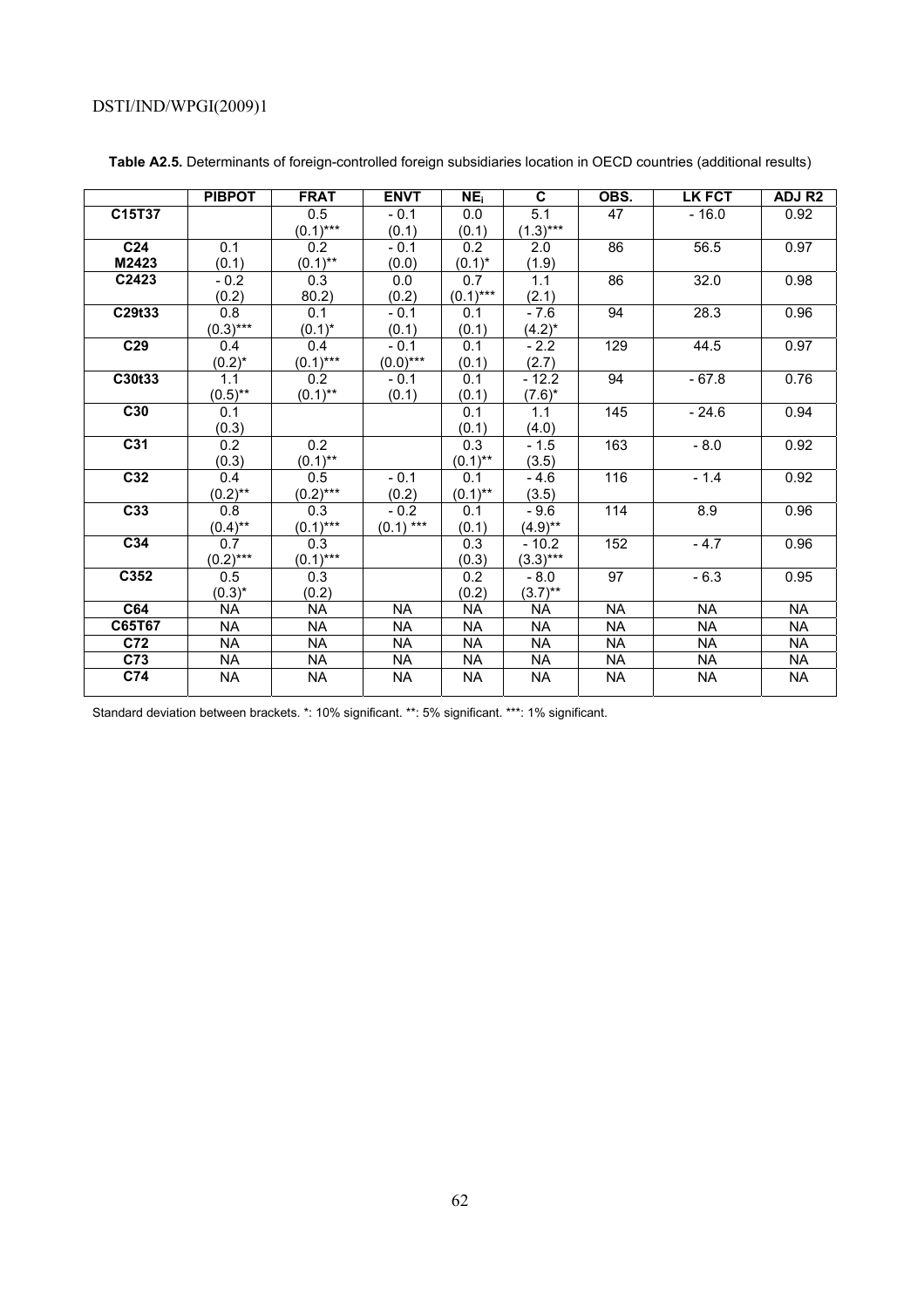**Table A2.5.** Determinants of foreign-controlled foreign subsidiaries location in OECD countries (additional results)

| | PIBPOT | FRAT | ENVT | $NE_i$ | C | OBS. | LK FCT | ADJ R2 |
|---|---|---|---|---|---|---|---|---|
| **C15T37** | | 0.5 (0.1)*** | - 0.1 (0.1) | 0.0 (0.1) | 5.1 (1.3)*** | 47 | - 16.0 | 0.92 |
| **C24 M2423** | 0.1 (0.1) | 0.2 (0.1)** | - 0.1 (0.0) | 0.2 (0.1)* | 2.0 (1.9) | 86 | 56.5 | 0.97 |
| **C2423** | - 0.2 (0.2) | 0.3 80.2) | 0.0 (0.2) | 0.7 (0.1)*** | 1.1 (2.1) | 86 | 32.0 | 0.98 |
| **C29t33** | 0.8 (0.3)*** | 0.1 (0.1)* | - 0.1 (0.1) | 0.1 (0.1) | - 7.6 (4.2)* | 94 | 28.3 | 0.96 |
| **C29** | 0.4 (0.2)* | 0.4 (0.1)*** | - 0.1 (0.0)*** | 0.1 (0.1) | - 2.2 (2.7) | 129 | 44.5 | 0.97 |
| **C30t33** | 1.1 (0.5)** | 0.2 (0.1)** | - 0.1 (0.1) | 0.1 (0.1) | - 12.2 (7.6)* | 94 | - 67.8 | 0.76 |
| **C30** | 0.1 (0.3) | | | 0.1 (0.1) | 1.1 (4.0) | 145 | - 24.6 | 0.94 |
| **C31** | 0.2 (0.3) | 0.2 (0.1)** | | 0.3 (0.1)** | - 1.5 (3.5) | 163 | - 8.0 | 0.92 |
| **C32** | 0.4 (0.2)** | 0.5 (0.2)*** | - 0.1 (0.2) | 0.1 (0.1)** | - 4.6 (3.5) | 116 | - 1.4 | 0.92 |
| **C33** | 0.8 (0.4)** | 0.3 (0.1)*** | - 0.2 (0.1) *** | 0.1 (0.1) | - 9.6 (4.9)** | 114 | 8.9 | 0.96 |
| **C34** | 0.7 (0.2)*** | 0.3 (0.1)*** | | 0.3 (0.3) | - 10.2 (3.3)*** | 152 | - 4.7 | 0.96 |
| **C352** | 0.5 (0.3)* | 0.3 (0.2) | | 0.2 (0.2) | - 8.0 (3.7)** | 97 | - 6.3 | 0.95 |
| **C64** | NA | NA | NA | NA | NA | NA | NA | NA |
| **C65T67** | NA | NA | NA | NA | NA | NA | NA | NA |
| **C72** | NA | NA | NA | NA | NA | NA | NA | NA |
| **C73** | NA | NA | NA | NA | NA | NA | NA | NA |
| **C74** | NA | NA | NA | NA | NA | NA | NA | NA |

Standard deviation between brackets. *: 10% significant. **: 5% significant. ***: 1% significant.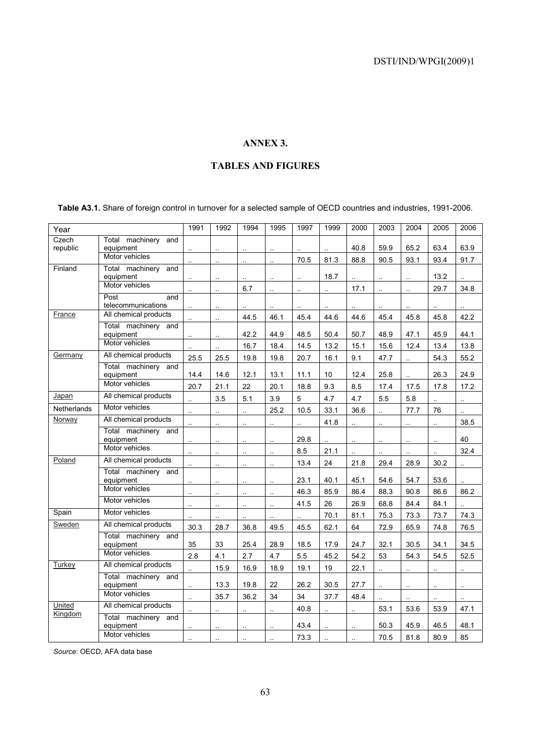## ANNEX 3.

## TABLES AND FIGURES

**Table A3.1.** Share of foreign control in turnover for a selected sample of OECD countries and industries, 1991-2006.

| Year | | 1991 | 1992 | 1994 | 1995 | 1997 | 1999 | 2000 | 2003 | 2004 | 2005 | 2006 |
|---|---|---|---|---|---|---|---|---|---|---|---|---|
| Czech republic | Total machinery and equipment | .. | .. | .. | .. | .. | .. | 40.8 | 59.9 | 65.2 | 63.4 | 63.9 |
| | Motor vehicles | .. | .. | .. | .. | 70.5 | 81.3 | 88.8 | 90.5 | 93.1 | 93.4 | 91.7 |
| Finland | Total machinery and equipment | .. | .. | .. | .. | .. | 18.7 | .. | .. | .. | 13.2 | .. |
| | Motor vehicles | .. | .. | 6.7 | .. | .. | .. | 17.1 | .. | .. | 29.7 | 34.8 |
| | Post and telecommunications | .. | .. | .. | .. | .. | .. | .. | .. | .. | .. | .. |
| France | All chemical products | .. | .. | 44.5 | 46.1 | 45.4 | 44.6 | 44.6 | 45.4 | 45.8 | 45.8 | 42.2 |
| | Total machinery and equipment | .. | .. | 42.2 | 44.9 | 48.5 | 50.4 | 50.7 | 48.9 | 47.1 | 45.9 | 44.1 |
| | Motor vehicles | .. | .. | 16.7 | 18.4 | 14.5 | 13.2 | 15.1 | 15.6 | 12.4 | 13.4 | 13.8 |
| Germany | All chemical products | 25.5 | 25.5 | 19.8 | 19.8 | 20.7 | 16.1 | 9.1 | 47.7 | .. | 54.3 | 55.2 |
| | Total machinery and equipment | 14.4 | 14.6 | 12.1 | 13.1 | 11.1 | 10 | 12.4 | 25.8 | .. | 26.3 | 24.9 |
| | Motor vehicles | 20.7 | 21.1 | 22 | 20.1 | 18.8 | 9.3 | 8.5 | 17.4 | 17.5 | 17.8 | 17.2 |
| Japan | All chemical products | .. | 3.5 | 5.1 | 3.9 | 5 | 4.7 | 4.7 | 5.5 | 5.8 | .. | .. |
| Netherlands | Motor vehicles | .. | .. | .. | 25.2 | 10.5 | 33.1 | 36.6 | .. | 77.7 | 76 | .. |
| Norway | All chemical products | .. | .. | .. | .. | .. | 41.8 | .. | .. | .. | .. | 38.5 |
| | Total machinery and equipment | .. | .. | .. | .. | 29.8 | .. | .. | .. | .. | .. | 40 |
| | Motor vehicles | .. | .. | .. | .. | 8.5 | 21.1 | .. | .. | .. | .. | 32.4 |
| Poland | All chemical products | .. | .. | .. | .. | 13.4 | 24 | 21.8 | 29.4 | 28.9 | 30.2 | .. |
| | Total machinery and equipment | .. | .. | .. | .. | 23.1 | 40.1 | 45.1 | 54.6 | 54.7 | 53.6 | .. |
| | Motor vehicles | .. | .. | .. | .. | 46.3 | 85.9 | 86.4 | 88.3 | 90.8 | 86.6 | 86.2 |
| | Motor vehicles | .. | .. | .. | .. | 41.5 | 26 | 26.9 | 68.8 | 84.4 | 84.1 | .. |
| Spain | Motor vehicles | .. | .. | .. | .. | .. | 70.1 | 81.1 | 75.3 | 73.3 | 73.7 | 74.3 |
| Sweden | All chemical products | 30.3 | 28.7 | 36.8 | 49.5 | 45.5 | 62.1 | 64 | 72.9 | 65.9 | 74.8 | 76.5 |
| | Total machinery and equipment | 35 | 33 | 25.4 | 28.9 | 18.5 | 17.9 | 24.7 | 32.1 | 30.5 | 34.1 | 34.5 |
| | Motor vehicles | 2.8 | 4.1 | 2.7 | 4.7 | 5.5 | 45.2 | 54.2 | 53 | 54.3 | 54.5 | 52.5 |
| Turkey | All chemical products | .. | 15.9 | 16.9 | 18.9 | 19.1 | 19 | 22.1 | .. | .. | .. | .. |
| | Total machinery and equipment | .. | 13.3 | 19.8 | 22 | 26.2 | 30.5 | 27.7 | .. | .. | .. | .. |
| | Motor vehicles | .. | 35.7 | 36.2 | 34 | 34 | 37.7 | 48.4 | .. | .. | .. | .. |
| United Kingdom | All chemical products | .. | .. | .. | .. | 40.8 | .. | .. | 53.1 | 53.6 | 53.9 | 47.1 |
| | Total machinery and equipment | .. | .. | .. | .. | 43.4 | .. | .. | 50.3 | 45.9 | 46.5 | 48.1 |
| | Motor vehicles | .. | .. | .. | .. | 73.3 | .. | .. | 70.5 | 81.8 | 80.9 | 85 |

*Source*: OECD, AFA data base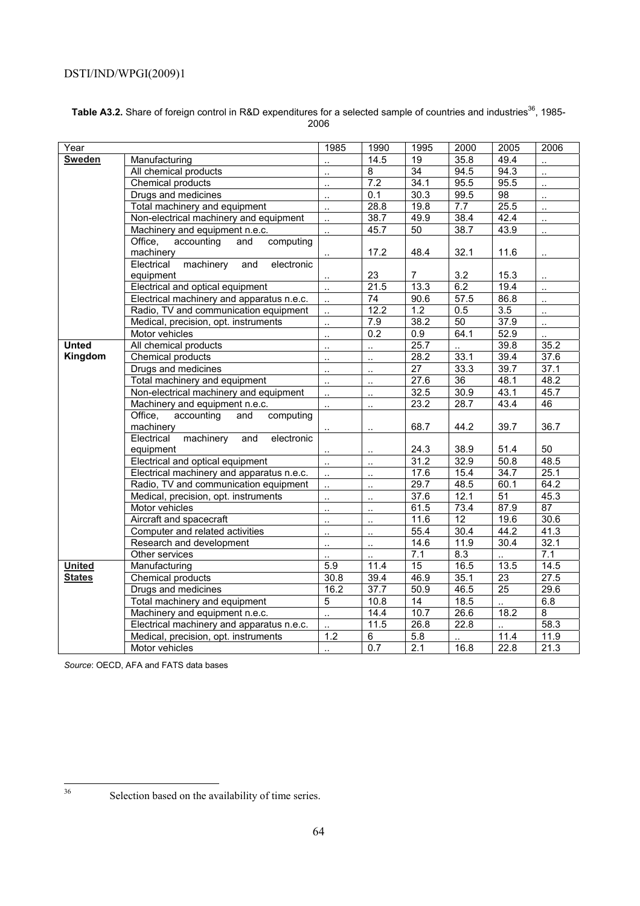**Table A3.2.** Share of foreign control in R&D expenditures for a selected sample of countries and industries[36], 1985-2006

| Year | | 1985 | 1990 | 1995 | 2000 | 2005 | 2006 |
|---|---|---|---|---|---|---|---|
| **Sweden** | Manufacturing | .. | 14.5 | 19 | 35.8 | 49.4 | .. |
| | All chemical products | .. | 8 | 34 | 94.5 | 94.3 | .. |
| | Chemical products | .. | 7.2 | 34.1 | 95.5 | 95.5 | .. |
| | Drugs and medicines | .. | 0.1 | 30.3 | 99.5 | 98 | .. |
| | Total machinery and equipment | .. | 28.8 | 19.8 | 7.7 | 25.5 | .. |
| | Non-electrical machinery and equipment | .. | 38.7 | 49.9 | 38.4 | 42.4 | .. |
| | Machinery and equipment n.e.c. | .. | 45.7 | 50 | 38.7 | 43.9 | .. |
| | Office, accounting and computing machinery | .. | 17.2 | 48.4 | 32.1 | 11.6 | .. |
| | Electrical machinery and electronic equipment | .. | 23 | 7 | 3.2 | 15.3 | .. |
| | Electrical and optical equipment | .. | 21.5 | 13.3 | 6.2 | 19.4 | .. |
| | Electrical machinery and apparatus n.e.c. | .. | 74 | 90.6 | 57.5 | 86.8 | .. |
| | Radio, TV and communication equipment | .. | 12.2 | 1.2 | 0.5 | 3.5 | .. |
| | Medical, precision, opt. instruments | .. | 7.9 | 38.2 | 50 | 37.9 | .. |
| | Motor vehicles | .. | 0.2 | 0.9 | 64.1 | 52.9 | .. |
| **Unted Kingdom** | All chemical products | .. | .. | 25.7 | .. | 39.8 | 35.2 |
| | Chemical products | .. | .. | 28.2 | 33.1 | 39.4 | 37.6 |
| | Drugs and medicines | .. | .. | 27 | 33.3 | 39.7 | 37.1 |
| | Total machinery and equipment | .. | .. | 27.6 | 36 | 48.1 | 48.2 |
| | Non-electrical machinery and equipment | .. | .. | 32.5 | 30.9 | 43.1 | 45.7 |
| | Machinery and equipment n.e.c. | .. | .. | 23.2 | 28.7 | 43.4 | 46 |
| | Office, accounting and computing machinery | .. | .. | 68.7 | 44.2 | 39.7 | 36.7 |
| | Electrical machinery and electronic equipment | .. | .. | 24.3 | 38.9 | 51.4 | 50 |
| | Electrical and optical equipment | .. | .. | 31.2 | 32.9 | 50.8 | 48.5 |
| | Electrical machinery and apparatus n.e.c. | .. | .. | 17.6 | 15.4 | 34.7 | 25.1 |
| | Radio, TV and communication equipment | .. | .. | 29.7 | 48.5 | 60.1 | 64.2 |
| | Medical, precision, opt. instruments | .. | .. | 37.6 | 12.1 | 51 | 45.3 |
| | Motor vehicles | .. | .. | 61.5 | 73.4 | 87.9 | 87 |
| | Aircraft and spacecraft | .. | .. | 11.6 | 12 | 19.6 | 30.6 |
| | Computer and related activities | .. | .. | 55.4 | 30.4 | 44.2 | 41.3 |
| | Research and development | .. | .. | 14.6 | 11.9 | 30.4 | 32.1 |
| | Other services | .. | .. | 7.1 | 8.3 | .. | 7.1 |
| **United States** | Manufacturing | 5.9 | 11.4 | 15 | 16.5 | 13.5 | 14.5 |
| | Chemical products | 30.8 | 39.4 | 46.9 | 35.1 | 23 | 27.5 |
| | Drugs and medicines | 16.2 | 37.7 | 50.9 | 46.5 | 25 | 29.6 |
| | Total machinery and equipment | 5 | 10.8 | 14 | 18.5 | .. | 6.8 |
| | Machinery and equipment n.e.c. | .. | 14.4 | 10.7 | 26.6 | 18.2 | 8 |
| | Electrical machinery and apparatus n.e.c. | .. | 11.5 | 26.8 | 22.8 | .. | 58.3 |
| | Medical, precision, opt. instruments | 1.2 | 6 | 5.8 | .. | 11.4 | 11.9 |
| | Motor vehicles | .. | 0.7 | 2.1 | 16.8 | 22.8 | 21.3 |

*Source*: OECD, AFA and FATS data bases

36 Selection based on the availability of time series.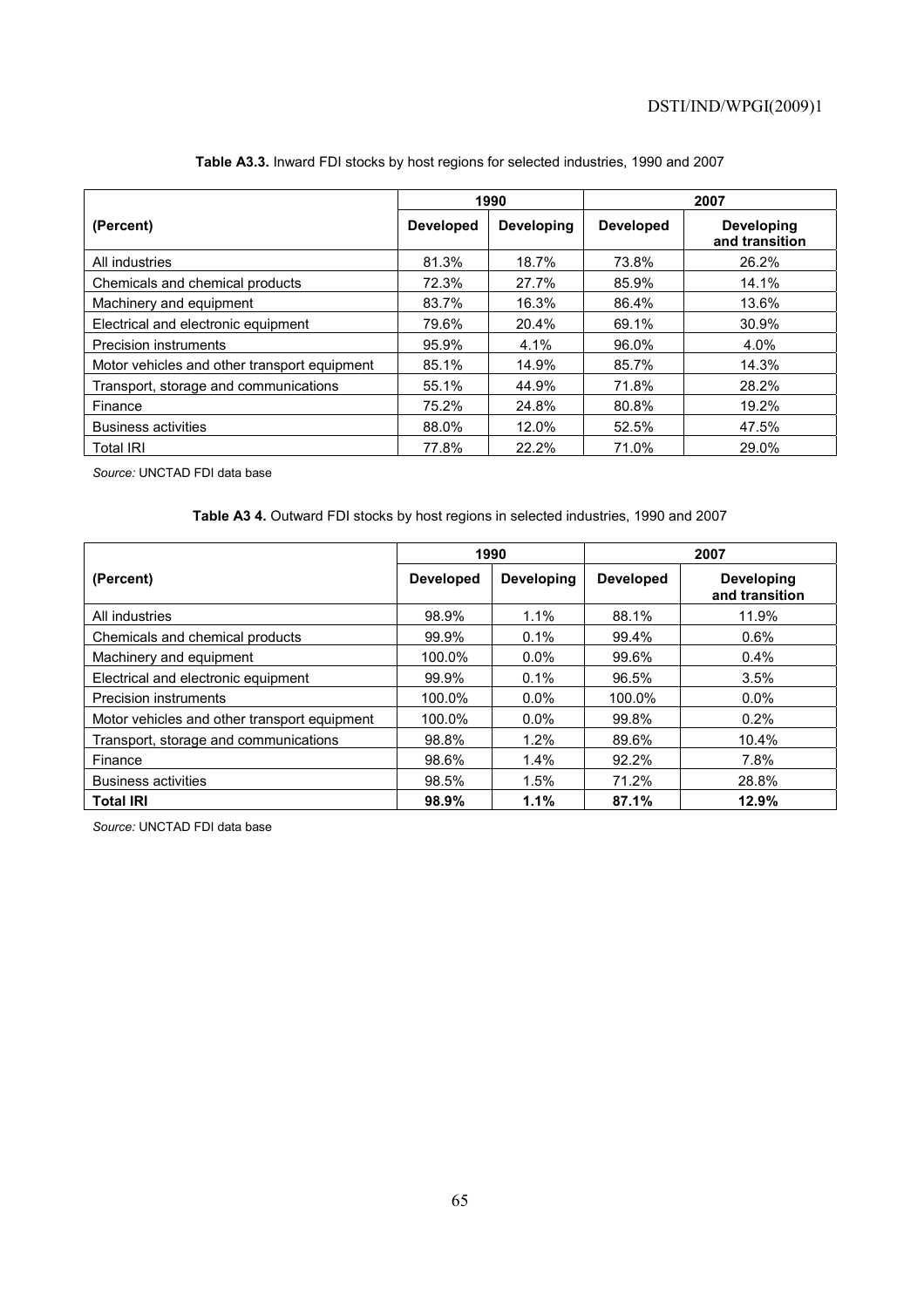**Table A3.3.** Inward FDI stocks by host regions for selected industries, 1990 and 2007

| (Percent) | 1990 | | 2007 | |
|---|---|---|---|---|
| | **Developed** | **Developing** | **Developed** | **Developing and transition** |
| All industries | 81.3% | 18.7% | 73.8% | 26.2% |
| Chemicals and chemical products | 72.3% | 27.7% | 85.9% | 14.1% |
| Machinery and equipment | 83.7% | 16.3% | 86.4% | 13.6% |
| Electrical and electronic equipment | 79.6% | 20.4% | 69.1% | 30.9% |
| Precision instruments | 95.9% | 4.1% | 96.0% | 4.0% |
| Motor vehicles and other transport equipment | 85.1% | 14.9% | 85.7% | 14.3% |
| Transport, storage and communications | 55.1% | 44.9% | 71.8% | 28.2% |
| Finance | 75.2% | 24.8% | 80.8% | 19.2% |
| Business activities | 88.0% | 12.0% | 52.5% | 47.5% |
| Total IRI | 77.8% | 22.2% | 71.0% | 29.0% |

*Source:* UNCTAD FDI data base

**Table A3 4.** Outward FDI stocks by host regions in selected industries, 1990 and 2007

| (Percent) | 1990 | | 2007 | |
|---|---|---|---|---|
| | **Developed** | **Developing** | **Developed** | **Developing and transition** |
| All industries | 98.9% | 1.1% | 88.1% | 11.9% |
| Chemicals and chemical products | 99.9% | 0.1% | 99.4% | 0.6% |
| Machinery and equipment | 100.0% | 0.0% | 99.6% | 0.4% |
| Electrical and electronic equipment | 99.9% | 0.1% | 96.5% | 3.5% |
| Precision instruments | 100.0% | 0.0% | 100.0% | 0.0% |
| Motor vehicles and other transport equipment | 100.0% | 0.0% | 99.8% | 0.2% |
| Transport, storage and communications | 98.8% | 1.2% | 89.6% | 10.4% |
| Finance | 98.6% | 1.4% | 92.2% | 7.8% |
| Business activities | 98.5% | 1.5% | 71.2% | 28.8% |
| **Total IRI** | **98.9%** | **1.1%** | **87.1%** | **12.9%** |

*Source:* UNCTAD FDI data base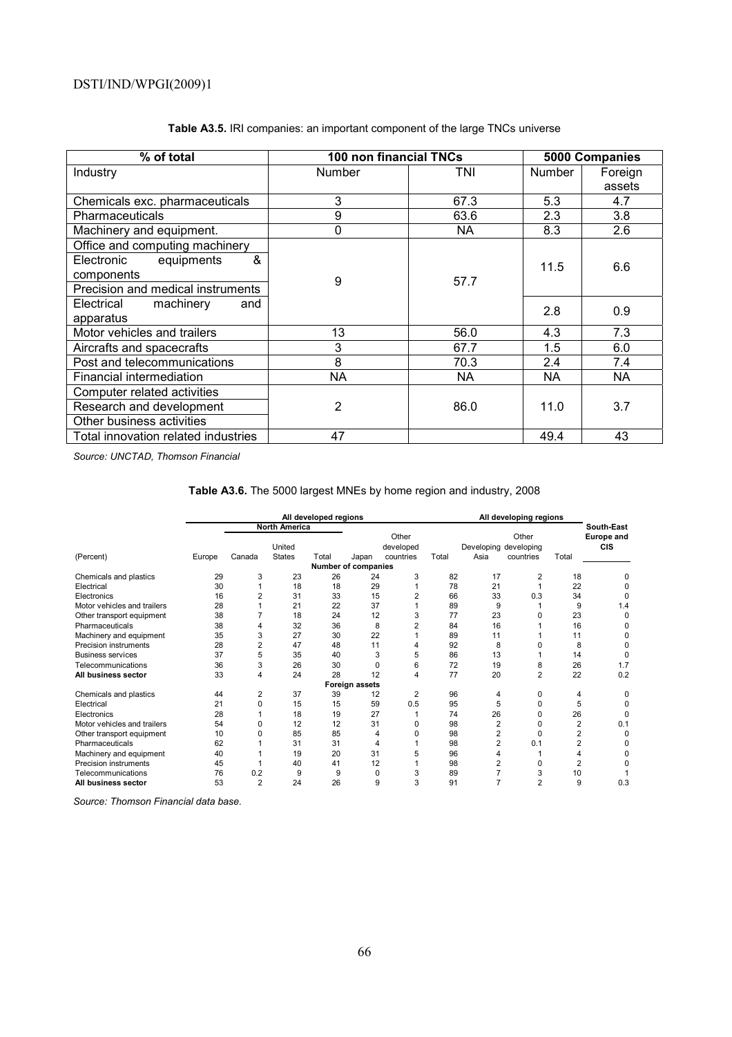**Table A3.5.** IRI companies: an important component of the large TNCs universe

| % of total | 100 non financial TNCs | | 5000 Companies | |
|---|---|---|---|---|
| Industry | Number | TNI | Number | Foreign assets |
| Chemicals exc. pharmaceuticals | 3 | 67.3 | 5.3 | 4.7 |
| Pharmaceuticals | 9 | 63.6 | 2.3 | 3.8 |
| Machinery and equipment. | 0 | NA | 8.3 | 2.6 |
| Office and computing machinery<br>Electronic equipments & components<br>Precision and medical instruments | 9 | 57.7 | 11.5 | 6.6 |
| Electrical machinery and apparatus | | | 2.8 | 0.9 |
| Motor vehicles and trailers | 13 | 56.0 | 4.3 | 7.3 |
| Aircrafts and spacecrafts | 3 | 67.7 | 1.5 | 6.0 |
| Post and telecommunications | 8 | 70.3 | 2.4 | 7.4 |
| Financial intermediation | NA | NA | NA | NA |
| Computer related activities<br>Research and development<br>Other business activities | 2 | 86.0 | 11.0 | 3.7 |
| Total innovation related industries | 47 | | 49.4 | 43 |

*Source: UNCTAD, Thomson Financial*

**Table A3.6.** The 5000 largest MNEs by home region and industry, 2008

| | All developed regions | | | | | | | All developing regions | | | |
|---|---|---|---|---|---|---|---|---|---|---|---|
| | | North America | | | | | | | | | |
| (Percent) | Europe | Canada | United States | Total | Japan | Other developed countries | Total | Developing Asia | Other developing countries | Total | South-East Europe and CIS |
| **Number of companies** | | | | | | | | | | | |
| Chemicals and plastics | 29 | 3 | 23 | 26 | 24 | 3 | 82 | 17 | 2 | 18 | 0 |
| Electrical | 30 | 1 | 18 | 18 | 29 | 1 | 78 | 21 | 1 | 22 | 0 |
| Electronics | 16 | 2 | 31 | 33 | 15 | 2 | 66 | 33 | 0.3 | 34 | 0 |
| Motor vehicles and trailers | 28 | 1 | 21 | 22 | 37 | 1 | 89 | 9 | 1 | 9 | 1.4 |
| Other transport equipment | 38 | 7 | 18 | 24 | 12 | 3 | 77 | 23 | 0 | 23 | 0 |
| Pharmaceuticals | 38 | 4 | 32 | 36 | 8 | 2 | 84 | 16 | 1 | 16 | 0 |
| Machinery and equipment | 35 | 3 | 27 | 30 | 22 | 1 | 89 | 11 | 1 | 11 | 0 |
| Precision instruments | 28 | 2 | 47 | 48 | 11 | 4 | 92 | 8 | 0 | 8 | 0 |
| Business services | 37 | 5 | 35 | 40 | 3 | 5 | 86 | 13 | 1 | 14 | 0 |
| Telecommunications | 36 | 3 | 26 | 30 | 0 | 6 | 72 | 19 | 8 | 26 | 1.7 |
| **All business sector** | 33 | 4 | 24 | 28 | 12 | 4 | 77 | 20 | 2 | 22 | 0.2 |
| **Foreign assets** | | | | | | | | | | | |
| Chemicals and plastics | 44 | 2 | 37 | 39 | 12 | 2 | 96 | 4 | 0 | 4 | 0 |
| Electrical | 21 | 0 | 15 | 15 | 59 | 0.5 | 95 | 5 | 0 | 5 | 0 |
| Electronics | 28 | 1 | 18 | 19 | 27 | 1 | 74 | 26 | 0 | 26 | 0 |
| Motor vehicles and trailers | 54 | 0 | 12 | 12 | 31 | 0 | 98 | 2 | 0 | 2 | 0.1 |
| Other transport equipment | 10 | 0 | 85 | 85 | 4 | 0 | 98 | 2 | 0 | 2 | 0 |
| Pharmaceuticals | 62 | 1 | 31 | 31 | 4 | 1 | 98 | 2 | 0.1 | 2 | 0 |
| Machinery and equipment | 40 | 1 | 19 | 20 | 31 | 5 | 96 | 4 | 1 | 4 | 0 |
| Precision instruments | 45 | 1 | 40 | 41 | 12 | 1 | 98 | 2 | 0 | 2 | 0 |
| Telecommunications | 76 | 0.2 | 9 | 9 | 0 | 3 | 89 | 7 | 3 | 10 | 1 |
| **All business sector** | 53 | 2 | 24 | 26 | 9 | 3 | 91 | 7 | 2 | 9 | 0.3 |

*Source: Thomson Financial data base.*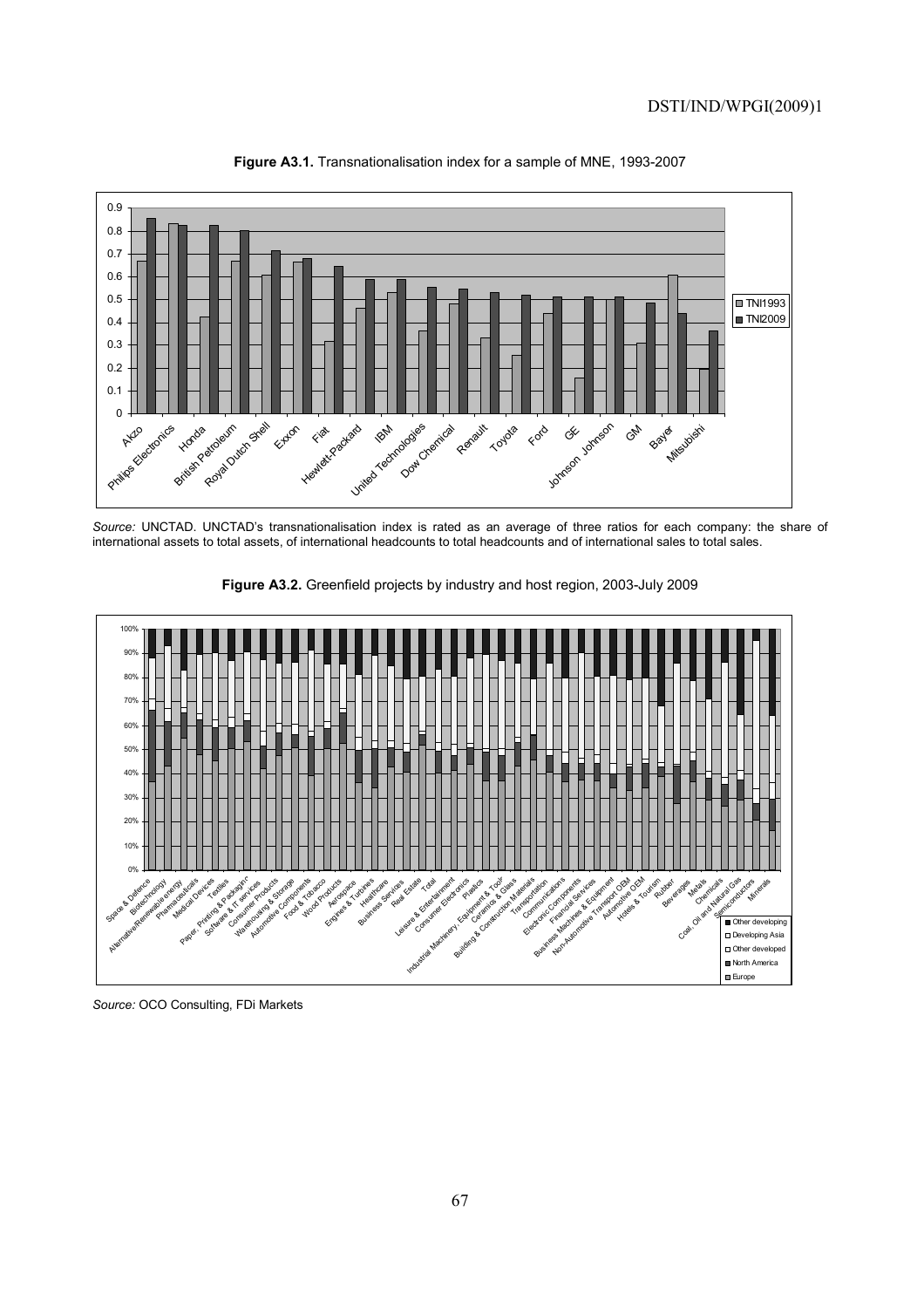**Figure A3.1.** Transnationalisation index for a sample of MNE, 1993-2007

*Source:* UNCTAD. UNCTAD's transnationalisation index is rated as an average of three ratios for each company: the share of international assets to total assets, of international headcounts to total headcounts and of international sales to total sales.

**Figure A3.2.** Greenfield projects by industry and host region, 2003-July 2009

*Source:* OCO Consulting, FDi Markets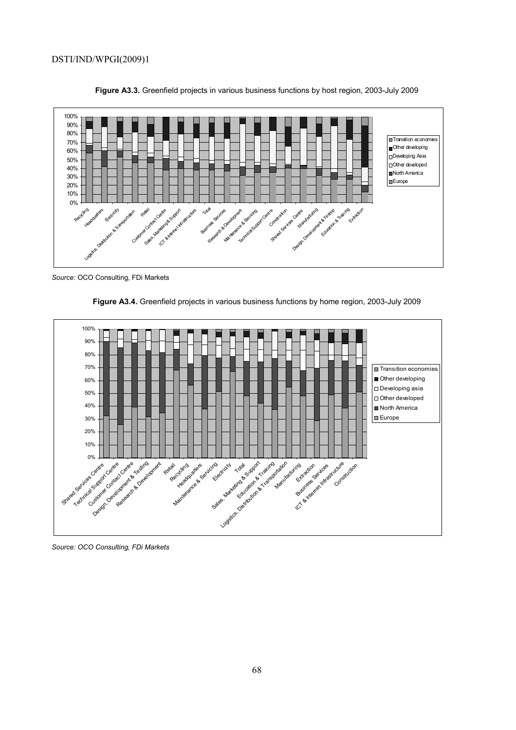**Figure A3.3.** Greenfield projects in various business functions by host region, 2003-July 2009

*Source:* OCO Consulting, FDi Markets

**Figure A3.4.** Greenfield projects in various business functions by home region, 2003-July 2009

*Source: OCO Consulting, FDi Markets*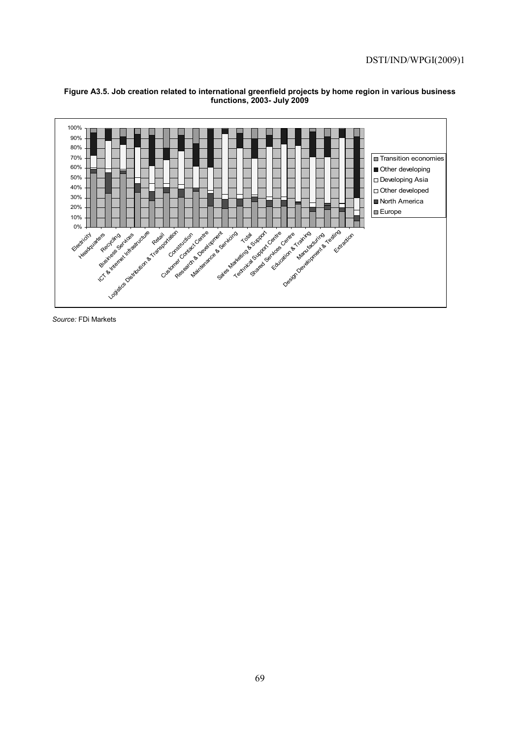**Figure A3.5. Job creation related to international greenfield projects by home region in various business functions, 2003- July 2009**

*Source:* FDi Markets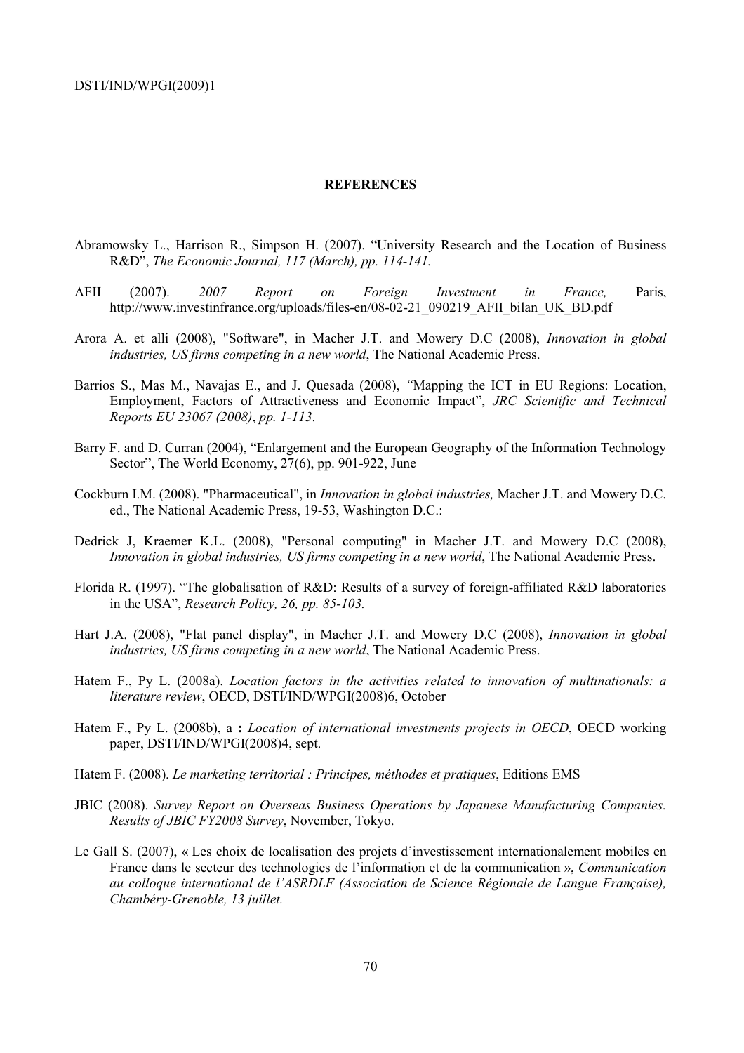## REFERENCES

Abramowsky L., Harrison R., Simpson H. (2007). "University Research and the Location of Business R&D", *The Economic Journal, 117 (March), pp. 114-141.*

AFII (2007). *2007 Report on Foreign Investment in France,* Paris, http://www.investinfrance.org/uploads/files-en/08-02-21_090219_AFII_bilan_UK_BD.pdf

Arora A. et alli (2008), "Software", in Macher J.T. and Mowery D.C (2008), *Innovation in global industries, US firms competing in a new world*, The National Academic Press.

Barrios S., Mas M., Navajas E., and J. Quesada (2008), *"*Mapping the ICT in EU Regions: Location, Employment, Factors of Attractiveness and Economic Impact", *JRC Scientific and Technical Reports EU 23067 (2008)*, *pp. 1-113*.

Barry F. and D. Curran (2004), "Enlargement and the European Geography of the Information Technology Sector", The World Economy, 27(6), pp. 901-922, June

Cockburn I.M. (2008). "Pharmaceutical", in *Innovation in global industries,* Macher J.T. and Mowery D.C. ed., The National Academic Press, 19-53, Washington D.C.:

Dedrick J, Kraemer K.L. (2008), "Personal computing" in Macher J.T. and Mowery D.C (2008), *Innovation in global industries, US firms competing in a new world*, The National Academic Press.

Florida R. (1997). "The globalisation of R&D: Results of a survey of foreign-affiliated R&D laboratories in the USA", *Research Policy, 26, pp. 85-103.*

Hart J.A. (2008), "Flat panel display", in Macher J.T. and Mowery D.C (2008), *Innovation in global industries, US firms competing in a new world*, The National Academic Press.

Hatem F., Py L. (2008a). *Location factors in the activities related to innovation of multinationals: a literature review*, OECD, DSTI/IND/WPGI(2008)6, October

Hatem F., Py L. (2008b), a **:** *Location of international investments projects in OECD*, OECD working paper, DSTI/IND/WPGI(2008)4, sept.

Hatem F. (2008). *Le marketing territorial : Principes, méthodes et pratiques*, Editions EMS

JBIC (2008). *Survey Report on Overseas Business Operations by Japanese Manufacturing Companies. Results of JBIC FY2008 Survey*, November, Tokyo.

Le Gall S. (2007), « Les choix de localisation des projets d'investissement internationalement mobiles en France dans le secteur des technologies de l'information et de la communication », *Communication au colloque international de l'ASRDLF (Association de Science Régionale de Langue Française), Chambéry-Grenoble, 13 juillet.*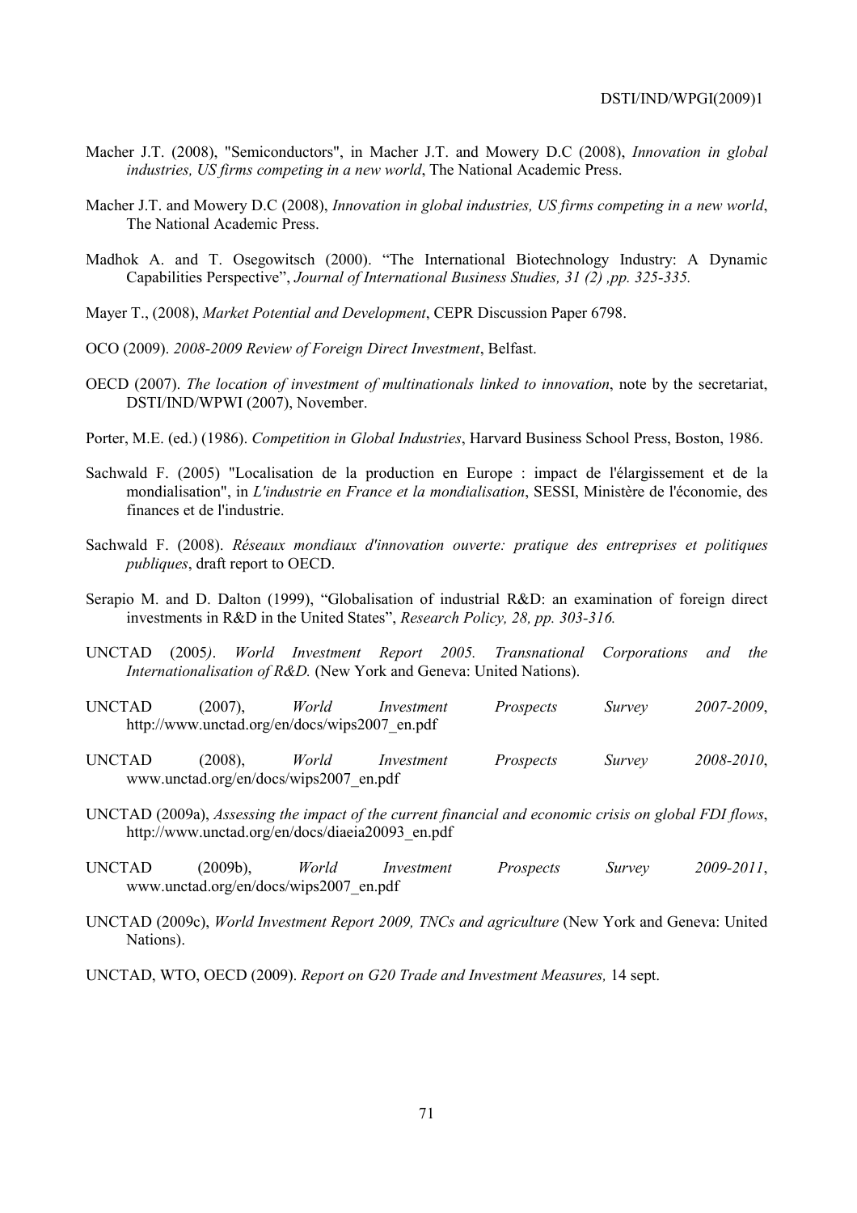Macher J.T. (2008), "Semiconductors", in Macher J.T. and Mowery D.C (2008), *Innovation in global industries, US firms competing in a new world*, The National Academic Press.

Macher J.T. and Mowery D.C (2008), *Innovation in global industries, US firms competing in a new world*, The National Academic Press.

Madhok A. and T. Osegowitsch (2000). "The International Biotechnology Industry: A Dynamic Capabilities Perspective", *Journal of International Business Studies, 31 (2) ,pp. 325-335.*

Mayer T., (2008), *Market Potential and Development*, CEPR Discussion Paper 6798.

OCO (2009). *2008-2009 Review of Foreign Direct Investment*, Belfast.

OECD (2007). *The location of investment of multinationals linked to innovation*, note by the secretariat, DSTI/IND/WPWI (2007), November.

Porter, M.E. (ed.) (1986). *Competition in Global Industries*, Harvard Business School Press, Boston, 1986.

Sachwald F. (2005) "Localisation de la production en Europe : impact de l'élargissement et de la mondialisation", in *L'industrie en France et la mondialisation*, SESSI, Ministère de l'économie, des finances et de l'industrie.

Sachwald F. (2008). *Réseaux mondiaux d'innovation ouverte: pratique des entreprises et politiques publiques*, draft report to OECD.

Serapio M. and D. Dalton (1999), "Globalisation of industrial R&D: an examination of foreign direct investments in R&D in the United States", *Research Policy, 28, pp. 303-316.*

UNCTAD (2005*)*. *World Investment Report 2005. Transnational Corporations and the Internationalisation of R&D.* (New York and Geneva: United Nations).

UNCTAD (2007), *World Investment Prospects Survey 2007-2009*, http://www.unctad.org/en/docs/wips2007_en.pdf

UNCTAD (2008), *World Investment Prospects Survey 2008-2010*, www.unctad.org/en/docs/wips2007_en.pdf

UNCTAD (2009a), *Assessing the impact of the current financial and economic crisis on global FDI flows*, http://www.unctad.org/en/docs/diaeia20093_en.pdf

UNCTAD (2009b), *World Investment Prospects Survey 2009-2011*, www.unctad.org/en/docs/wips2007_en.pdf

UNCTAD (2009c), *World Investment Report 2009, TNCs and agriculture* (New York and Geneva: United Nations).

UNCTAD, WTO, OECD (2009). *Report on G20 Trade and Investment Measures,* 14 sept.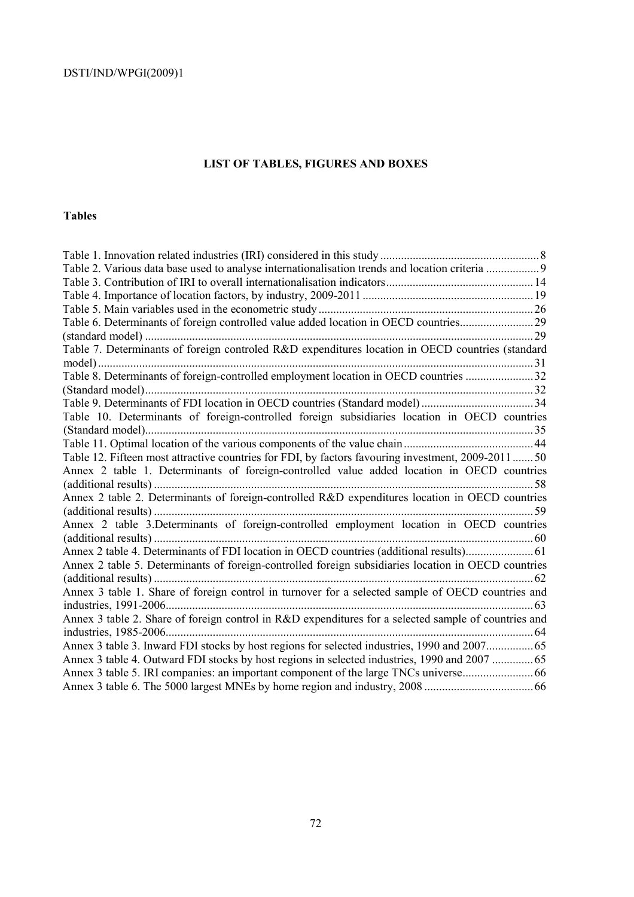## LIST OF TABLES, FIGURES AND BOXES

### Tables

Table 1. Innovation related industries (IRI) considered in this study .......................................................8
Table 2. Various data base used to analyse internationalisation trends and location criteria ..................9
Table 3. Contribution of IRI to overall internationalisation indicators..................................................14
Table 4. Importance of location factors, by industry, 2009-2011 ..........................................................19
Table 5. Main variables used in the econometric study .........................................................................26
Table 6. Determinants of foreign controlled value added location in OECD countries.........................29
(standard model) ....................................................................................................................................29
Table 7. Determinants of foreign controled R&D expenditures location in OECD countries (standard model) ....................................................................................................................................................31
Table 8. Determinants of foreign-controlled employment location in OECD countries .......................32
(Standard model)....................................................................................................................................32
Table 9. Determinants of FDI location in OECD countries (Standard model) ......................................34
Table 10. Determinants of foreign-controlled foreign subsidiaries location in OECD countries (Standard model)....................................................................................................................................35
Table 11. Optimal location of the various components of the value chain ............................................44
Table 12. Fifteen most attractive countries for FDI, by factors favouring investment, 2009-2011 .......50
Annex 2 table 1. Determinants of foreign-controlled value added location in OECD countries (additional results) ................................................................................................................................58
Annex 2 table 2. Determinants of foreign-controlled R&D expenditures location in OECD countries (additional results) ................................................................................................................................59
Annex 2 table 3.Determinants of foreign-controlled employment location in OECD countries (additional results) ................................................................................................................................60
Annex 2 table 4. Determinants of FDI location in OECD countries (additional results).......................61
Annex 2 table 5. Determinants of foreign-controlled foreign subsidiaries location in OECD countries (additional results) ................................................................................................................................62
Annex 3 table 1. Share of foreign control in turnover for a selected sample of OECD countries and industries, 1991-2006............................................................................................................................63
Annex 3 table 2. Share of foreign control in R&D expenditures for a selected sample of countries and industries, 1985-2006............................................................................................................................64
Annex 3 table 3. Inward FDI stocks by host regions for selected industries, 1990 and 2007................65
Annex 3 table 4. Outward FDI stocks by host regions in selected industries, 1990 and 2007 ..............65
Annex 3 table 5. IRI companies: an important component of the large TNCs universe........................66
Annex 3 table 6. The 5000 largest MNEs by home region and industry, 2008 .....................................66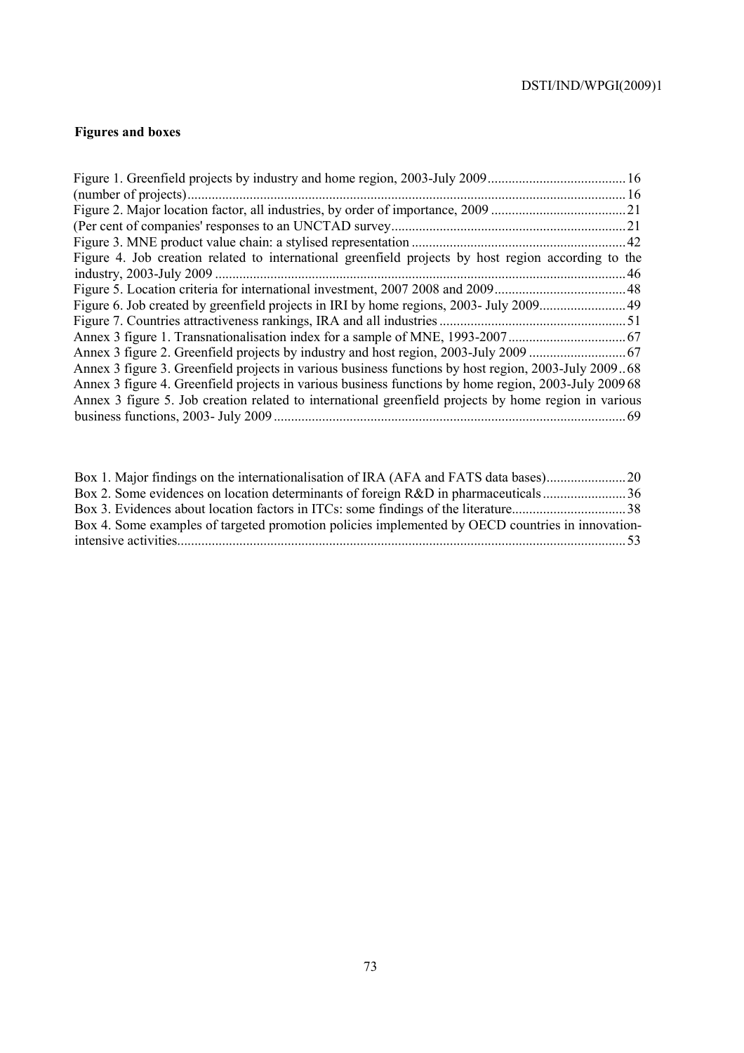**Figures and boxes**

Figure 1. Greenfield projects by industry and home region, 2003-July 2009 ........................................ 16
(number of projects) ............................................................................................................................. 16
Figure 2. Major location factor, all industries, by order of importance, 2009 ....................................... 21
(Per cent of companies' responses to an UNCTAD survey ................................................................... 21
Figure 3. MNE product value chain: a stylised representation ............................................................. 42
Figure 4. Job creation related to international greenfield projects by host region according to the industry, 2003-July 2009 ..................................................................................................................... 46
Figure 5. Location criteria for international investment, 2007 2008 and 2009 ...................................... 48
Figure 6. Job created by greenfield projects in IRI by home regions, 2003- July 2009 ......................... 49
Figure 7. Countries attractiveness rankings, IRA and all industries ...................................................... 51
Annex 3 figure 1. Transnationalisation index for a sample of MNE, 1993-2007 .................................. 67
Annex 3 figure 2. Greenfield projects by industry and host region, 2003-July 2009 ............................ 67
Annex 3 figure 3. Greenfield projects in various business functions by host region, 2003-July 2009 .. 68
Annex 3 figure 4. Greenfield projects in various business functions by home region, 2003-July 2009 68
Annex 3 figure 5. Job creation related to international greenfield projects by home region in various business functions, 2003- July 2009 ...................................................................................................... 69

Box 1. Major findings on the internationalisation of IRA (AFA and FATS data bases) ....................... 20
Box 2. Some evidences on location determinants of foreign R&D in pharmaceuticals ........................ 36
Box 3. Evidences about location factors in ITCs: some findings of the literature ................................ 38
Box 4. Some examples of targeted promotion policies implemented by OECD countries in innovation-intensive activities ................................................................................................................................ 53